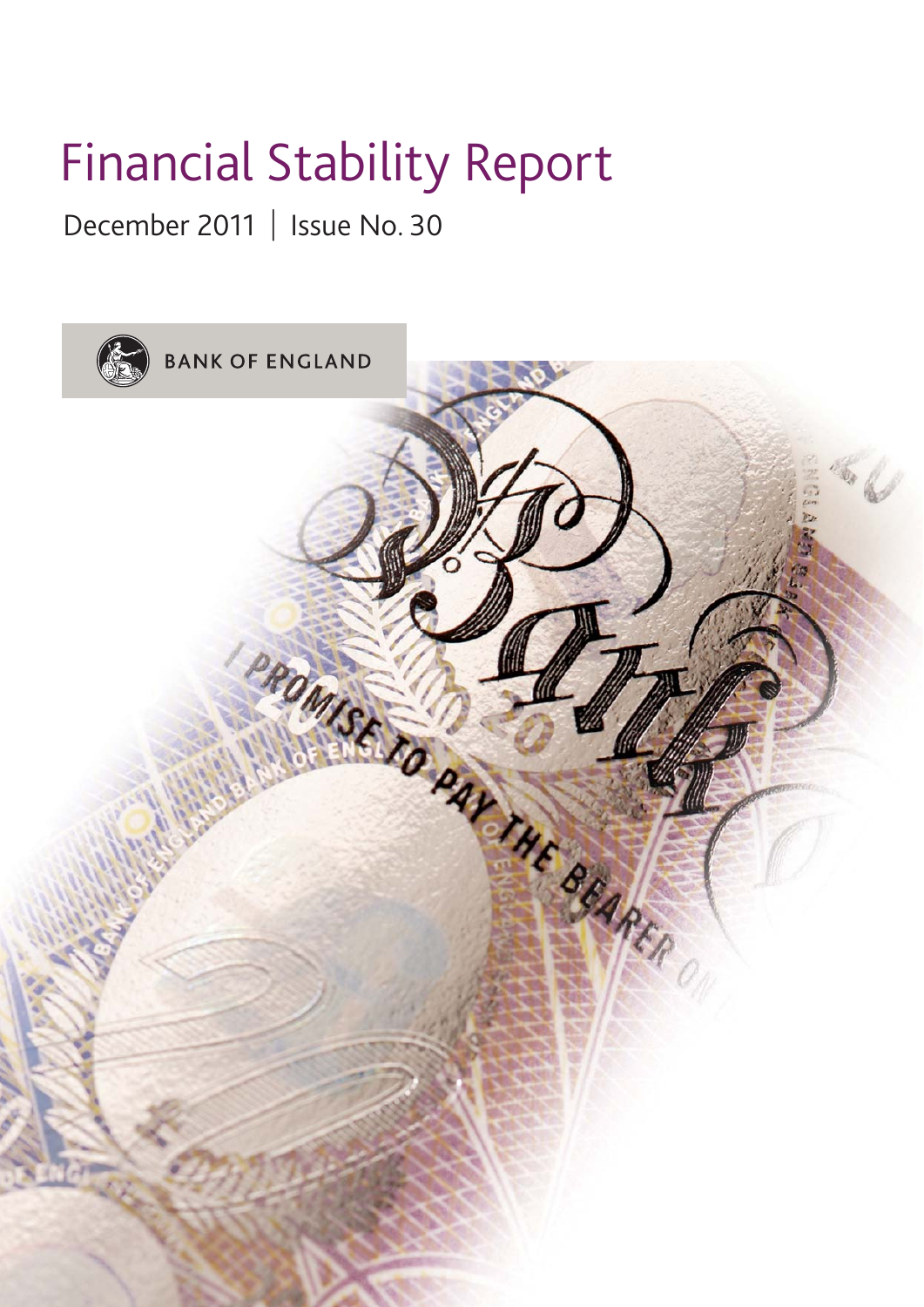# Financial Stability Report

December 2011 | Issue No. 30

BANK OF ENGLAND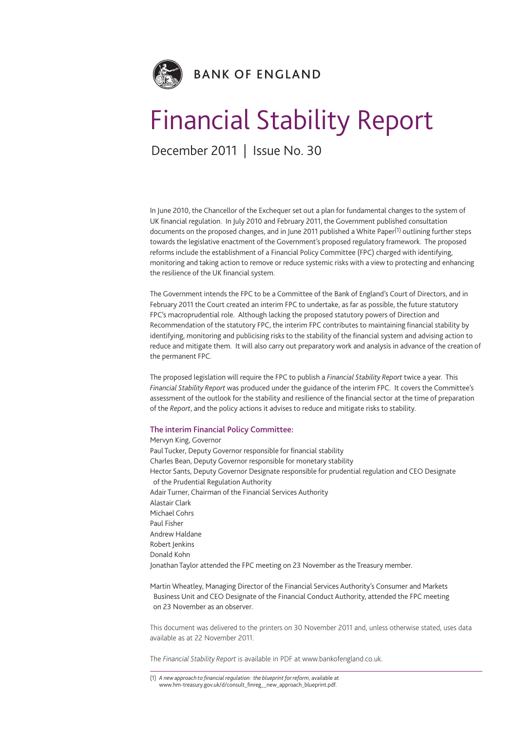BANK OF ENGLAND

# Financial Stability Report

December 2011 | Issue No. 30

In June 2010, the Chancellor of the Exchequer set out a plan for fundamental changes to the system of UK financial regulation. In July 2010 and February 2011, the Government published consultation documents on the proposed changes, and in June 2011 published a White Paper[1] outlining further steps towards the legislative enactment of the Government's proposed regulatory framework. The proposed reforms include the establishment of a Financial Policy Committee (FPC) charged with identifying, monitoring and taking action to remove or reduce systemic risks with a view to protecting and enhancing the resilience of the UK financial system.

The Government intends the FPC to be a Committee of the Bank of England's Court of Directors, and in February 2011 the Court created an interim FPC to undertake, as far as possible, the future statutory FPC's macroprudential role. Although lacking the proposed statutory powers of Direction and Recommendation of the statutory FPC, the interim FPC contributes to maintaining financial stability by identifying, monitoring and publicising risks to the stability of the financial system and advising action to reduce and mitigate them. It will also carry out preparatory work and analysis in advance of the creation of the permanent FPC.

The proposed legislation will require the FPC to publish a *Financial Stability Report* twice a year. This *Financial Stability Report* was produced under the guidance of the interim FPC. It covers the Committee's assessment of the outlook for the stability and resilience of the financial sector at the time of preparation of the *Report*, and the policy actions it advises to reduce and mitigate risks to stability.

### The interim Financial Policy Committee:

Mervyn King, Governor
Paul Tucker, Deputy Governor responsible for financial stability
Charles Bean, Deputy Governor responsible for monetary stability
Hector Sants, Deputy Governor Designate responsible for prudential regulation and CEO Designate of the Prudential Regulation Authority
Adair Turner, Chairman of the Financial Services Authority
Alastair Clark
Michael Cohrs
Paul Fisher
Andrew Haldane
Robert Jenkins
Donald Kohn
Jonathan Taylor attended the FPC meeting on 23 November as the Treasury member.

Martin Wheatley, Managing Director of the Financial Services Authority's Consumer and Markets Business Unit and CEO Designate of the Financial Conduct Authority, attended the FPC meeting on 23 November as an observer.

This document was delivered to the printers on 30 November 2011 and, unless otherwise stated, uses data available as at 22 November 2011.

The *Financial Stability Report* is available in PDF at www.bankofengland.co.uk.

(1) *A new approach to financial regulation: the blueprint for reform*, available at www.hm-treasury.gov.uk/d/consult_finreg__new_approach_blueprint.pdf.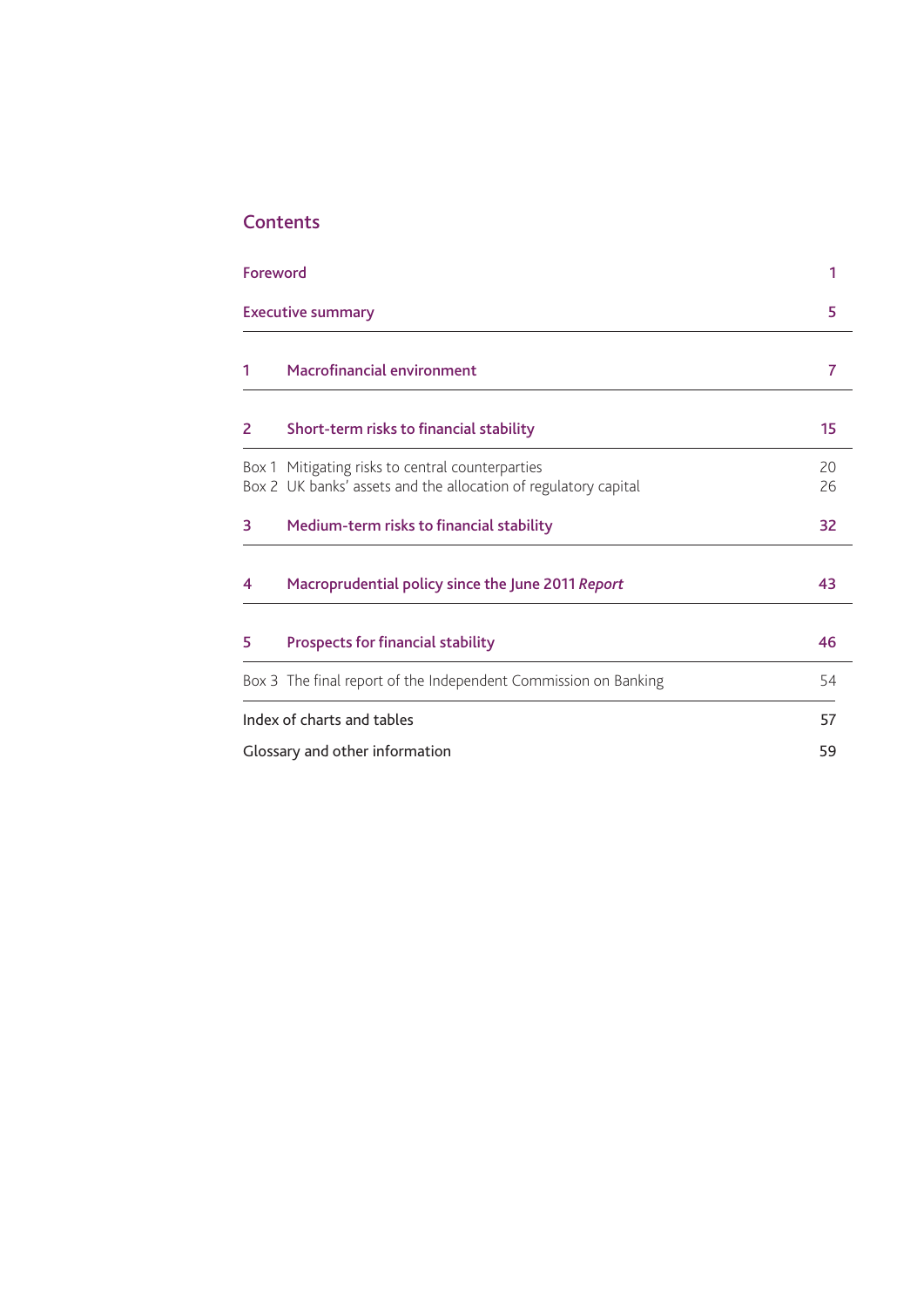## Contents

| | | |
|---|---|---|
| **Foreword** | | **1** |
| **Executive summary** | | **5** |
| **1** | **Macrofinancial environment** | **7** |
| **2** | **Short-term risks to financial stability** | **15** |
| Box 1 | Mitigating risks to central counterparties | 20 |
| Box 2 | UK banks' assets and the allocation of regulatory capital | 26 |
| **3** | **Medium-term risks to financial stability** | **32** |
| **4** | **Macroprudential policy since the June 2011 *Report*** | **43** |
| **5** | **Prospects for financial stability** | **46** |
| Box 3 | The final report of the Independent Commission on Banking | 54 |
| Index of charts and tables | | 57 |
| Glossary and other information | | 59 |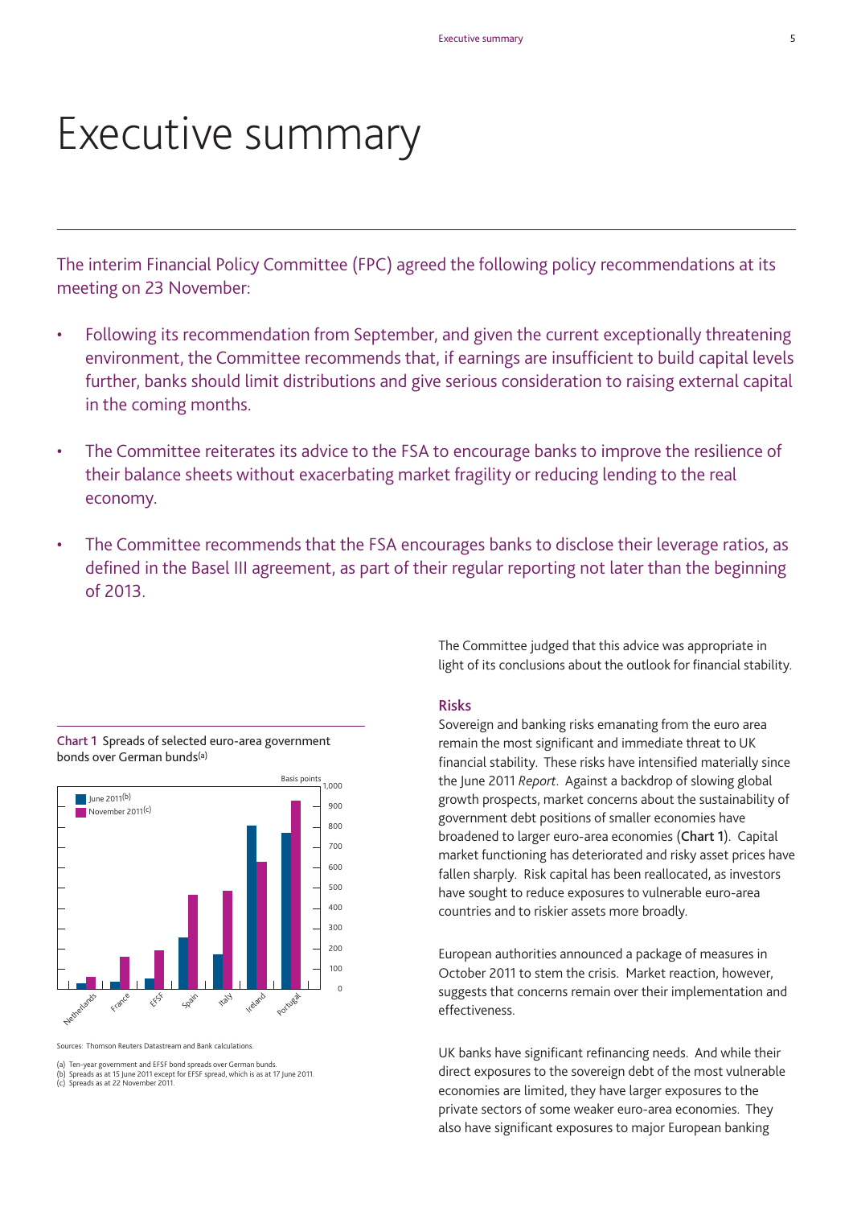# Executive summary

The interim Financial Policy Committee (FPC) agreed the following policy recommendations at its meeting on 23 November:

- Following its recommendation from September, and given the current exceptionally threatening environment, the Committee recommends that, if earnings are insufficient to build capital levels further, banks should limit distributions and give serious consideration to raising external capital in the coming months.
- The Committee reiterates its advice to the FSA to encourage banks to improve the resilience of their balance sheets without exacerbating market fragility or reducing lending to the real economy.
- The Committee recommends that the FSA encourages banks to disclose their leverage ratios, as defined in the Basel III agreement, as part of their regular reporting not later than the beginning of 2013.

The Committee judged that this advice was appropriate in light of its conclusions about the outlook for financial stability.

**Chart 1** Spreads of selected euro-area government bonds over German bunds[(a)]

Basis points

June 2011[(b)]
November 2011[(c)]

Netherlands, France, EFSF, Spain, Italy, Ireland, Portugal

Sources: Thomson Reuters Datastream and Bank calculations.

(a) Ten-year government and EFSF bond spreads over German bunds.
(b) Spreads as at 15 June 2011 except for EFSF spread, which is as at 17 June 2011.
(c) Spreads as at 22 November 2011.

### Risks

Sovereign and banking risks emanating from the euro area remain the most significant and immediate threat to UK financial stability. These risks have intensified materially since the June 2011 *Report*. Against a backdrop of slowing global growth prospects, market concerns about the sustainability of government debt positions of smaller economies have broadened to larger euro-area economies (**Chart 1**). Capital market functioning has deteriorated and risky asset prices have fallen sharply. Risk capital has been reallocated, as investors have sought to reduce exposures to vulnerable euro-area countries and to riskier assets more broadly.

European authorities announced a package of measures in October 2011 to stem the crisis. Market reaction, however, suggests that concerns remain over their implementation and effectiveness.

UK banks have significant refinancing needs. And while their direct exposures to the sovereign debt of the most vulnerable economies are limited, they have larger exposures to the private sectors of some weaker euro-area economies. They also have significant exposures to major European banking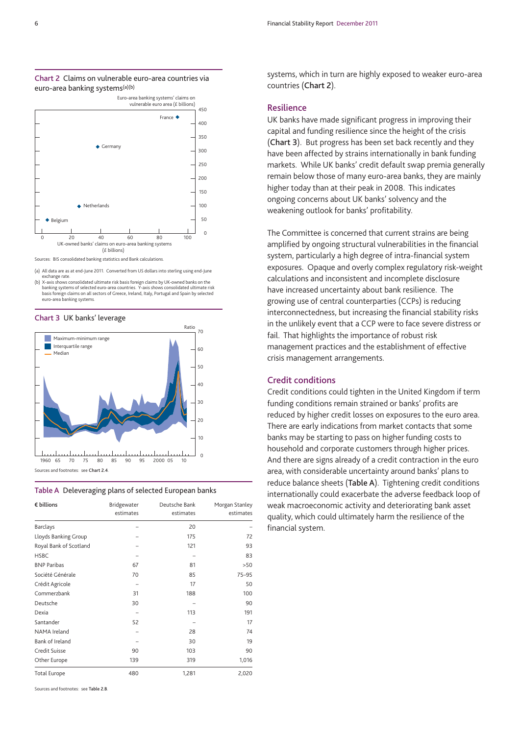**Chart 2** Claims on vulnerable euro-area countries via euro-area banking systems(a)(b)

Sources: BIS consolidated banking statistics and Bank calculations.

(a) All data are as at end-June 2011. Converted from US dollars into sterling using end-June exchange rate.
(b) X-axis shows consolidated ultimate risk basis foreign claims by UK-owned banks on the banking systems of selected euro-area countries. Y-axis shows consolidated ultimate risk basis foreign claims on all sectors of Greece, Ireland, Italy, Portugal and Spain by selected euro-area banking systems.

**Chart 3** UK banks' leverage

Sources and footnotes: see **Chart 2.4**.

**Table A** Deleveraging plans of selected European banks

| € billions | Bridgewater estimates | Deutsche Bank estimates | Morgan Stanley estimates |
|---|---|---|---|
| Barclays | – | 20 | – |
| Lloyds Banking Group | – | 175 | 72 |
| Royal Bank of Scotland | – | 121 | 93 |
| HSBC | – | – | 83 |
| BNP Paribas | 67 | 81 | >50 |
| Société Générale | 70 | 85 | 75–95 |
| Crédit Agricole | – | 17 | 50 |
| Commerzbank | 31 | 188 | 100 |
| Deutsche | 30 | – | 90 |
| Dexia | – | 113 | 191 |
| Santander | 52 | – | 17 |
| NAMA Ireland | – | 28 | 74 |
| Bank of Ireland | – | 30 | 19 |
| Credit Suisse | 90 | 103 | 90 |
| Other Europe | 139 | 319 | 1,016 |
| Total Europe | 480 | 1,281 | 2,020 |

Sources and footnotes: see **Table 2.B**.

systems, which in turn are highly exposed to weaker euro-area countries (**Chart 2**).

## Resilience

UK banks have made significant progress in improving their capital and funding resilience since the height of the crisis (**Chart 3**). But progress has been set back recently and they have been affected by strains internationally in bank funding markets. While UK banks' credit default swap premia generally remain below those of many euro-area banks, they are mainly higher today than at their peak in 2008. This indicates ongoing concerns about UK banks' solvency and the weakening outlook for banks' profitability.

The Committee is concerned that current strains are being amplified by ongoing structural vulnerabilities in the financial system, particularly a high degree of intra-financial system exposures. Opaque and overly complex regulatory risk-weight calculations and inconsistent and incomplete disclosure have increased uncertainty about bank resilience. The growing use of central counterparties (CCPs) is reducing interconnectedness, but increasing the financial stability risks in the unlikely event that a CCP were to face severe distress or fail. That highlights the importance of robust risk management practices and the establishment of effective crisis management arrangements.

## Credit conditions

Credit conditions could tighten in the United Kingdom if term funding conditions remain strained or banks' profits are reduced by higher credit losses on exposures to the euro area. There are early indications from market contacts that some banks may be starting to pass on higher funding costs to household and corporate customers through higher prices. And there are signs already of a credit contraction in the euro area, with considerable uncertainty around banks' plans to reduce balance sheets (**Table A**). Tightening credit conditions internationally could exacerbate the adverse feedback loop of weak macroeconomic activity and deteriorating bank asset quality, which could ultimately harm the resilience of the financial system.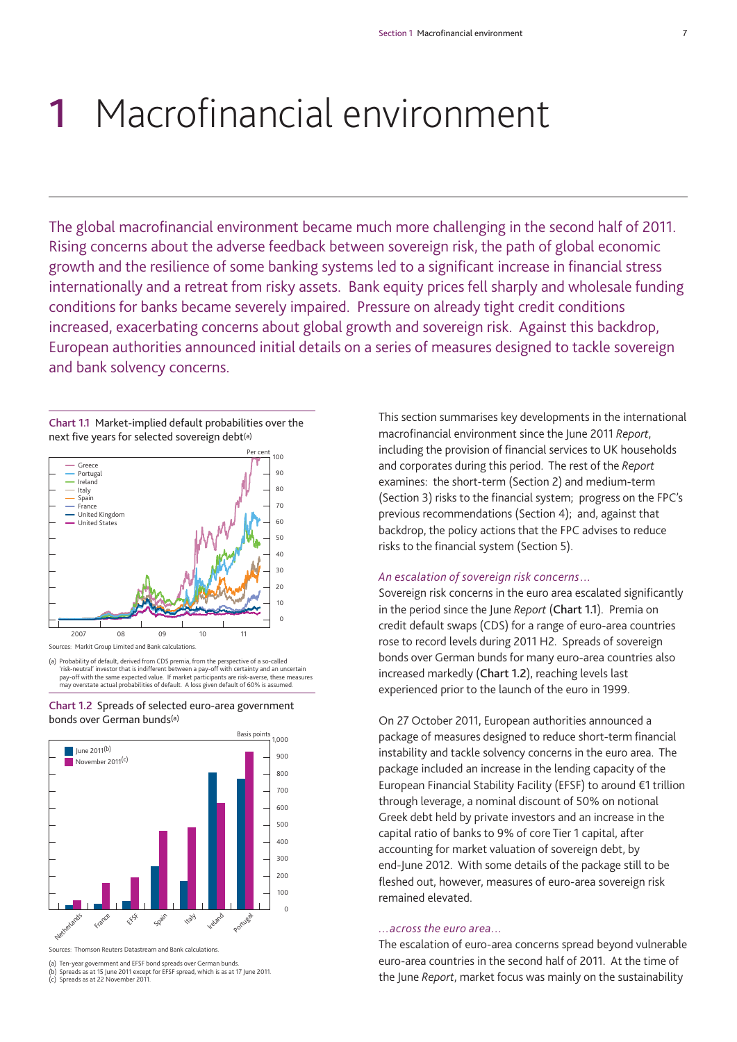# 1 Macrofinancial environment

The global macrofinancial environment became much more challenging in the second half of 2011. Rising concerns about the adverse feedback between sovereign risk, the path of global economic growth and the resilience of some banking systems led to a significant increase in financial stress internationally and a retreat from risky assets. Bank equity prices fell sharply and wholesale funding conditions for banks became severely impaired. Pressure on already tight credit conditions increased, exacerbating concerns about global growth and sovereign risk. Against this backdrop, European authorities announced initial details on a series of measures designed to tackle sovereign and bank solvency concerns.

**Chart 1.1** Market-implied default probabilities over the next five years for selected sovereign debt(a)

Sources: Markit Group Limited and Bank calculations.

(a) Probability of default, derived from CDS premia, from the perspective of a so-called 'risk-neutral' investor that is indifferent between a pay-off with certainty and an uncertain pay-off with the same expected value. If market participants are risk-averse, these measures may overstate actual probabilities of default. A loss given default of 60% is assumed.

**Chart 1.2** Spreads of selected euro-area government bonds over German bunds(a)

Sources: Thomson Reuters Datastream and Bank calculations.

(a) Ten-year government and EFSF bond spreads over German bunds.
(b) Spreads as at 15 June 2011 except for EFSF spread, which is as at 17 June 2011.
(c) Spreads as at 22 November 2011.

This section summarises key developments in the international macrofinancial environment since the June 2011 *Report*, including the provision of financial services to UK households and corporates during this period. The rest of the *Report* examines: the short-term (Section 2) and medium-term (Section 3) risks to the financial system; progress on the FPC's previous recommendations (Section 4); and, against that backdrop, the policy actions that the FPC advises to reduce risks to the financial system (Section 5).

*An escalation of sovereign risk concerns…*

Sovereign risk concerns in the euro area escalated significantly in the period since the June *Report* (**Chart 1.1**). Premia on credit default swaps (CDS) for a range of euro-area countries rose to record levels during 2011 H2. Spreads of sovereign bonds over German bunds for many euro-area countries also increased markedly (**Chart 1.2**), reaching levels last experienced prior to the launch of the euro in 1999.

On 27 October 2011, European authorities announced a package of measures designed to reduce short-term financial instability and tackle solvency concerns in the euro area. The package included an increase in the lending capacity of the European Financial Stability Facility (EFSF) to around €1 trillion through leverage, a nominal discount of 50% on notional Greek debt held by private investors and an increase in the capital ratio of banks to 9% of core Tier 1 capital, after accounting for market valuation of sovereign debt, by end-June 2012. With some details of the package still to be fleshed out, however, measures of euro-area sovereign risk remained elevated.

*…across the euro area…*

The escalation of euro-area concerns spread beyond vulnerable euro-area countries in the second half of 2011. At the time of the June *Report*, market focus was mainly on the sustainability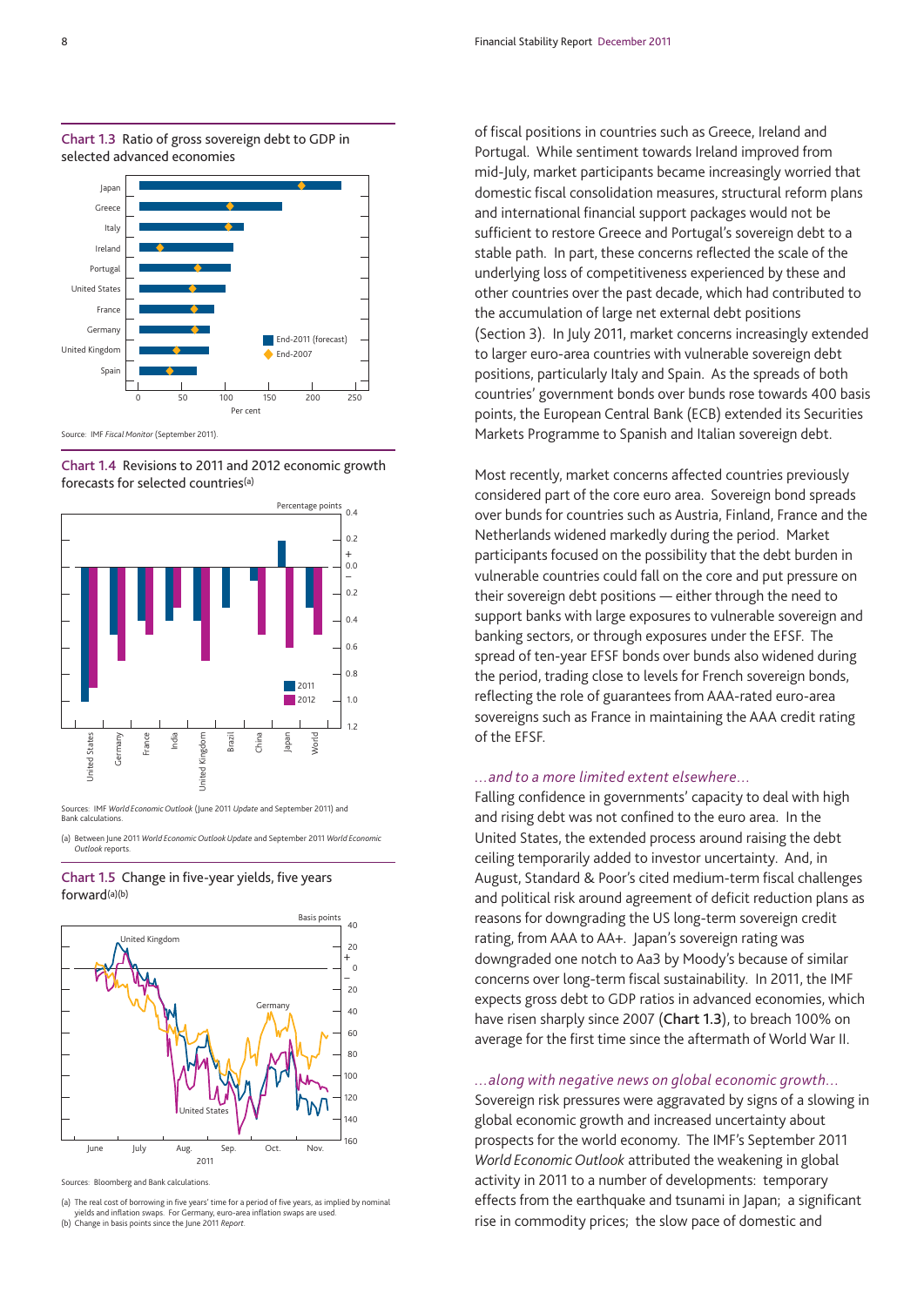**Chart 1.3** Ratio of gross sovereign debt to GDP in selected advanced economies

Source: IMF *Fiscal Monitor* (September 2011).

**Chart 1.4** Revisions to 2011 and 2012 economic growth forecasts for selected countries(a)

Sources: IMF *World Economic Outlook* (June 2011 *Update* and September 2011) and Bank calculations.

(a) Between June 2011 *World Economic Outlook Update* and September 2011 *World Economic Outlook* reports.

**Chart 1.5** Change in five-year yields, five years forward(a)(b)

Sources: Bloomberg and Bank calculations.

(a) The real cost of borrowing in five years' time for a period of five years, as implied by nominal yields and inflation swaps. For Germany, euro-area inflation swaps are used.
(b) Change in basis points since the June 2011 *Report*.

of fiscal positions in countries such as Greece, Ireland and Portugal. While sentiment towards Ireland improved from mid-July, market participants became increasingly worried that domestic fiscal consolidation measures, structural reform plans and international financial support packages would not be sufficient to restore Greece and Portugal's sovereign debt to a stable path. In part, these concerns reflected the scale of the underlying loss of competitiveness experienced by these and other countries over the past decade, which had contributed to the accumulation of large net external debt positions (Section 3). In July 2011, market concerns increasingly extended to larger euro-area countries with vulnerable sovereign debt positions, particularly Italy and Spain. As the spreads of both countries' government bonds over bunds rose towards 400 basis points, the European Central Bank (ECB) extended its Securities Markets Programme to Spanish and Italian sovereign debt.

Most recently, market concerns affected countries previously considered part of the core euro area. Sovereign bond spreads over bunds for countries such as Austria, Finland, France and the Netherlands widened markedly during the period. Market participants focused on the possibility that the debt burden in vulnerable countries could fall on the core and put pressure on their sovereign debt positions — either through the need to support banks with large exposures to vulnerable sovereign and banking sectors, or through exposures under the EFSF. The spread of ten-year EFSF bonds over bunds also widened during the period, trading close to levels for French sovereign bonds, reflecting the role of guarantees from AAA-rated euro-area sovereigns such as France in maintaining the AAA credit rating of the EFSF.

### *...and to a more limited extent elsewhere...*

Falling confidence in governments' capacity to deal with high and rising debt was not confined to the euro area. In the United States, the extended process around raising the debt ceiling temporarily added to investor uncertainty. And, in August, Standard & Poor's cited medium-term fiscal challenges and political risk around agreement of deficit reduction plans as reasons for downgrading the US long-term sovereign credit rating, from AAA to AA+. Japan's sovereign rating was downgraded one notch to Aa3 by Moody's because of similar concerns over long-term fiscal sustainability. In 2011, the IMF expects gross debt to GDP ratios in advanced economies, which have risen sharply since 2007 (**Chart 1.3**), to breach 100% on average for the first time since the aftermath of World War II.

### *...along with negative news on global economic growth...*

Sovereign risk pressures were aggravated by signs of a slowing in global economic growth and increased uncertainty about prospects for the world economy. The IMF's September 2011 *World Economic Outlook* attributed the weakening in global activity in 2011 to a number of developments: temporary effects from the earthquake and tsunami in Japan; a significant rise in commodity prices; the slow pace of domestic and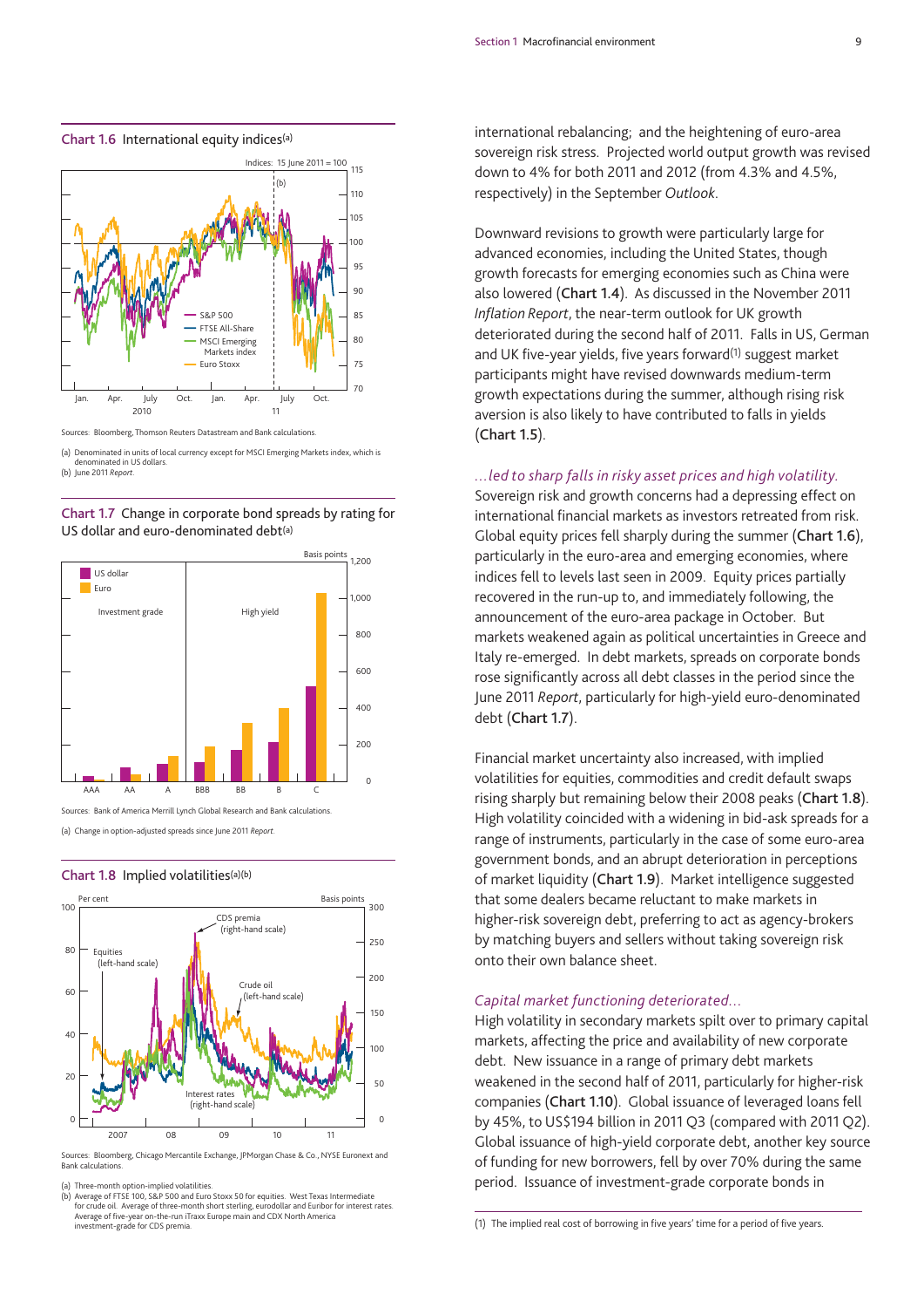**Chart 1.6** International equity indices[(a)]

Sources: Bloomberg, Thomson Reuters Datastream and Bank calculations.

(a) Denominated in units of local currency except for MSCI Emerging Markets index, which is denominated in US dollars.
(b) June 2011 *Report*.

**Chart 1.7** Change in corporate bond spreads by rating for US dollar and euro-denominated debt[(a)]

Sources: Bank of America Merrill Lynch Global Research and Bank calculations.

(a) Change in option-adjusted spreads since June 2011 *Report*.

**Chart 1.8** Implied volatilities[(a)(b)]

Sources: Bloomberg, Chicago Mercantile Exchange, JPMorgan Chase & Co., NYSE Euronext and Bank calculations.

(a) Three-month option-implied volatilities.
(b) Average of FTSE 100, S&P 500 and Euro Stoxx 50 for equities. West Texas Intermediate for crude oil. Average of three-month short sterling, eurodollar and Euribor for interest rates. Average of five-year on-the-run iTraxx Europe main and CDX North America investment-grade for CDS premia.

international rebalancing; and the heightening of euro-area sovereign risk stress. Projected world output growth was revised down to 4% for both 2011 and 2012 (from 4.3% and 4.5%, respectively) in the September *Outlook*.

Downward revisions to growth were particularly large for advanced economies, including the United States, though growth forecasts for emerging economies such as China were also lowered (**Chart 1.4**). As discussed in the November 2011 *Inflation Report*, the near-term outlook for UK growth deteriorated during the second half of 2011. Falls in US, German and UK five-year yields, five years forward[(1)] suggest market participants might have revised downwards medium-term growth expectations during the summer, although rising risk aversion is also likely to have contributed to falls in yields (**Chart 1.5**).

*...led to sharp falls in risky asset prices and high volatility.*
Sovereign risk and growth concerns had a depressing effect on international financial markets as investors retreated from risk. Global equity prices fell sharply during the summer (**Chart 1.6**), particularly in the euro-area and emerging economies, where indices fell to levels last seen in 2009. Equity prices partially recovered in the run-up to, and immediately following, the announcement of the euro-area package in October. But markets weakened again as political uncertainties in Greece and Italy re-emerged. In debt markets, spreads on corporate bonds rose significantly across all debt classes in the period since the June 2011 *Report*, particularly for high-yield euro-denominated debt (**Chart 1.7**).

Financial market uncertainty also increased, with implied volatilities for equities, commodities and credit default swaps rising sharply but remaining below their 2008 peaks (**Chart 1.8**). High volatility coincided with a widening in bid-ask spreads for a range of instruments, particularly in the case of some euro-area government bonds, and an abrupt deterioration in perceptions of market liquidity (**Chart 1.9**). Market intelligence suggested that some dealers became reluctant to make markets in higher-risk sovereign debt, preferring to act as agency-brokers by matching buyers and sellers without taking sovereign risk onto their own balance sheet.

*Capital market functioning deteriorated...*
High volatility in secondary markets spilt over to primary capital markets, affecting the price and availability of new corporate debt. New issuance in a range of primary debt markets weakened in the second half of 2011, particularly for higher-risk companies (**Chart 1.10**). Global issuance of leveraged loans fell by 45%, to US$194 billion in 2011 Q3 (compared with 2011 Q2). Global issuance of high-yield corporate debt, another key source of funding for new borrowers, fell by over 70% during the same period. Issuance of investment-grade corporate bonds in

(1) The implied real cost of borrowing in five years' time for a period of five years.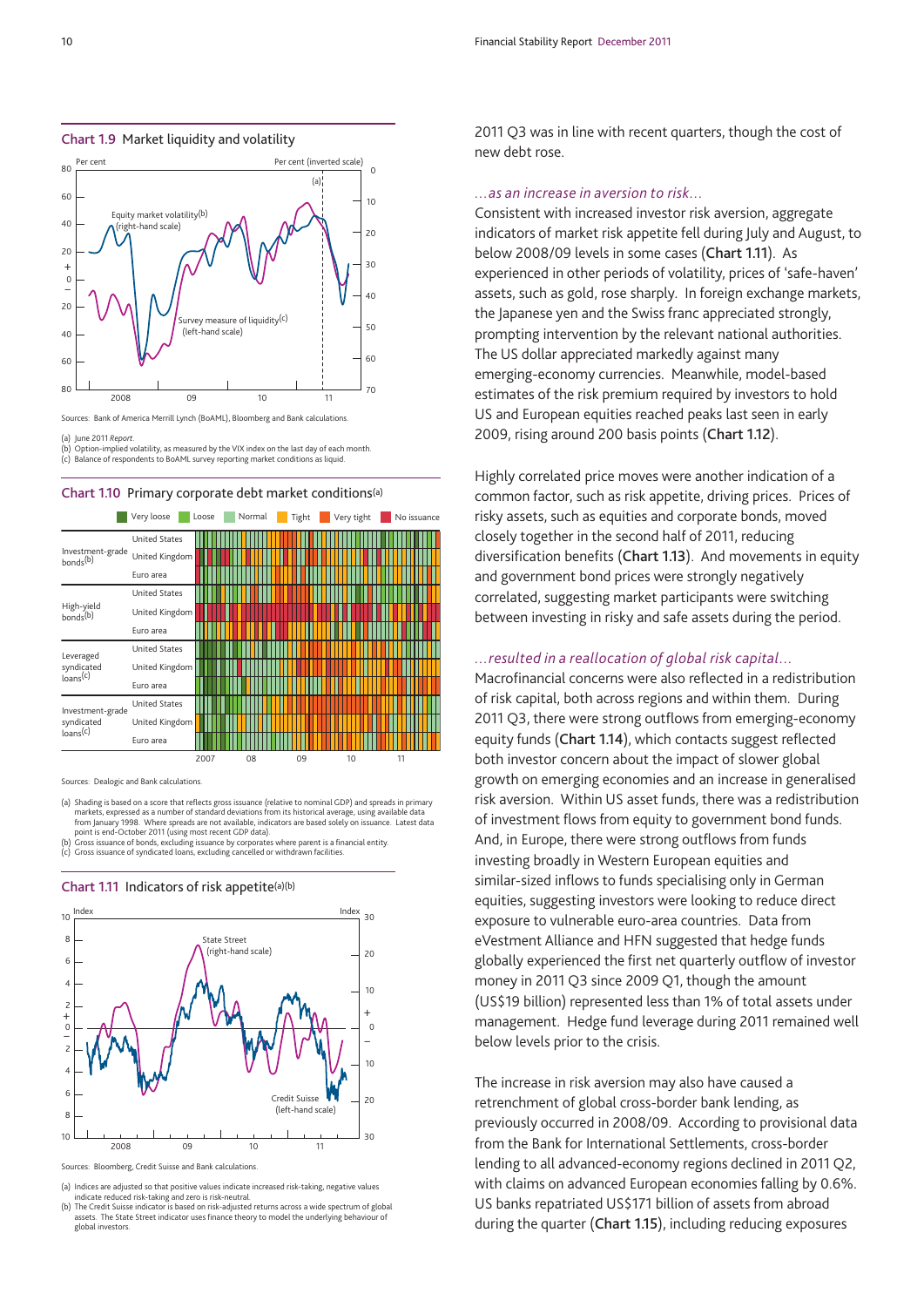### Chart 1.9 Market liquidity and volatility

Sources: Bank of America Merrill Lynch (BoAML), Bloomberg and Bank calculations.

(a) June 2011 *Report*.
(b) Option-implied volatility, as measured by the VIX index on the last day of each month.
(c) Balance of respondents to BoAML survey reporting market conditions as liquid.

### Chart 1.10 Primary corporate debt market conditions(a)

Sources: Dealogic and Bank calculations.

(a) Shading is based on a score that reflects gross issuance (relative to nominal GDP) and spreads in primary markets, expressed as a number of standard deviations from its historical average, using available data from January 1998. Where spreads are not available, indicators are based solely on issuance. Latest data point is end-October 2011 (using most recent GDP data).
(b) Gross issuance of bonds, excluding issuance by corporates where parent is a financial entity.
(c) Gross issuance of syndicated loans, excluding cancelled or withdrawn facilities.

### Chart 1.11 Indicators of risk appetite(a)(b)

Sources: Bloomberg, Credit Suisse and Bank calculations.

(a) Indices are adjusted so that positive values indicate increased risk-taking, negative values indicate reduced risk-taking and zero is risk-neutral.
(b) The Credit Suisse indicator is based on risk-adjusted returns across a wide spectrum of global assets. The State Street indicator uses finance theory to model the underlying behaviour of global investors.

2011 Q3 was in line with recent quarters, though the cost of new debt rose.

*...as an increase in aversion to risk...*

Consistent with increased investor risk aversion, aggregate indicators of market risk appetite fell during July and August, to below 2008/09 levels in some cases (**Chart 1.11**). As experienced in other periods of volatility, prices of 'safe-haven' assets, such as gold, rose sharply. In foreign exchange markets, the Japanese yen and the Swiss franc appreciated strongly, prompting intervention by the relevant national authorities. The US dollar appreciated markedly against many emerging-economy currencies. Meanwhile, model-based estimates of the risk premium required by investors to hold US and European equities reached peaks last seen in early 2009, rising around 200 basis points (**Chart 1.12**).

Highly correlated price moves were another indication of a common factor, such as risk appetite, driving prices. Prices of risky assets, such as equities and corporate bonds, moved closely together in the second half of 2011, reducing diversification benefits (**Chart 1.13**). And movements in equity and government bond prices were strongly negatively correlated, suggesting market participants were switching between investing in risky and safe assets during the period.

*...resulted in a reallocation of global risk capital...*

Macrofinancial concerns were also reflected in a redistribution of risk capital, both across regions and within them. During 2011 Q3, there were strong outflows from emerging-economy equity funds (**Chart 1.14**), which contacts suggest reflected both investor concern about the impact of slower global growth on emerging economies and an increase in generalised risk aversion. Within US asset funds, there was a redistribution of investment flows from equity to government bond funds. And, in Europe, there were strong outflows from funds investing broadly in Western European equities and similar-sized inflows to funds specialising only in German equities, suggesting investors were looking to reduce direct exposure to vulnerable euro-area countries. Data from eVestment Alliance and HFN suggested that hedge funds globally experienced the first net quarterly outflow of investor money in 2011 Q3 since 2009 Q1, though the amount (US$19 billion) represented less than 1% of total assets under management. Hedge fund leverage during 2011 remained well below levels prior to the crisis.

The increase in risk aversion may also have caused a retrenchment of global cross-border bank lending, as previously occurred in 2008/09. According to provisional data from the Bank for International Settlements, cross-border lending to all advanced-economy regions declined in 2011 Q2, with claims on advanced European economies falling by 0.6%. US banks repatriated US$171 billion of assets from abroad during the quarter (**Chart 1.15**), including reducing exposures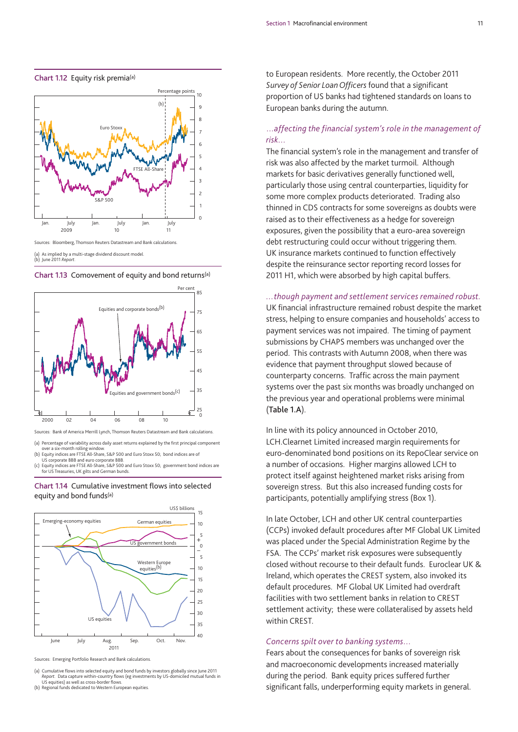**Chart 1.12** Equity risk premia(a)

Sources: Bloomberg, Thomson Reuters Datastream and Bank calculations.

(a) As implied by a multi-stage dividend discount model.
(b) June 2011 *Report*.

**Chart 1.13** Comovement of equity and bond returns(a)

Sources: Bank of America Merrill Lynch, Thomson Reuters Datastream and Bank calculations.

(a) Percentage of variability across daily asset returns explained by the first principal component over a six-month rolling window.
(b) Equity indices are FTSE All-Share, S&P 500 and Euro Stoxx 50; bond indices are of US corporate BBB and euro corporate BBB.
(c) Equity indices are FTSE All-Share, S&P 500 and Euro Stoxx 50; government bond indices are for US Treasuries, UK gilts and German bunds.

**Chart 1.14** Cumulative investment flows into selected equity and bond funds(a)

Sources: Emerging Portfolio Research and Bank calculations.

(a) Cumulative flows into selected equity and bond funds by investors globally since June 2011 *Report*. Data capture within-country flows (eg investments by US-domiciled mutual funds in US equities) as well as cross-border flows.
(b) Regional funds dedicated to Western European equities.

to European residents. More recently, the October 2011 *Survey of Senior Loan Officers* found that a significant proportion of US banks had tightened standards on loans to European banks during the autumn.

### *...affecting the financial system's role in the management of risk...*

The financial system's role in the management and transfer of risk was also affected by the market turmoil. Although markets for basic derivatives generally functioned well, particularly those using central counterparties, liquidity for some more complex products deteriorated. Trading also thinned in CDS contracts for some sovereigns as doubts were raised as to their effectiveness as a hedge for sovereign exposures, given the possibility that a euro-area sovereign debt restructuring could occur without triggering them. UK insurance markets continued to function effectively despite the reinsurance sector reporting record losses for 2011 H1, which were absorbed by high capital buffers.

### *...though payment and settlement services remained robust.*

UK financial infrastructure remained robust despite the market stress, helping to ensure companies and households' access to payment services was not impaired. The timing of payment submissions by CHAPS members was unchanged over the period. This contrasts with Autumn 2008, when there was evidence that payment throughput slowed because of counterparty concerns. Traffic across the main payment systems over the past six months was broadly unchanged on the previous year and operational problems were minimal (**Table 1.A**).

In line with its policy announced in October 2010, LCH.Clearnet Limited increased margin requirements for euro-denominated bond positions on its RepoClear service on a number of occasions. Higher margins allowed LCH to protect itself against heightened market risks arising from sovereign stress. But this also increased funding costs for participants, potentially amplifying stress (Box 1).

In late October, LCH and other UK central counterparties (CCPs) invoked default procedures after MF Global UK Limited was placed under the Special Administration Regime by the FSA. The CCPs' market risk exposures were subsequently closed without recourse to their default funds. Euroclear UK & Ireland, which operates the CREST system, also invoked its default procedures. MF Global UK Limited had overdraft facilities with two settlement banks in relation to CREST settlement activity; these were collateralised by assets held within CREST.

### *Concerns spilt over to banking systems...*

Fears about the consequences for banks of sovereign risk and macroeconomic developments increased materially during the period. Bank equity prices suffered further significant falls, underperforming equity markets in general.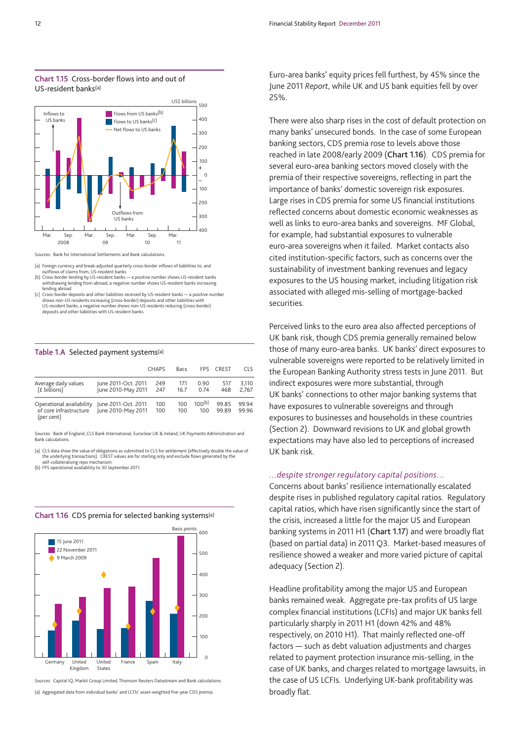### Chart 1.15 Cross-border flows into and out of US-resident banks(a)

Sources: Bank for International Settlements and Bank calculations.

(a) Foreign currency and break-adjusted quarterly cross-border inflows of liabilities to, and outflows of claims from, US-resident banks.
(b) Cross-border lending by US-resident banks — a positive number shows US-resident banks withdrawing lending from abroad, a negative number shows US-resident banks increasing lending abroad.
(c) Cross-border deposits and other liabilities received by US-resident banks — a positive number shows non-US residents increasing (cross-border) deposits and other liabilities with US-resident banks, a negative number shows non-US residents reducing (cross-border) deposits and other liabilities with US-resident banks.

### Table 1.A Selected payment systems(a)

| | | CHAPS | Bacs | FPS | CREST | CLS |
|---|---|---|---|---|---|---|
| Average daily values (£ billions) | June 2011–Oct. 2011 | 249 | 17.1 | 0.90 | 517 | 3,110 |
| | June 2010–May 2011 | 247 | 16.7 | 0.74 | 468 | 2,767 |
| Operational availability of core infrastructure (per cent) | June 2011–Oct. 2011 | 100 | 100 | 100(b) | 99.85 | 99.94 |
| | June 2010–May 2011 | 100 | 100 | 100 | 99.89 | 99.96 |

Sources: Bank of England, CLS Bank International, Euroclear UK & Ireland, UK Payments Administration and Bank calculations.

(a) CLS data show the value of obligations as submitted to CLS for settlement (effectively double the value of the underlying transactions). CREST values are for sterling only and exclude flows generated by the self-collateralising repo mechanism.
(b) FPS operational availability to 30 September 2011.

### Chart 1.16 CDS premia for selected banking systems(a)

Sources: Capital IQ, Markit Group Limited, Thomson Reuters Datastream and Bank calculations.

(a) Aggregated data from individual banks' and LCFIs' asset-weighted five-year CDS premia.

Euro-area banks' equity prices fell furthest, by 45% since the June 2011 *Report*, while UK and US bank equities fell by over 25%.

There were also sharp rises in the cost of default protection on many banks' unsecured bonds. In the case of some European banking sectors, CDS premia rose to levels above those reached in late 2008/early 2009 (**Chart 1.16**). CDS premia for several euro-area banking sectors moved closely with the premia of their respective sovereigns, reflecting in part the importance of banks' domestic sovereign risk exposures. Large rises in CDS premia for some US financial institutions reflected concerns about domestic economic weaknesses as well as links to euro-area banks and sovereigns. MF Global, for example, had substantial exposures to vulnerable euro-area sovereigns when it failed. Market contacts also cited institution-specific factors, such as concerns over the sustainability of investment banking revenues and legacy exposures to the US housing market, including litigation risk associated with alleged mis-selling of mortgage-backed securities.

Perceived links to the euro area also affected perceptions of UK bank risk, though CDS premia generally remained below those of many euro-area banks. UK banks' direct exposures to vulnerable sovereigns were reported to be relatively limited in the European Banking Authority stress tests in June 2011. But indirect exposures were more substantial, through UK banks' connections to other major banking systems that have exposures to vulnerable sovereigns and through exposures to businesses and households in these countries (Section 2). Downward revisions to UK and global growth expectations may have also led to perceptions of increased UK bank risk.

*...despite stronger regulatory capital positions...*

Concerns about banks' resilience internationally escalated despite rises in published regulatory capital ratios. Regulatory capital ratios, which have risen significantly since the start of the crisis, increased a little for the major US and European banking systems in 2011 H1 (**Chart 1.17**) and were broadly flat (based on partial data) in 2011 Q3. Market-based measures of resilience showed a weaker and more varied picture of capital adequacy (Section 2).

Headline profitability among the major US and European banks remained weak. Aggregate pre-tax profits of US large complex financial institutions (LCFIs) and major UK banks fell particularly sharply in 2011 H1 (down 42% and 48% respectively, on 2010 H1). That mainly reflected one-off factors — such as debt valuation adjustments and charges related to payment protection insurance mis-selling, in the case of UK banks, and charges related to mortgage lawsuits, in the case of US LCFIs. Underlying UK-bank profitability was broadly flat.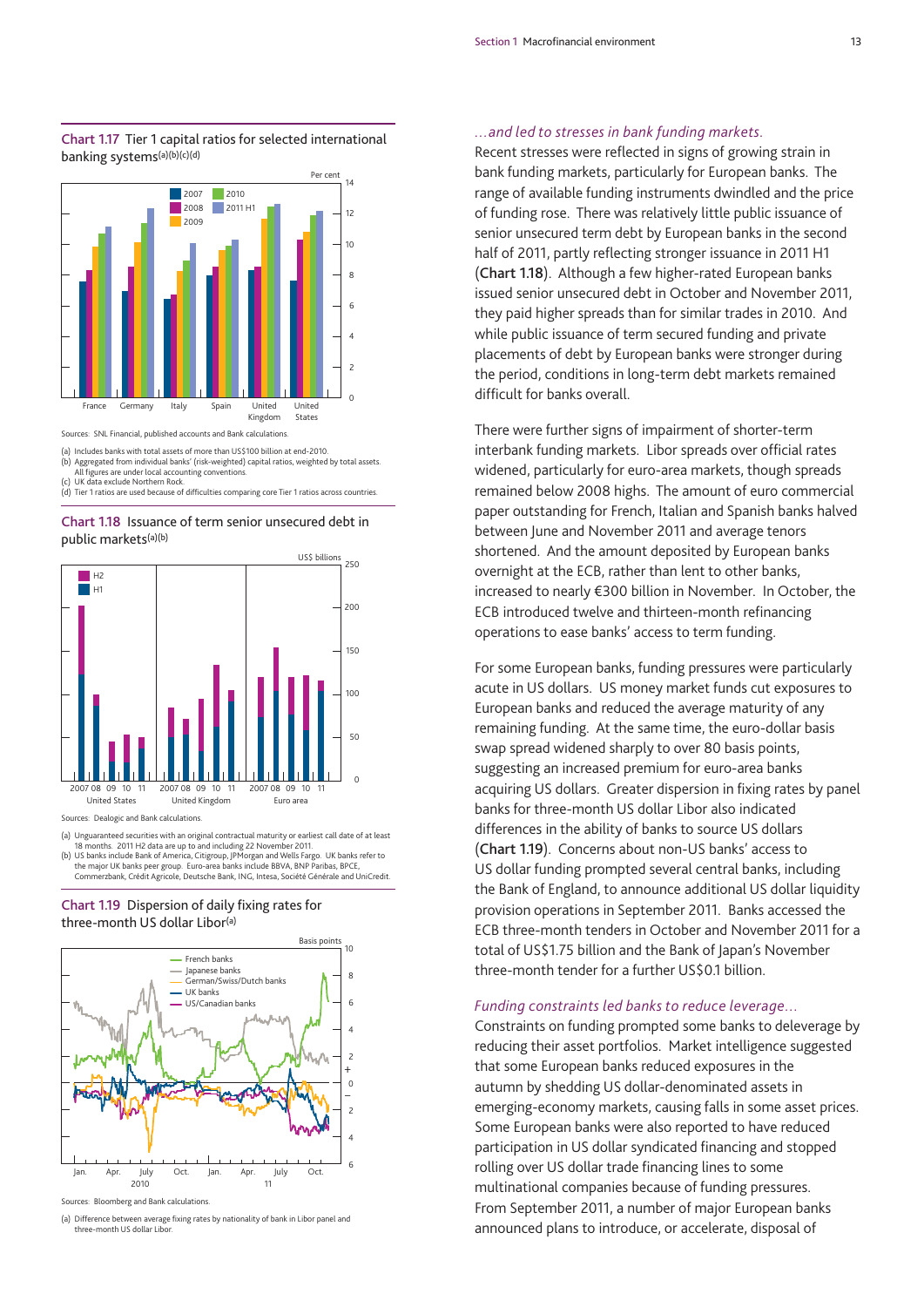**Chart 1.17** Tier 1 capital ratios for selected international banking systems(a)(b)(c)(d)

Sources: SNL Financial, published accounts and Bank calculations.

(a) Includes banks with total assets of more than US$100 billion at end-2010.
(b) Aggregated from individual banks' (risk-weighted) capital ratios, weighted by total assets. All figures are under local accounting conventions.
(c) UK data exclude Northern Rock.
(d) Tier 1 ratios are used because of difficulties comparing core Tier 1 ratios across countries.

**Chart 1.18** Issuance of term senior unsecured debt in public markets(a)(b)

Sources: Dealogic and Bank calculations.

(a) Unguaranteed securities with an original contractual maturity or earliest call date of at least 18 months. 2011 H2 data are up to and including 22 November 2011.
(b) US banks include Bank of America, Citigroup, JPMorgan and Wells Fargo. UK banks refer to the major UK banks peer group. Euro-area banks include BBVA, BNP Paribas, BPCE, Commerzbank, Crédit Agricole, Deutsche Bank, ING, Intesa, Société Générale and UniCredit.

**Chart 1.19** Dispersion of daily fixing rates for three-month US dollar Libor(a)

Sources: Bloomberg and Bank calculations.

(a) Difference between average fixing rates by nationality of bank in Libor panel and three-month US dollar Libor.

### *...and led to stresses in bank funding markets.*

Recent stresses were reflected in signs of growing strain in bank funding markets, particularly for European banks. The range of available funding instruments dwindled and the price of funding rose. There was relatively little public issuance of senior unsecured term debt by European banks in the second half of 2011, partly reflecting stronger issuance in 2011 H1 (**Chart 1.18**). Although a few higher-rated European banks issued senior unsecured debt in October and November 2011, they paid higher spreads than for similar trades in 2010. And while public issuance of term secured funding and private placements of debt by European banks were stronger during the period, conditions in long-term debt markets remained difficult for banks overall.

There were further signs of impairment of shorter-term interbank funding markets. Libor spreads over official rates widened, particularly for euro-area markets, though spreads remained below 2008 highs. The amount of euro commercial paper outstanding for French, Italian and Spanish banks halved between June and November 2011 and average tenors shortened. And the amount deposited by European banks overnight at the ECB, rather than lent to other banks, increased to nearly €300 billion in November. In October, the ECB introduced twelve and thirteen-month refinancing operations to ease banks' access to term funding.

For some European banks, funding pressures were particularly acute in US dollars. US money market funds cut exposures to European banks and reduced the average maturity of any remaining funding. At the same time, the euro-dollar basis swap spread widened sharply to over 80 basis points, suggesting an increased premium for euro-area banks acquiring US dollars. Greater dispersion in fixing rates by panel banks for three-month US dollar Libor also indicated differences in the ability of banks to source US dollars (**Chart 1.19**). Concerns about non-US banks' access to US dollar funding prompted several central banks, including the Bank of England, to announce additional US dollar liquidity provision operations in September 2011. Banks accessed the ECB three-month tenders in October and November 2011 for a total of US$1.75 billion and the Bank of Japan's November three-month tender for a further US$0.1 billion.

### *Funding constraints led banks to reduce leverage...*

Constraints on funding prompted some banks to deleverage by reducing their asset portfolios. Market intelligence suggested that some European banks reduced exposures in the autumn by shedding US dollar-denominated assets in emerging-economy markets, causing falls in some asset prices. Some European banks were also reported to have reduced participation in US dollar syndicated financing and stopped rolling over US dollar trade financing lines to some multinational companies because of funding pressures. From September 2011, a number of major European banks announced plans to introduce, or accelerate, disposal of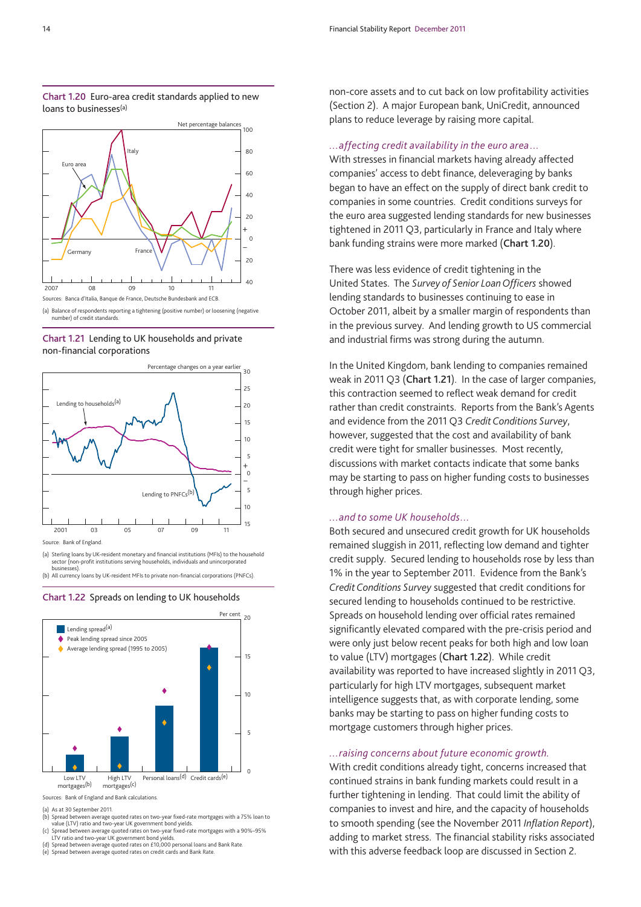**Chart 1.20** Euro-area credit standards applied to new loans to businesses[(a)]

Sources: Banca d'Italia, Banque de France, Deutsche Bundesbank and ECB.

(a) Balance of respondents reporting a tightening (positive number) or loosening (negative number) of credit standards.

**Chart 1.21** Lending to UK households and private non-financial corporations

Source: Bank of England.

(a) Sterling loans by UK-resident monetary and financial institutions (MFIs) to the household sector (non-profit institutions serving households, individuals and unincorporated businesses).
(b) All currency loans by UK-resident MFIs to private non-financial corporations (PNFCs).

**Chart 1.22** Spreads on lending to UK households

Sources: Bank of England and Bank calculations.

(a) As at 30 September 2011.
(b) Spread between average quoted rates on two-year fixed-rate mortgages with a 75% loan to value (LTV) ratio and two-year UK government bond yields.
(c) Spread between average quoted rates on two-year fixed-rate mortgages with a 90%–95% LTV ratio and two-year UK government bond yields.
(d) Spread between average quoted rates on £10,000 personal loans and Bank Rate.
(e) Spread between average quoted rates on credit cards and Bank Rate.

non-core assets and to cut back on low profitability activities (Section 2). A major European bank, UniCredit, announced plans to reduce leverage by raising more capital.

*...affecting credit availability in the euro area...*

With stresses in financial markets having already affected companies' access to debt finance, deleveraging by banks began to have an effect on the supply of direct bank credit to companies in some countries. Credit conditions surveys for the euro area suggested lending standards for new businesses tightened in 2011 Q3, particularly in France and Italy where bank funding strains were more marked (**Chart 1.20**).

There was less evidence of credit tightening in the United States. The *Survey of Senior Loan Officers* showed lending standards to businesses continuing to ease in October 2011, albeit by a smaller margin of respondents than in the previous survey. And lending growth to US commercial and industrial firms was strong during the autumn.

In the United Kingdom, bank lending to companies remained weak in 2011 Q3 (**Chart 1.21**). In the case of larger companies, this contraction seemed to reflect weak demand for credit rather than credit constraints. Reports from the Bank's Agents and evidence from the 2011 Q3 *Credit Conditions Survey*, however, suggested that the cost and availability of bank credit were tight for smaller businesses. Most recently, discussions with market contacts indicate that some banks may be starting to pass on higher funding costs to businesses through higher prices.

*...and to some UK households...*

Both secured and unsecured credit growth for UK households remained sluggish in 2011, reflecting low demand and tighter credit supply. Secured lending to households rose by less than 1% in the year to September 2011. Evidence from the Bank's *Credit Conditions Survey* suggested that credit conditions for secured lending to households continued to be restrictive. Spreads on household lending over official rates remained significantly elevated compared with the pre-crisis period and were only just below recent peaks for both high and low loan to value (LTV) mortgages (**Chart 1.22**). While credit availability was reported to have increased slightly in 2011 Q3, particularly for high LTV mortgages, subsequent market intelligence suggests that, as with corporate lending, some banks may be starting to pass on higher funding costs to mortgage customers through higher prices.

*...raising concerns about future economic growth.*

With credit conditions already tight, concerns increased that continued strains in bank funding markets could result in a further tightening in lending. That could limit the ability of companies to invest and hire, and the capacity of households to smooth spending (see the November 2011 *Inflation Report*), adding to market stress. The financial stability risks associated with this adverse feedback loop are discussed in Section 2.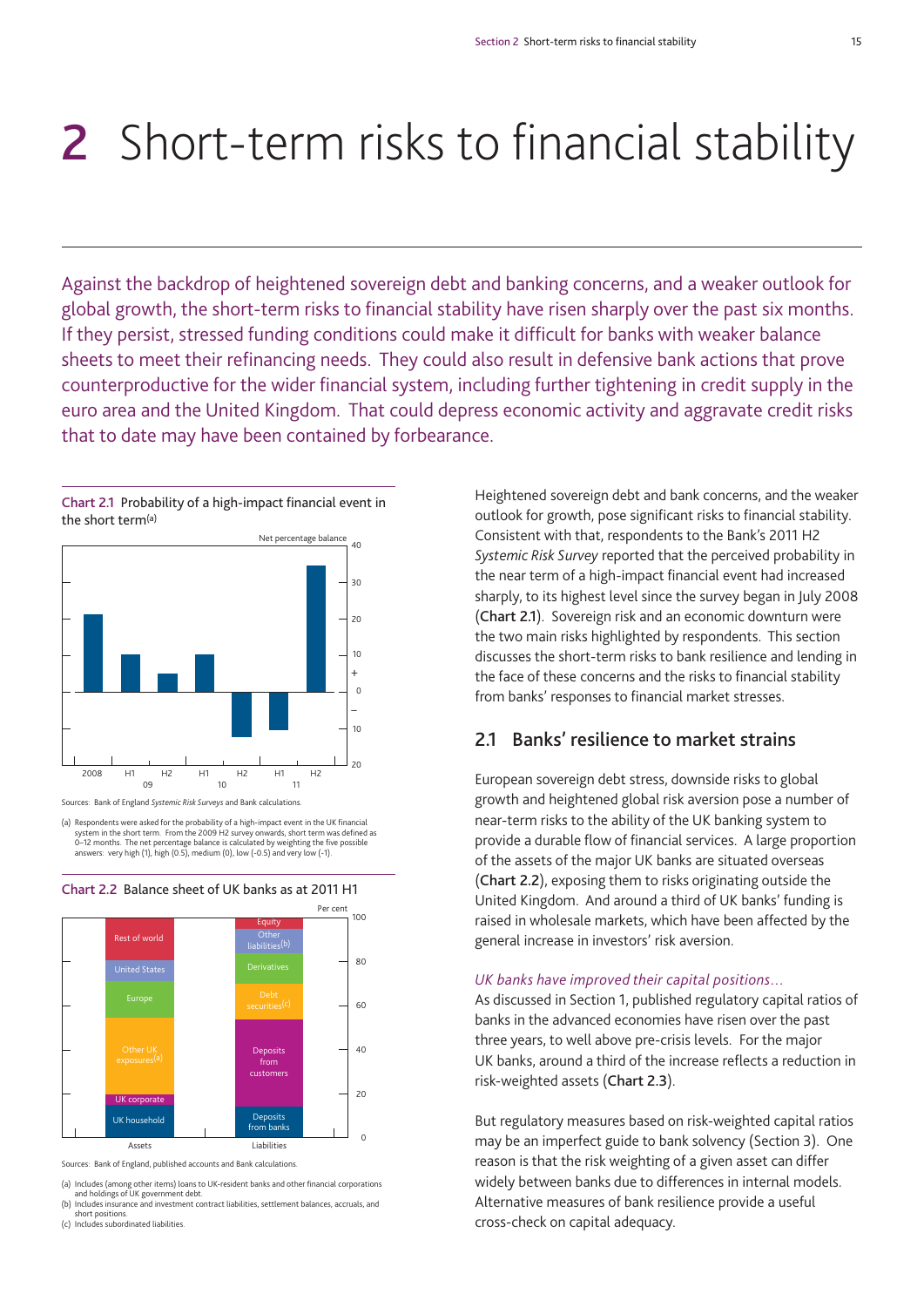# 2 Short-term risks to financial stability

Against the backdrop of heightened sovereign debt and banking concerns, and a weaker outlook for global growth, the short-term risks to financial stability have risen sharply over the past six months. If they persist, stressed funding conditions could make it difficult for banks with weaker balance sheets to meet their refinancing needs. They could also result in defensive bank actions that prove counterproductive for the wider financial system, including further tightening in credit supply in the euro area and the United Kingdom. That could depress economic activity and aggravate credit risks that to date may have been contained by forbearance.

**Chart 2.1** Probability of a high-impact financial event in the short term(a)

Sources: Bank of England *Systemic Risk Surveys* and Bank calculations.

(a) Respondents were asked for the probability of a high-impact event in the UK financial system in the short term. From the 2009 H2 survey onwards, short term was defined as 0–12 months. The net percentage balance is calculated by weighting the five possible answers: very high (1), high (0.5), medium (0), low (-0.5) and very low (-1).

**Chart 2.2** Balance sheet of UK banks as at 2011 H1

Sources: Bank of England, published accounts and Bank calculations.

(a) Includes (among other items) loans to UK-resident banks and other financial corporations and holdings of UK government debt.
(b) Includes insurance and investment contract liabilities, settlement balances, accruals, and short positions.
(c) Includes subordinated liabilities.

Heightened sovereign debt and bank concerns, and the weaker outlook for growth, pose significant risks to financial stability. Consistent with that, respondents to the Bank's 2011 H2 *Systemic Risk Survey* reported that the perceived probability in the near term of a high-impact financial event had increased sharply, to its highest level since the survey began in July 2008 (**Chart 2.1**). Sovereign risk and an economic downturn were the two main risks highlighted by respondents. This section discusses the short-term risks to bank resilience and lending in the face of these concerns and the risks to financial stability from banks' responses to financial market stresses.

## 2.1 Banks' resilience to market strains

European sovereign debt stress, downside risks to global growth and heightened global risk aversion pose a number of near-term risks to the ability of the UK banking system to provide a durable flow of financial services. A large proportion of the assets of the major UK banks are situated overseas (**Chart 2.2**), exposing them to risks originating outside the United Kingdom. And around a third of UK banks' funding is raised in wholesale markets, which have been affected by the general increase in investors' risk aversion.

*UK banks have improved their capital positions...*

As discussed in Section 1, published regulatory capital ratios of banks in the advanced economies have risen over the past three years, to well above pre-crisis levels. For the major UK banks, around a third of the increase reflects a reduction in risk-weighted assets (**Chart 2.3**).

But regulatory measures based on risk-weighted capital ratios may be an imperfect guide to bank solvency (Section 3). One reason is that the risk weighting of a given asset can differ widely between banks due to differences in internal models. Alternative measures of bank resilience provide a useful cross-check on capital adequacy.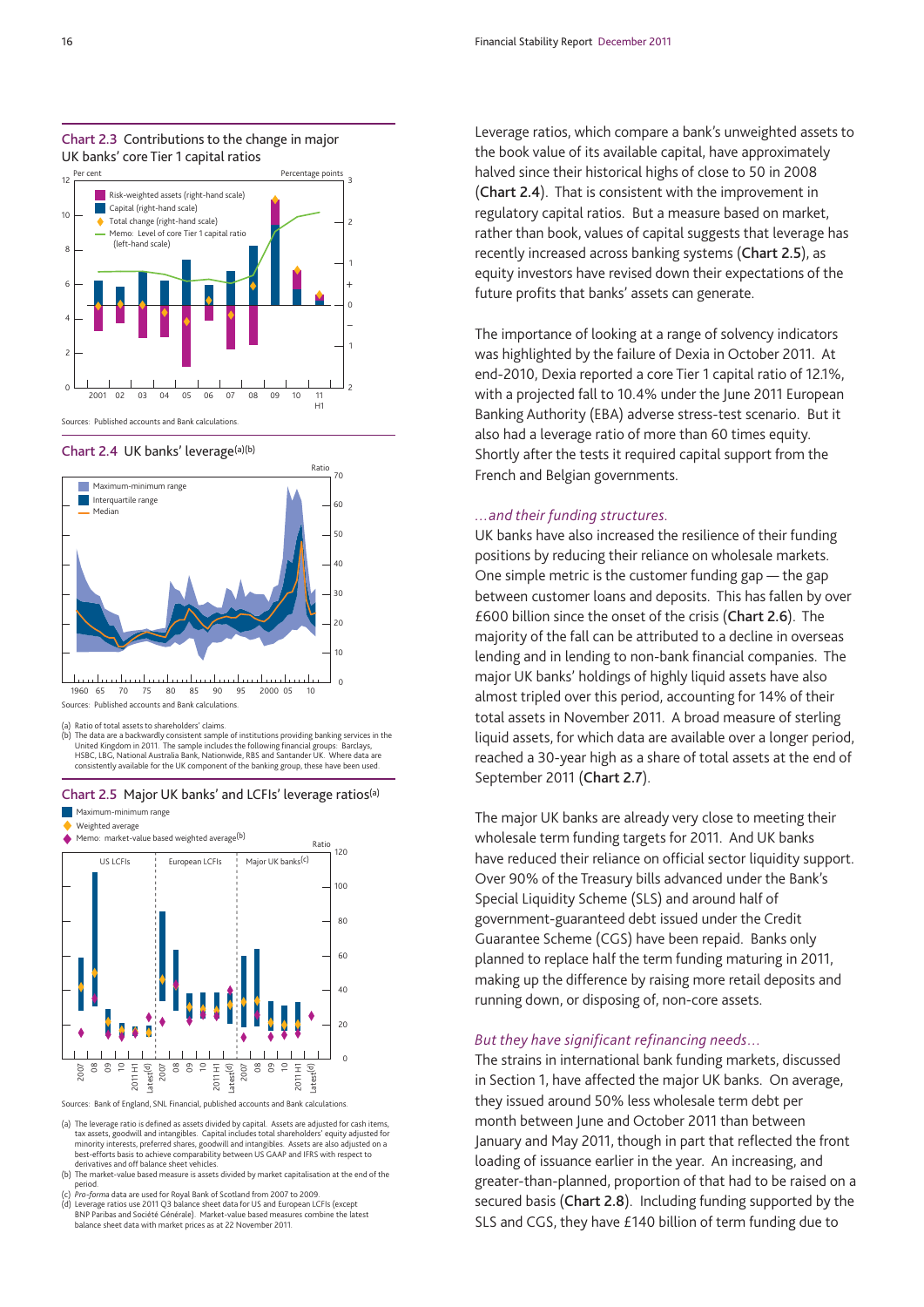**Chart 2.3** Contributions to the change in major UK banks' core Tier 1 capital ratios

Sources: Published accounts and Bank calculations.

**Chart 2.4** UK banks' leverage(a)(b)

Sources: Published accounts and Bank calculations.

(a) Ratio of total assets to shareholders' claims.
(b) The data are a backwardly consistent sample of institutions providing banking services in the United Kingdom in 2011. The sample includes the following financial groups: Barclays, HSBC, LBG, National Australia Bank, Nationwide, RBS and Santander UK. Where data are consistently available for the UK component of the banking group, these have been used.

**Chart 2.5** Major UK banks' and LCFIs' leverage ratios(a)

Sources: Bank of England, SNL Financial, published accounts and Bank calculations.

(a) The leverage ratio is defined as assets divided by capital. Assets are adjusted for cash items, tax assets, goodwill and intangibles. Capital includes total shareholders' equity adjusted for minority interests, preferred shares, goodwill and intangibles. Assets are also adjusted on a best-efforts basis to achieve comparability between US GAAP and IFRS with respect to derivatives and off balance sheet vehicles.
(b) The market-value based measure is assets divided by market capitalisation at the end of the period.
(c) *Pro-forma* data are used for Royal Bank of Scotland from 2007 to 2009.
(d) Leverage ratios use 2011 Q3 balance sheet data for US and European LCFIs (except BNP Paribas and Société Générale). Market-value based measures combine the latest balance sheet data with market prices as at 22 November 2011.

Leverage ratios, which compare a bank's unweighted assets to the book value of its available capital, have approximately halved since their historical highs of close to 50 in 2008 (**Chart 2.4**). That is consistent with the improvement in regulatory capital ratios. But a measure based on market, rather than book, values of capital suggests that leverage has recently increased across banking systems (**Chart 2.5**), as equity investors have revised down their expectations of the future profits that banks' assets can generate.

The importance of looking at a range of solvency indicators was highlighted by the failure of Dexia in October 2011. At end-2010, Dexia reported a core Tier 1 capital ratio of 12.1%, with a projected fall to 10.4% under the June 2011 European Banking Authority (EBA) adverse stress-test scenario. But it also had a leverage ratio of more than 60 times equity. Shortly after the tests it required capital support from the French and Belgian governments.

### *...and their funding structures.*

UK banks have also increased the resilience of their funding positions by reducing their reliance on wholesale markets. One simple metric is the customer funding gap — the gap between customer loans and deposits. This has fallen by over £600 billion since the onset of the crisis (**Chart 2.6**). The majority of the fall can be attributed to a decline in overseas lending and in lending to non-bank financial companies. The major UK banks' holdings of highly liquid assets have also almost tripled over this period, accounting for 14% of their total assets in November 2011. A broad measure of sterling liquid assets, for which data are available over a longer period, reached a 30-year high as a share of total assets at the end of September 2011 (**Chart 2.7**).

The major UK banks are already very close to meeting their wholesale term funding targets for 2011. And UK banks have reduced their reliance on official sector liquidity support. Over 90% of the Treasury bills advanced under the Bank's Special Liquidity Scheme (SLS) and around half of government-guaranteed debt issued under the Credit Guarantee Scheme (CGS) have been repaid. Banks only planned to replace half the term funding maturing in 2011, making up the difference by raising more retail deposits and running down, or disposing of, non-core assets.

### *But they have significant refinancing needs...*

The strains in international bank funding markets, discussed in Section 1, have affected the major UK banks. On average, they issued around 50% less wholesale term debt per month between June and October 2011 than between January and May 2011, though in part that reflected the front loading of issuance earlier in the year. An increasing, and greater-than-planned, proportion of that had to be raised on a secured basis (**Chart 2.8**). Including funding supported by the SLS and CGS, they have £140 billion of term funding due to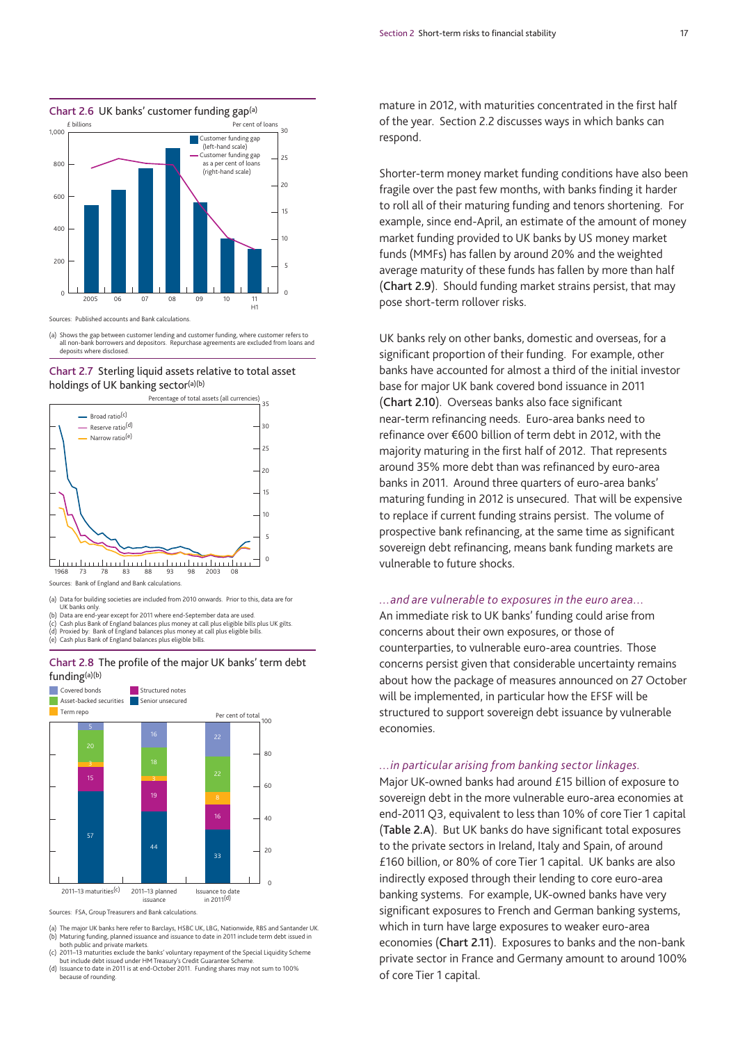**Chart 2.6** UK banks' customer funding gap(a)

Sources: Published accounts and Bank calculations.

(a) Shows the gap between customer lending and customer funding, where customer refers to all non-bank borrowers and depositors. Repurchase agreements are excluded from loans and deposits where disclosed.

**Chart 2.7** Sterling liquid assets relative to total asset holdings of UK banking sector(a)(b)

Sources: Bank of England and Bank calculations.

(a) Data for building societies are included from 2010 onwards. Prior to this, data are for UK banks only.
(b) Data are end-year except for 2011 where end-September data are used.
(c) Cash plus Bank of England balances plus money at call plus eligible bills plus UK gilts.
(d) Proxied by: Bank of England balances plus money at call plus eligible bills.
(e) Cash plus Bank of England balances plus eligible bills.

**Chart 2.8** The profile of the major UK banks' term debt funding(a)(b)

Sources: FSA, Group Treasurers and Bank calculations.

(a) The major UK banks here refer to Barclays, HSBC UK, LBG, Nationwide, RBS and Santander UK.
(b) Maturing funding, planned issuance and issuance to date in 2011 include term debt issued in both public and private markets.
(c) 2011–13 maturities exclude the banks' voluntary repayment of the Special Liquidity Scheme but include debt issued under HM Treasury's Credit Guarantee Scheme.
(d) Issuance to date in 2011 is at end-October 2011. Funding shares may not sum to 100% because of rounding.

mature in 2012, with maturities concentrated in the first half of the year. Section 2.2 discusses ways in which banks can respond.

Shorter-term money market funding conditions have also been fragile over the past few months, with banks finding it harder to roll all of their maturing funding and tenors shortening. For example, since end-April, an estimate of the amount of money market funding provided to UK banks by US money market funds (MMFs) has fallen by around 20% and the weighted average maturity of these funds has fallen by more than half (**Chart 2.9**). Should funding market strains persist, that may pose short-term rollover risks.

UK banks rely on other banks, domestic and overseas, for a significant proportion of their funding. For example, other banks have accounted for almost a third of the initial investor base for major UK bank covered bond issuance in 2011 (**Chart 2.10**). Overseas banks also face significant near-term refinancing needs. Euro-area banks need to refinance over €600 billion of term debt in 2012, with the majority maturing in the first half of 2012. That represents around 35% more debt than was refinanced by euro-area banks in 2011. Around three quarters of euro-area banks' maturing funding in 2012 is unsecured. That will be expensive to replace if current funding strains persist. The volume of prospective bank refinancing, at the same time as significant sovereign debt refinancing, means bank funding markets are vulnerable to future shocks.

### *...and are vulnerable to exposures in the euro area...*

An immediate risk to UK banks' funding could arise from concerns about their own exposures, or those of counterparties, to vulnerable euro-area countries. Those concerns persist given that considerable uncertainty remains about how the package of measures announced on 27 October will be implemented, in particular how the EFSF will be structured to support sovereign debt issuance by vulnerable economies.

### *...in particular arising from banking sector linkages.*

Major UK-owned banks had around £15 billion of exposure to sovereign debt in the more vulnerable euro-area economies at end-2011 Q3, equivalent to less than 10% of core Tier 1 capital (**Table 2.A**). But UK banks do have significant total exposures to the private sectors in Ireland, Italy and Spain, of around £160 billion, or 80% of core Tier 1 capital. UK banks are also indirectly exposed through their lending to core euro-area banking systems. For example, UK-owned banks have very significant exposures to French and German banking systems, which in turn have large exposures to weaker euro-area economies (**Chart 2.11**). Exposures to banks and the non-bank private sector in France and Germany amount to around 100% of core Tier 1 capital.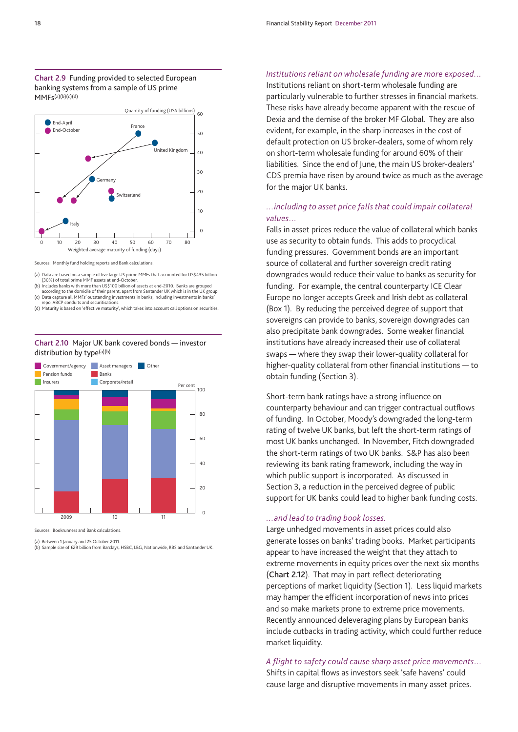**Chart 2.9** Funding provided to selected European banking systems from a sample of US prime MMFs(a)(b)(c)(d)

Sources: Monthly fund holding reports and Bank calculations.

(a) Data are based on a sample of five large US prime MMFs that accounted for US$435 billion (30%) of total prime MMF assets at end-October.
(b) Includes banks with more than US$100 billion of assets at end-2010. Banks are grouped according to the domicile of their parent, apart from Santander UK which is in the UK group.
(c) Data capture all MMFs' outstanding investments in banks, including investments in banks' repo, ABCP conduits and securitisations.
(d) Maturity is based on 'effective maturity', which takes into account call options on securities.

**Chart 2.10** Major UK bank covered bonds — investor distribution by type(a)(b)

Sources: Bookrunners and Bank calculations.

(a) Between 1 January and 25 October 2011.
(b) Sample size of £29 billion from Barclays, HSBC, LBG, Nationwide, RBS and Santander UK.

*Institutions reliant on wholesale funding are more exposed...*

Institutions reliant on short-term wholesale funding are particularly vulnerable to further stresses in financial markets. These risks have already become apparent with the rescue of Dexia and the demise of the broker MF Global. They are also evident, for example, in the sharp increases in the cost of default protection on US broker-dealers, some of whom rely on short-term wholesale funding for around 60% of their liabilities. Since the end of June, the main US broker-dealers' CDS premia have risen by around twice as much as the average for the major UK banks.

*...including to asset price falls that could impair collateral values...*

Falls in asset prices reduce the value of collateral which banks use as security to obtain funds. This adds to procyclical funding pressures. Government bonds are an important source of collateral and further sovereign credit rating downgrades would reduce their value to banks as security for funding. For example, the central counterparty ICE Clear Europe no longer accepts Greek and Irish debt as collateral (Box 1). By reducing the perceived degree of support that sovereigns can provide to banks, sovereign downgrades can also precipitate bank downgrades. Some weaker financial institutions have already increased their use of collateral swaps — where they swap their lower-quality collateral for higher-quality collateral from other financial institutions — to obtain funding (Section 3).

Short-term bank ratings have a strong influence on counterparty behaviour and can trigger contractual outflows of funding. In October, Moody's downgraded the long-term rating of twelve UK banks, but left the short-term ratings of most UK banks unchanged. In November, Fitch downgraded the short-term ratings of two UK banks. S&P has also been reviewing its bank rating framework, including the way in which public support is incorporated. As discussed in Section 3, a reduction in the perceived degree of public support for UK banks could lead to higher bank funding costs.

*...and lead to trading book losses.*

Large unhedged movements in asset prices could also generate losses on banks' trading books. Market participants appear to have increased the weight that they attach to extreme movements in equity prices over the next six months (**Chart 2.12**). That may in part reflect deteriorating perceptions of market liquidity (Section 1). Less liquid markets may hamper the efficient incorporation of news into prices and so make markets prone to extreme price movements. Recently announced deleveraging plans by European banks include cutbacks in trading activity, which could further reduce market liquidity.

*A flight to safety could cause sharp asset price movements...*

Shifts in capital flows as investors seek 'safe havens' could cause large and disruptive movements in many asset prices.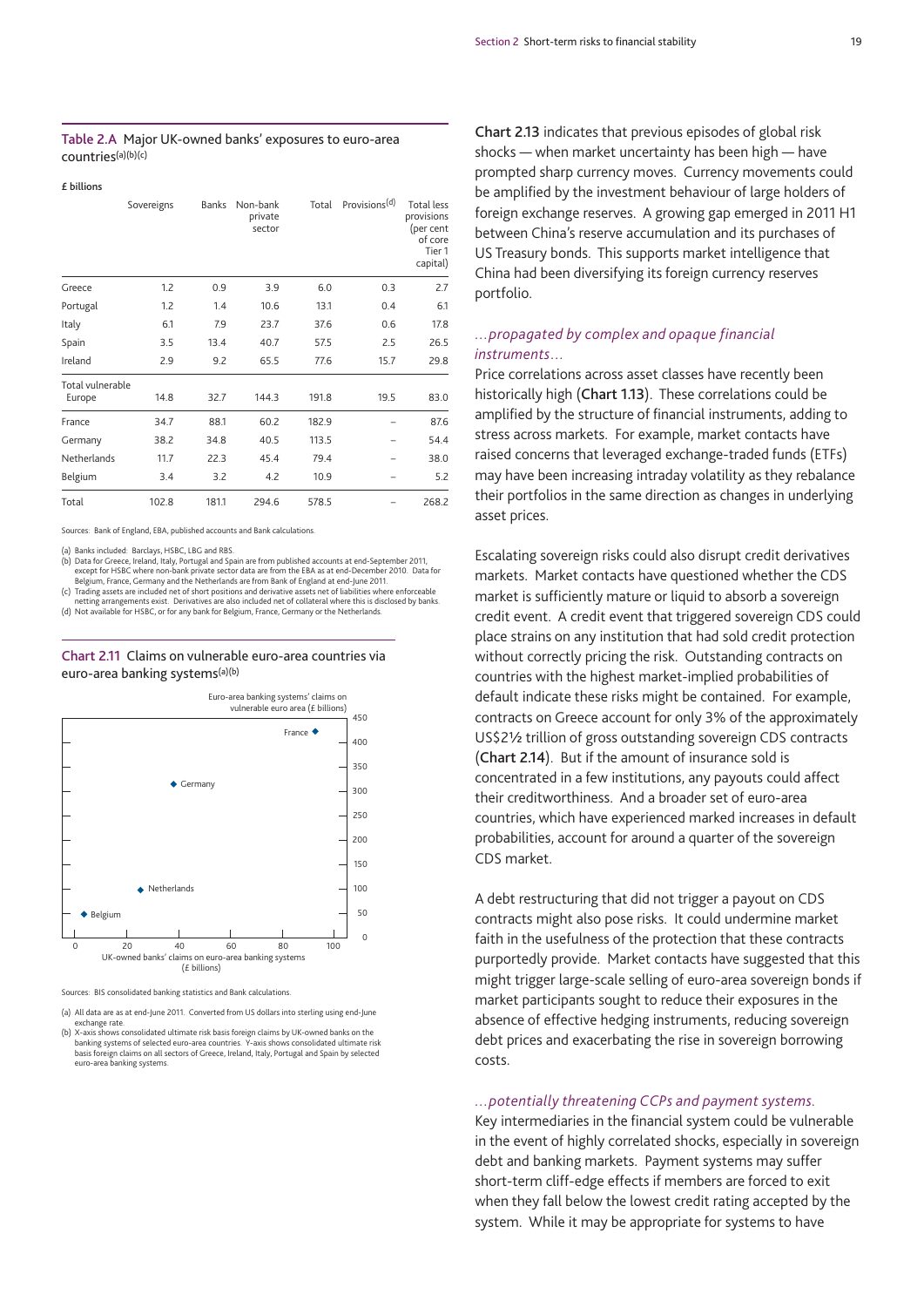**Table 2.A** Major UK-owned banks' exposures to euro-area countries(a)(b)(c)

£ billions

| | Sovereigns | Banks | Non-bank private sector | Total | Provisions(d) | Total less provisions (per cent of core Tier 1 capital) |
|---|---|---|---|---|---|---|
| Greece | 1.2 | 0.9 | 3.9 | 6.0 | 0.3 | 2.7 |
| Portugal | 1.2 | 1.4 | 10.6 | 13.1 | 0.4 | 6.1 |
| Italy | 6.1 | 7.9 | 23.7 | 37.6 | 0.6 | 17.8 |
| Spain | 3.5 | 13.4 | 40.7 | 57.5 | 2.5 | 26.5 |
| Ireland | 2.9 | 9.2 | 65.5 | 77.6 | 15.7 | 29.8 |
| Total vulnerable Europe | 14.8 | 32.7 | 144.3 | 191.8 | 19.5 | 83.0 |
| France | 34.7 | 88.1 | 60.2 | 182.9 | – | 87.6 |
| Germany | 38.2 | 34.8 | 40.5 | 113.5 | – | 54.4 |
| Netherlands | 11.7 | 22.3 | 45.4 | 79.4 | – | 38.0 |
| Belgium | 3.4 | 3.2 | 4.2 | 10.9 | – | 5.2 |
| Total | 102.8 | 181.1 | 294.6 | 578.5 | – | 268.2 |

Sources: Bank of England, EBA, published accounts and Bank calculations.

(a) Banks included: Barclays, HSBC, LBG and RBS.
(b) Data for Greece, Ireland, Italy, Portugal and Spain are from published accounts at end-September 2011, except for HSBC where non-bank private sector data are from the EBA as at end-December 2010. Data for Belgium, France, Germany and the Netherlands are from Bank of England at end-June 2011.
(c) Trading assets are included net of short positions and derivative assets net of liabilities where enforceable netting arrangements exist. Derivatives are also included net of collateral where this is disclosed by banks.
(d) Not available for HSBC, or for any bank for Belgium, France, Germany or the Netherlands.

**Chart 2.11** Claims on vulnerable euro-area countries via euro-area banking systems(a)(b)

Sources: BIS consolidated banking statistics and Bank calculations.

(a) All data are as at end-June 2011. Converted from US dollars into sterling using end-June exchange rate.
(b) X-axis shows consolidated ultimate risk basis foreign claims by UK-owned banks on the banking systems of selected euro-area countries. Y-axis shows consolidated ultimate risk basis foreign claims on all sectors of Greece, Ireland, Italy, Portugal and Spain by selected euro-area banking systems.

**Chart 2.13** indicates that previous episodes of global risk shocks — when market uncertainty has been high — have prompted sharp currency moves. Currency movements could be amplified by the investment behaviour of large holders of foreign exchange reserves. A growing gap emerged in 2011 H1 between China's reserve accumulation and its purchases of US Treasury bonds. This supports market intelligence that China had been diversifying its foreign currency reserves portfolio.

### *...propagated by complex and opaque financial instruments...*

Price correlations across asset classes have recently been historically high (**Chart 1.13**). These correlations could be amplified by the structure of financial instruments, adding to stress across markets. For example, market contacts have raised concerns that leveraged exchange-traded funds (ETFs) may have been increasing intraday volatility as they rebalance their portfolios in the same direction as changes in underlying asset prices.

Escalating sovereign risks could also disrupt credit derivatives markets. Market contacts have questioned whether the CDS market is sufficiently mature or liquid to absorb a sovereign credit event. A credit event that triggered sovereign CDS could place strains on any institution that had sold credit protection without correctly pricing the risk. Outstanding contracts on countries with the highest market-implied probabilities of default indicate these risks might be contained. For example, contracts on Greece account for only 3% of the approximately US$2½ trillion of gross outstanding sovereign CDS contracts (**Chart 2.14**). But if the amount of insurance sold is concentrated in a few institutions, any payouts could affect their creditworthiness. And a broader set of euro-area countries, which have experienced marked increases in default probabilities, account for around a quarter of the sovereign CDS market.

A debt restructuring that did not trigger a payout on CDS contracts might also pose risks. It could undermine market faith in the usefulness of the protection that these contracts purportedly provide. Market contacts have suggested that this might trigger large-scale selling of euro-area sovereign bonds if market participants sought to reduce their exposures in the absence of effective hedging instruments, reducing sovereign debt prices and exacerbating the rise in sovereign borrowing costs.

### *...potentially threatening CCPs and payment systems.*

Key intermediaries in the financial system could be vulnerable in the event of highly correlated shocks, especially in sovereign debt and banking markets. Payment systems may suffer short-term cliff-edge effects if members are forced to exit when they fall below the lowest credit rating accepted by the system. While it may be appropriate for systems to have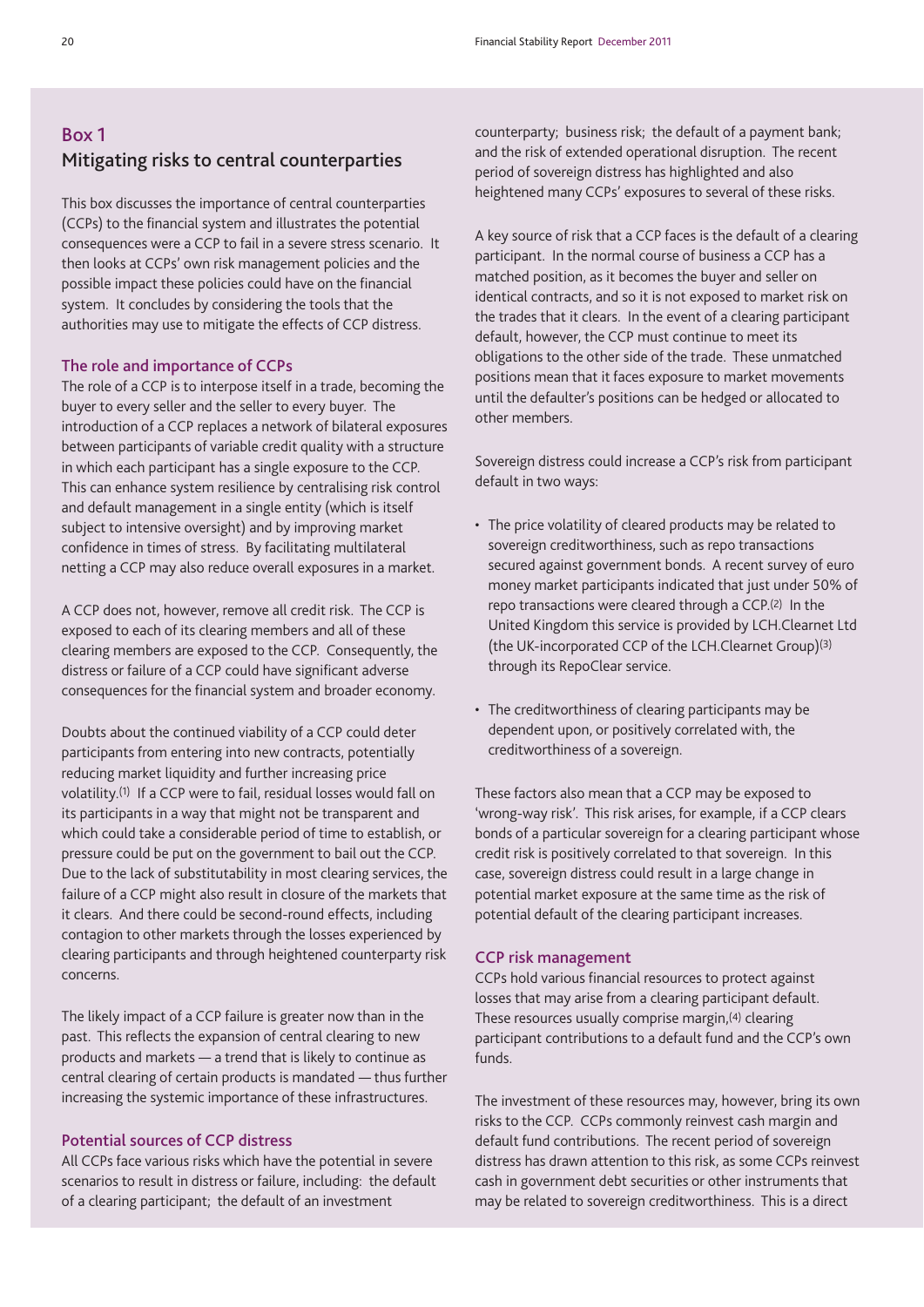## Box 1
## Mitigating risks to central counterparties

This box discusses the importance of central counterparties (CCPs) to the financial system and illustrates the potential consequences were a CCP to fail in a severe stress scenario. It then looks at CCPs' own risk management policies and the possible impact these policies could have on the financial system. It concludes by considering the tools that the authorities may use to mitigate the effects of CCP distress.

### The role and importance of CCPs

The role of a CCP is to interpose itself in a trade, becoming the buyer to every seller and the seller to every buyer. The introduction of a CCP replaces a network of bilateral exposures between participants of variable credit quality with a structure in which each participant has a single exposure to the CCP. This can enhance system resilience by centralising risk control and default management in a single entity (which is itself subject to intensive oversight) and by improving market confidence in times of stress. By facilitating multilateral netting a CCP may also reduce overall exposures in a market.

A CCP does not, however, remove all credit risk. The CCP is exposed to each of its clearing members and all of these clearing members are exposed to the CCP. Consequently, the distress or failure of a CCP could have significant adverse consequences for the financial system and broader economy.

Doubts about the continued viability of a CCP could deter participants from entering into new contracts, potentially reducing market liquidity and further increasing price volatility.[1] If a CCP were to fail, residual losses would fall on its participants in a way that might not be transparent and which could take a considerable period of time to establish, or pressure could be put on the government to bail out the CCP. Due to the lack of substitutability in most clearing services, the failure of a CCP might also result in closure of the markets that it clears. And there could be second-round effects, including contagion to other markets through the losses experienced by clearing participants and through heightened counterparty risk concerns.

The likely impact of a CCP failure is greater now than in the past. This reflects the expansion of central clearing to new products and markets — a trend that is likely to continue as central clearing of certain products is mandated — thus further increasing the systemic importance of these infrastructures.

### Potential sources of CCP distress

All CCPs face various risks which have the potential in severe scenarios to result in distress or failure, including: the default of a clearing participant; the default of an investment counterparty; business risk; the default of a payment bank; and the risk of extended operational disruption. The recent period of sovereign distress has highlighted and also heightened many CCPs' exposures to several of these risks.

A key source of risk that a CCP faces is the default of a clearing participant. In the normal course of business a CCP has a matched position, as it becomes the buyer and seller on identical contracts, and so it is not exposed to market risk on the trades that it clears. In the event of a clearing participant default, however, the CCP must continue to meet its obligations to the other side of the trade. These unmatched positions mean that it faces exposure to market movements until the defaulter's positions can be hedged or allocated to other members.

Sovereign distress could increase a CCP's risk from participant default in two ways:

- The price volatility of cleared products may be related to sovereign creditworthiness, such as repo transactions secured against government bonds. A recent survey of euro money market participants indicated that just under 50% of repo transactions were cleared through a CCP.[2] In the United Kingdom this service is provided by LCH.Clearnet Ltd (the UK-incorporated CCP of the LCH.Clearnet Group)[3] through its RepoClear service.

- The creditworthiness of clearing participants may be dependent upon, or positively correlated with, the creditworthiness of a sovereign.

These factors also mean that a CCP may be exposed to 'wrong-way risk'. This risk arises, for example, if a CCP clears bonds of a particular sovereign for a clearing participant whose credit risk is positively correlated to that sovereign. In this case, sovereign distress could result in a large change in potential market exposure at the same time as the risk of potential default of the clearing participant increases.

### CCP risk management

CCPs hold various financial resources to protect against losses that may arise from a clearing participant default. These resources usually comprise margin,[4] clearing participant contributions to a default fund and the CCP's own funds.

The investment of these resources may, however, bring its own risks to the CCP. CCPs commonly reinvest cash margin and default fund contributions. The recent period of sovereign distress has drawn attention to this risk, as some CCPs reinvest cash in government debt securities or other instruments that may be related to sovereign creditworthiness. This is a direct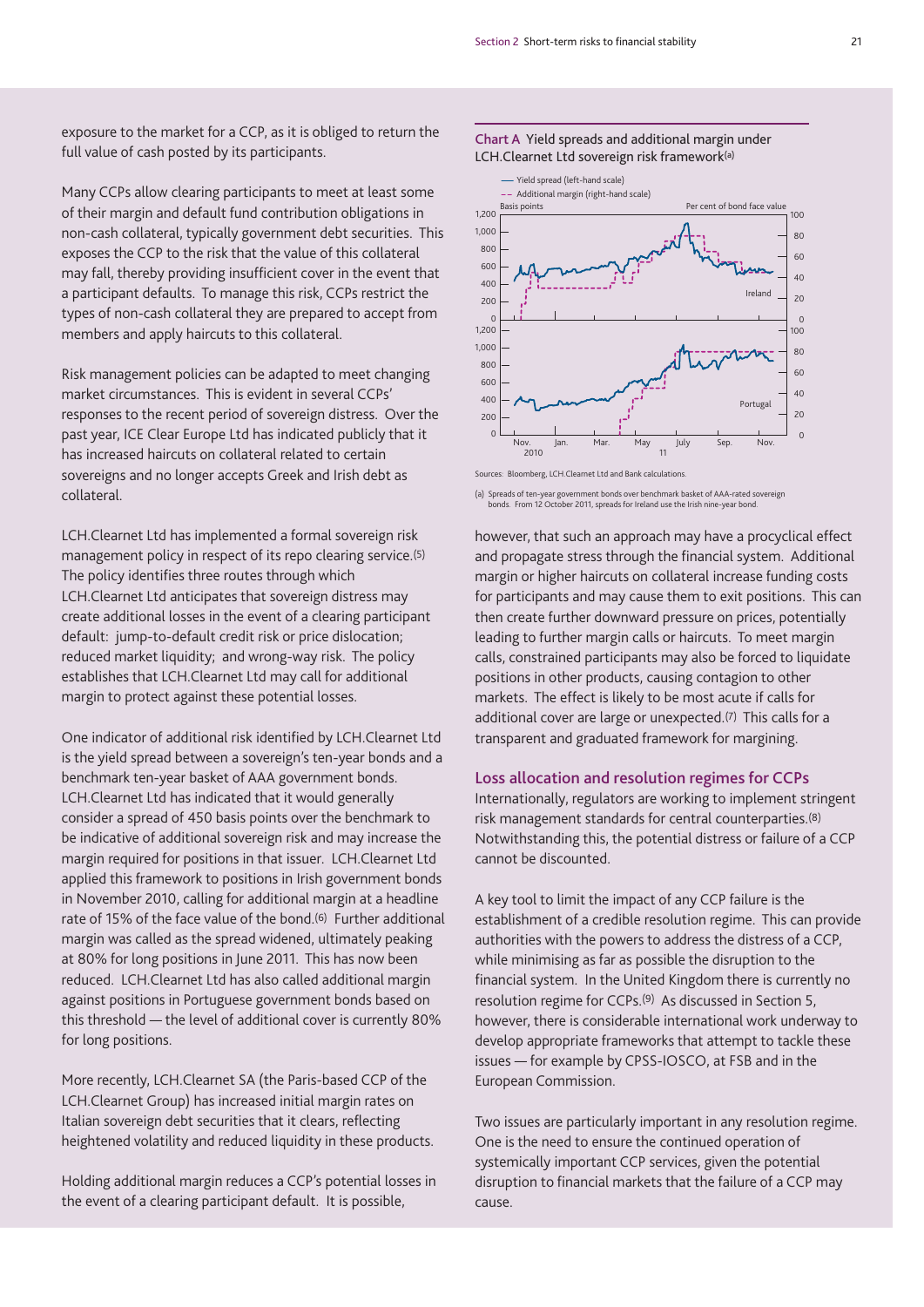exposure to the market for a CCP, as it is obliged to return the full value of cash posted by its participants.

Many CCPs allow clearing participants to meet at least some of their margin and default fund contribution obligations in non-cash collateral, typically government debt securities. This exposes the CCP to the risk that the value of this collateral may fall, thereby providing insufficient cover in the event that a participant defaults. To manage this risk, CCPs restrict the types of non-cash collateral they are prepared to accept from members and apply haircuts to this collateral.

Risk management policies can be adapted to meet changing market circumstances. This is evident in several CCPs' responses to the recent period of sovereign distress. Over the past year, ICE Clear Europe Ltd has indicated publicly that it has increased haircuts on collateral related to certain sovereigns and no longer accepts Greek and Irish debt as collateral.

LCH.Clearnet Ltd has implemented a formal sovereign risk management policy in respect of its repo clearing service.[5] The policy identifies three routes through which LCH.Clearnet Ltd anticipates that sovereign distress may create additional losses in the event of a clearing participant default: jump-to-default credit risk or price dislocation; reduced market liquidity; and wrong-way risk. The policy establishes that LCH.Clearnet Ltd may call for additional margin to protect against these potential losses.

One indicator of additional risk identified by LCH.Clearnet Ltd is the yield spread between a sovereign's ten-year bonds and a benchmark ten-year basket of AAA government bonds. LCH.Clearnet Ltd has indicated that it would generally consider a spread of 450 basis points over the benchmark to be indicative of additional sovereign risk and may increase the margin required for positions in that issuer. LCH.Clearnet Ltd applied this framework to positions in Irish government bonds in November 2010, calling for additional margin at a headline rate of 15% of the face value of the bond.[6] Further additional margin was called as the spread widened, ultimately peaking at 80% for long positions in June 2011. This has now been reduced. LCH.Clearnet Ltd has also called additional margin against positions in Portuguese government bonds based on this threshold — the level of additional cover is currently 80% for long positions.

More recently, LCH.Clearnet SA (the Paris-based CCP of the LCH.Clearnet Group) has increased initial margin rates on Italian sovereign debt securities that it clears, reflecting heightened volatility and reduced liquidity in these products.

Holding additional margin reduces a CCP's potential losses in the event of a clearing participant default. It is possible,

**Chart A** Yield spreads and additional margin under LCH.Clearnet Ltd sovereign risk framework[(a)]

Sources: Bloomberg, LCH.Clearnet Ltd and Bank calculations.

(a) Spreads of ten-year government bonds over benchmark basket of AAA-rated sovereign bonds. From 12 October 2011, spreads for Ireland use the Irish nine-year bond.

however, that such an approach may have a procyclical effect and propagate stress through the financial system. Additional margin or higher haircuts on collateral increase funding costs for participants and may cause them to exit positions. This can then create further downward pressure on prices, potentially leading to further margin calls or haircuts. To meet margin calls, constrained participants may also be forced to liquidate positions in other products, causing contagion to other markets. The effect is likely to be most acute if calls for additional cover are large or unexpected.[7] This calls for a transparent and graduated framework for margining.

## Loss allocation and resolution regimes for CCPs

Internationally, regulators are working to implement stringent risk management standards for central counterparties.[8] Notwithstanding this, the potential distress or failure of a CCP cannot be discounted.

A key tool to limit the impact of any CCP failure is the establishment of a credible resolution regime. This can provide authorities with the powers to address the distress of a CCP, while minimising as far as possible the disruption to the financial system. In the United Kingdom there is currently no resolution regime for CCPs.[9] As discussed in Section 5, however, there is considerable international work underway to develop appropriate frameworks that attempt to tackle these issues — for example by CPSS-IOSCO, at FSB and in the European Commission.

Two issues are particularly important in any resolution regime. One is the need to ensure the continued operation of systemically important CCP services, given the potential disruption to financial markets that the failure of a CCP may cause.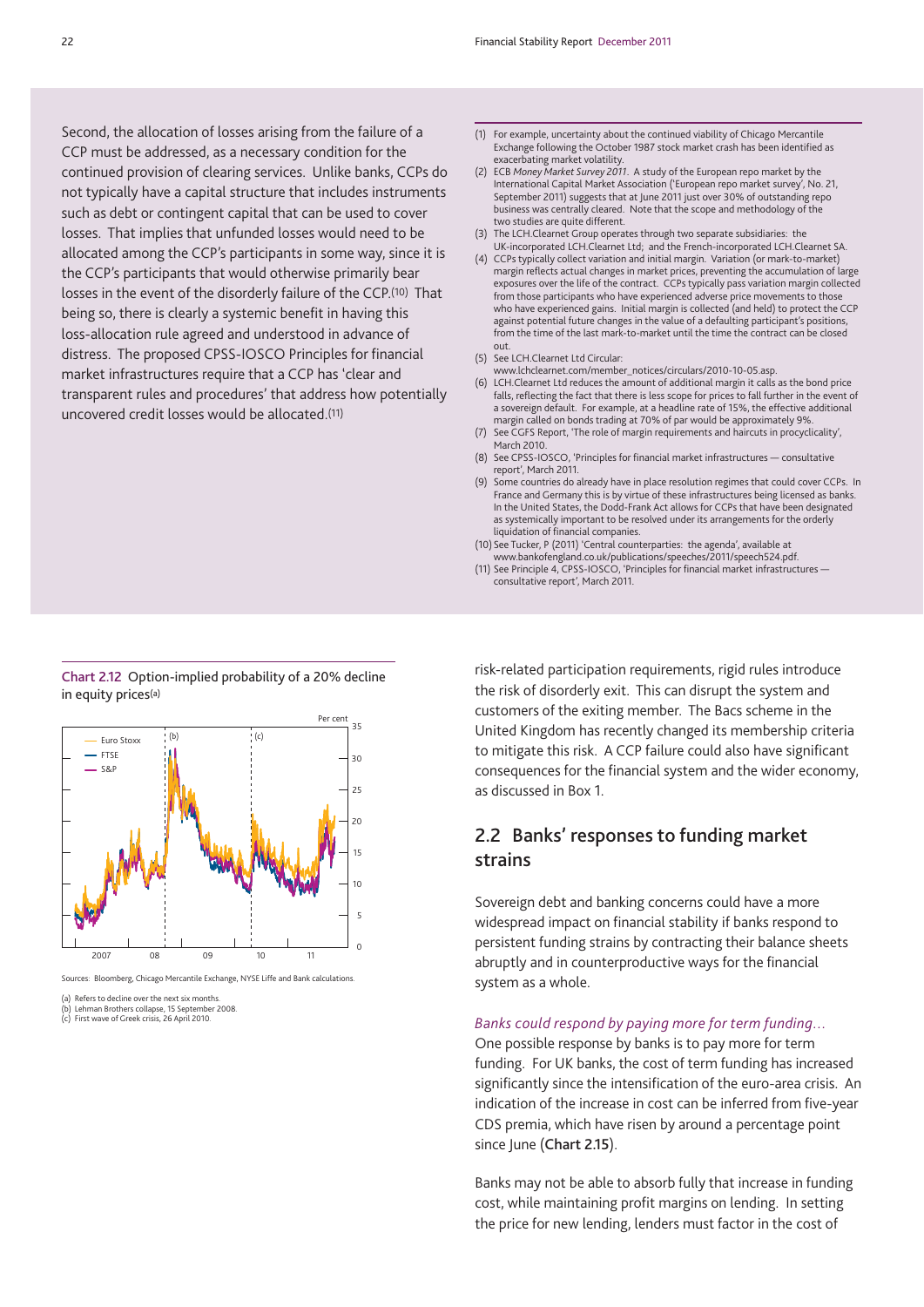Second, the allocation of losses arising from the failure of a CCP must be addressed, as a necessary condition for the continued provision of clearing services. Unlike banks, CCPs do not typically have a capital structure that includes instruments such as debt or contingent capital that can be used to cover losses. That implies that unfunded losses would need to be allocated among the CCP's participants in some way, since it is the CCP's participants that would otherwise primarily bear losses in the event of the disorderly failure of the CCP.[10] That being so, there is clearly a systemic benefit in having this loss-allocation rule agreed and understood in advance of distress. The proposed CPSS-IOSCO Principles for financial market infrastructures require that a CCP has 'clear and transparent rules and procedures' that address how potentially uncovered credit losses would be allocated.[11]

(1) For example, uncertainty about the continued viability of Chicago Mercantile Exchange following the October 1987 stock market crash has been identified as exacerbating market volatility.
(2) ECB *Money Market Survey 2011*. A study of the European repo market by the International Capital Market Association ('European repo market survey', No. 21, September 2011) suggests that at June 2011 just over 30% of outstanding repo business was centrally cleared. Note that the scope and methodology of the two studies are quite different.
(3) The LCH.Clearnet Group operates through two separate subsidiaries: the UK-incorporated LCH.Clearnet Ltd; and the French-incorporated LCH.Clearnet SA.
(4) CCPs typically collect variation and initial margin. Variation (or mark-to-market) margin reflects actual changes in market prices, preventing the accumulation of large exposures over the life of the contract. CCPs typically pass variation margin collected from those participants who have experienced adverse price movements to those who have experienced gains. Initial margin is collected (and held) to protect the CCP against potential future changes in the value of a defaulting participant's positions, from the time of the last mark-to-market until the time the contract can be closed out.
(5) See LCH.Clearnet Ltd Circular: www.lchclearnet.com/member_notices/circulars/2010-10-05.asp.
(6) LCH.Clearnet Ltd reduces the amount of additional margin it calls as the bond price falls, reflecting the fact that there is less scope for prices to fall further in the event of a sovereign default. For example, at a headline rate of 15%, the effective additional margin called on bonds trading at 70% of par would be approximately 9%.
(7) See CGFS Report, 'The role of margin requirements and haircuts in procyclicality', March 2010.
(8) See CPSS-IOSCO, 'Principles for financial market infrastructures — consultative report', March 2011.
(9) Some countries do already have in place resolution regimes that could cover CCPs. In France and Germany this is by virtue of these infrastructures being licensed as banks. In the United States, the Dodd-Frank Act allows for CCPs that have been designated as systemically important to be resolved under its arrangements for the orderly liquidation of financial companies.
(10) See Tucker, P (2011) 'Central counterparties: the agenda', available at www.bankofengland.co.uk/publications/speeches/2011/speech524.pdf.
(11) See Principle 4, CPSS-IOSCO, 'Principles for financial market infrastructures — consultative report', March 2011.

**Chart 2.12** Option-implied probability of a 20% decline in equity prices[(a)]

Sources: Bloomberg, Chicago Mercantile Exchange, NYSE Liffe and Bank calculations.

(a) Refers to decline over the next six months.
(b) Lehman Brothers collapse, 15 September 2008.
(c) First wave of Greek crisis, 26 April 2010.

risk-related participation requirements, rigid rules introduce the risk of disorderly exit. This can disrupt the system and customers of the exiting member. The Bacs scheme in the United Kingdom has recently changed its membership criteria to mitigate this risk. A CCP failure could also have significant consequences for the financial system and the wider economy, as discussed in Box 1.

## 2.2 Banks' responses to funding market strains

Sovereign debt and banking concerns could have a more widespread impact on financial stability if banks respond to persistent funding strains by contracting their balance sheets abruptly and in counterproductive ways for the financial system as a whole.

*Banks could respond by paying more for term funding...*

One possible response by banks is to pay more for term funding. For UK banks, the cost of term funding has increased significantly since the intensification of the euro-area crisis. An indication of the increase in cost can be inferred from five-year CDS premia, which have risen by around a percentage point since June (**Chart 2.15**).

Banks may not be able to absorb fully that increase in funding cost, while maintaining profit margins on lending. In setting the price for new lending, lenders must factor in the cost of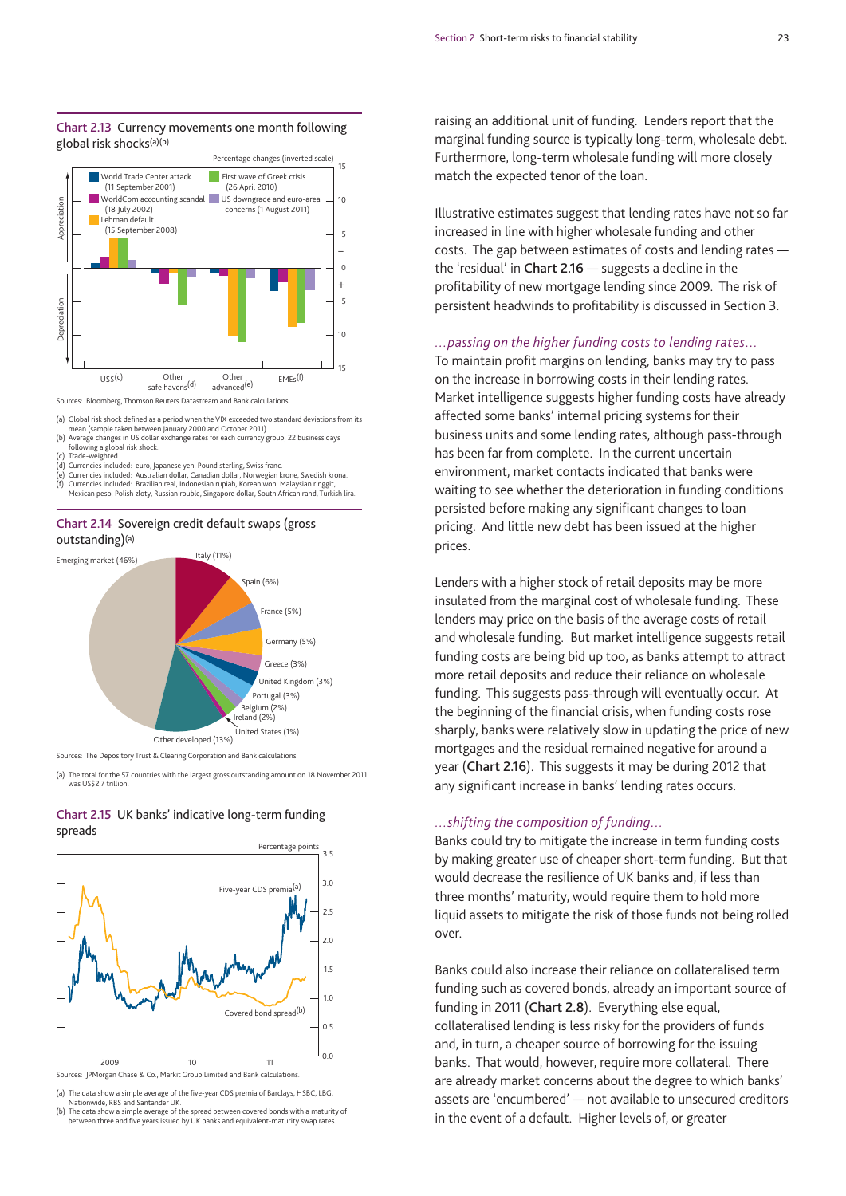Chart 2.13 Currency movements one month following global risk shocks(a)(b)

Sources: Bloomberg, Thomson Reuters Datastream and Bank calculations.

(a) Global risk shock defined as a period when the VIX exceeded two standard deviations from its mean (sample taken between January 2000 and October 2011).
(b) Average changes in US dollar exchange rates for each currency group, 22 business days following a global risk shock.
(c) Trade-weighted.
(d) Currencies included: euro, Japanese yen, Pound sterling, Swiss franc.
(e) Currencies included: Australian dollar, Canadian dollar, Norwegian krone, Swedish krona.
(f) Currencies included: Brazilian real, Indonesian rupiah, Korean won, Malaysian ringgit, Mexican peso, Polish zloty, Russian rouble, Singapore dollar, South African rand, Turkish lira.

Chart 2.14 Sovereign credit default swaps (gross outstanding)(a)

Sources: The Depository Trust & Clearing Corporation and Bank calculations.

(a) The total for the 57 countries with the largest gross outstanding amount on 18 November 2011 was US$2.7 trillion.

Chart 2.15 UK banks' indicative long-term funding spreads

Sources: JPMorgan Chase & Co., Markit Group Limited and Bank calculations.

(a) The data show a simple average of the five-year CDS premia of Barclays, HSBC, LBG, Nationwide, RBS and Santander UK.
(b) The data show a simple average of the spread between covered bonds with a maturity of between three and five years issued by UK banks and equivalent-maturity swap rates.

raising an additional unit of funding. Lenders report that the marginal funding source is typically long-term, wholesale debt. Furthermore, long-term wholesale funding will more closely match the expected tenor of the loan.

Illustrative estimates suggest that lending rates have not so far increased in line with higher wholesale funding and other costs. The gap between estimates of costs and lending rates — the 'residual' in **Chart 2.16** — suggests a decline in the profitability of new mortgage lending since 2009. The risk of persistent headwinds to profitability is discussed in Section 3.

*...passing on the higher funding costs to lending rates...*

To maintain profit margins on lending, banks may try to pass on the increase in borrowing costs in their lending rates. Market intelligence suggests higher funding costs have already affected some banks' internal pricing systems for their business units and some lending rates, although pass-through has been far from complete. In the current uncertain environment, market contacts indicated that banks were waiting to see whether the deterioration in funding conditions persisted before making any significant changes to loan pricing. And little new debt has been issued at the higher prices.

Lenders with a higher stock of retail deposits may be more insulated from the marginal cost of wholesale funding. These lenders may price on the basis of the average costs of retail and wholesale funding. But market intelligence suggests retail funding costs are being bid up too, as banks attempt to attract more retail deposits and reduce their reliance on wholesale funding. This suggests pass-through will eventually occur. At the beginning of the financial crisis, when funding costs rose sharply, banks were relatively slow in updating the price of new mortgages and the residual remained negative for around a year (**Chart 2.16**). This suggests it may be during 2012 that any significant increase in banks' lending rates occurs.

*...shifting the composition of funding...*

Banks could try to mitigate the increase in term funding costs by making greater use of cheaper short-term funding. But that would decrease the resilience of UK banks and, if less than three months' maturity, would require them to hold more liquid assets to mitigate the risk of those funds not being rolled over.

Banks could also increase their reliance on collateralised term funding such as covered bonds, already an important source of funding in 2011 (**Chart 2.8**). Everything else equal, collateralised lending is less risky for the providers of funds and, in turn, a cheaper source of borrowing for the issuing banks. That would, however, require more collateral. There are already market concerns about the degree to which banks' assets are 'encumbered' — not available to unsecured creditors in the event of a default. Higher levels of, or greater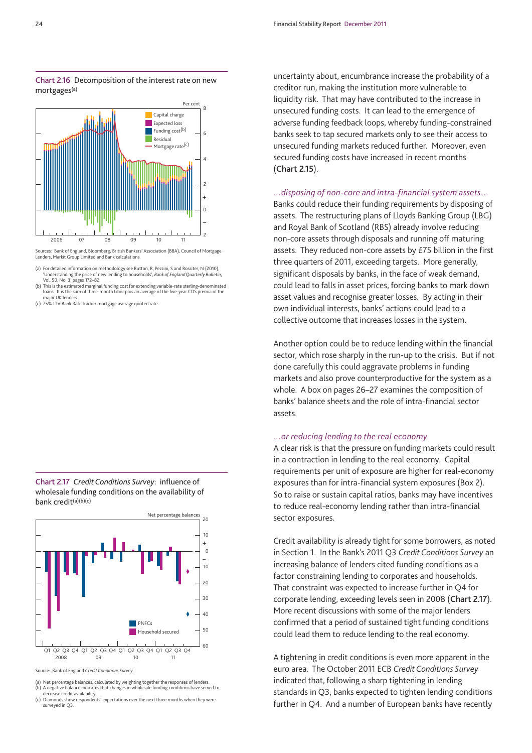Chart 2.16 Decomposition of the interest rate on new mortgages[(a)]

Sources: Bank of England, Bloomberg, British Bankers' Association (BBA), Council of Mortgage Lenders, Markit Group Limited and Bank calculations.

(a) For detailed information on methodology see Button, R, Pezzini, S and Rossiter, N (2010), 'Understanding the price of new lending to households', *Bank of England Quarterly Bulletin*, Vol. 50, No. 3, pages 172–82.
(b) This is the estimated marginal funding cost for extending variable-rate sterling-denominated loans. It is the sum of three-month Libor plus an average of the five-year CDS premia of the major UK lenders.
(c) 75% LTV Bank Rate tracker mortgage average quoted rate.

Chart 2.17 *Credit Conditions Survey*: influence of wholesale funding conditions on the availability of bank credit[(a)(b)(c)]

Source: Bank of England *Credit Conditions Survey*.

(a) Net percentage balances, calculated by weighting together the responses of lenders.
(b) A negative balance indicates that changes in wholesale funding conditions have served to decrease credit availability.
(c) Diamonds show respondents' expectations over the next three months when they were surveyed in Q3.

uncertainty about, encumbrance increase the probability of a creditor run, making the institution more vulnerable to liquidity risk. That may have contributed to the increase in unsecured funding costs. It can lead to the emergence of adverse funding feedback loops, whereby funding-constrained banks seek to tap secured markets only to see their access to unsecured funding markets reduced further. Moreover, even secured funding costs have increased in recent months (**Chart 2.15**).

*...disposing of non-core and intra-financial system assets...*

Banks could reduce their funding requirements by disposing of assets. The restructuring plans of Lloyds Banking Group (LBG) and Royal Bank of Scotland (RBS) already involve reducing non-core assets through disposals and running off maturing assets. They reduced non-core assets by £75 billion in the first three quarters of 2011, exceeding targets. More generally, significant disposals by banks, in the face of weak demand, could lead to falls in asset prices, forcing banks to mark down asset values and recognise greater losses. By acting in their own individual interests, banks' actions could lead to a collective outcome that increases losses in the system.

Another option could be to reduce lending within the financial sector, which rose sharply in the run-up to the crisis. But if not done carefully this could aggravate problems in funding markets and also prove counterproductive for the system as a whole. A box on pages 26–27 examines the composition of banks' balance sheets and the role of intra-financial sector assets.

*...or reducing lending to the real economy.*

A clear risk is that the pressure on funding markets could result in a contraction in lending to the real economy. Capital requirements per unit of exposure are higher for real-economy exposures than for intra-financial system exposures (Box 2). So to raise or sustain capital ratios, banks may have incentives to reduce real-economy lending rather than intra-financial sector exposures.

Credit availability is already tight for some borrowers, as noted in Section 1. In the Bank's 2011 Q3 *Credit Conditions Survey* an increasing balance of lenders cited funding conditions as a factor constraining lending to corporates and households. That constraint was expected to increase further in Q4 for corporate lending, exceeding levels seen in 2008 (**Chart 2.17**). More recent discussions with some of the major lenders confirmed that a period of sustained tight funding conditions could lead them to reduce lending to the real economy.

A tightening in credit conditions is even more apparent in the euro area. The October 2011 ECB *Credit Conditions Survey* indicated that, following a sharp tightening in lending standards in Q3, banks expected to tighten lending conditions further in Q4. And a number of European banks have recently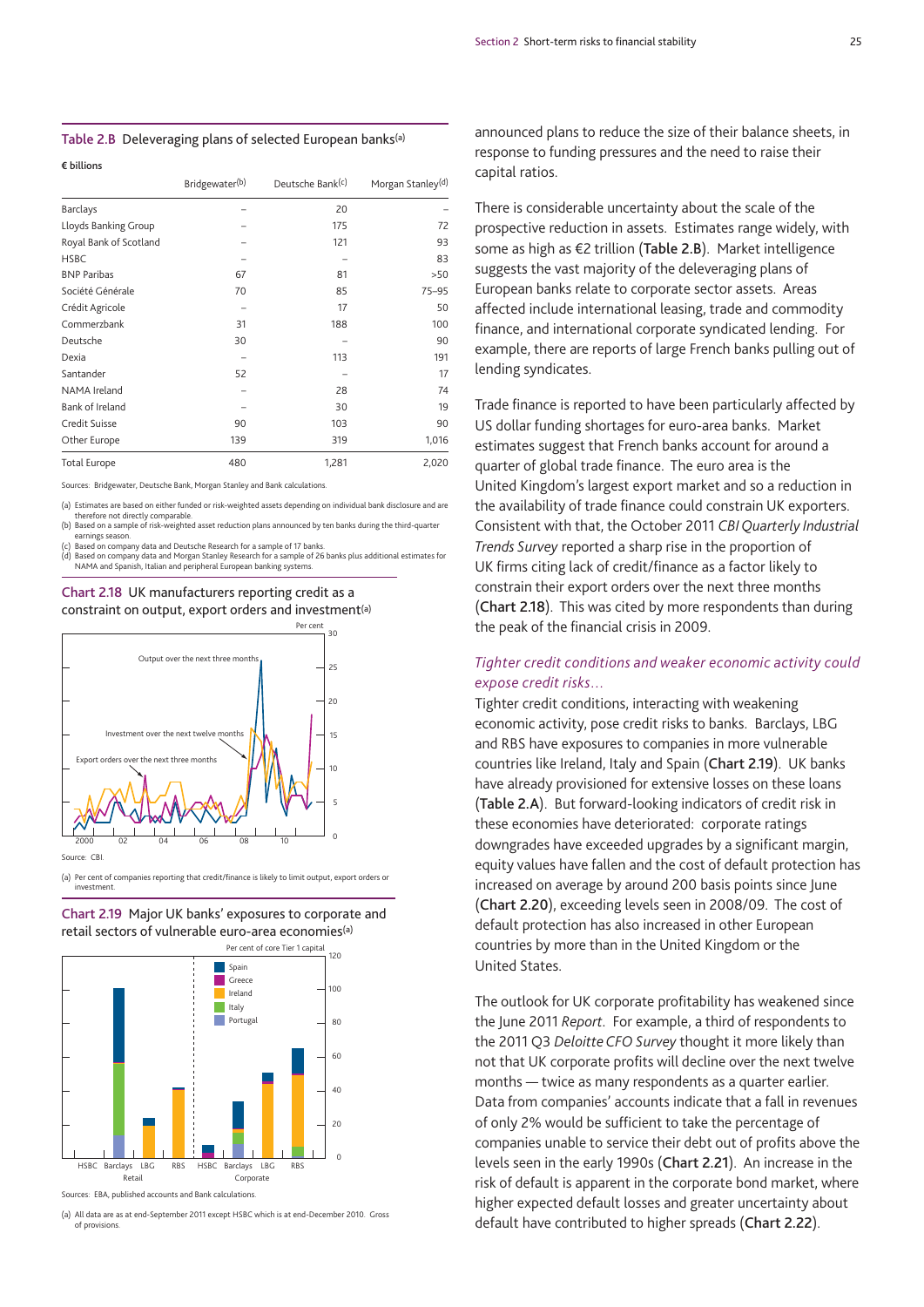## Table 2.B Deleveraging plans of selected European banks[(a)]

€ billions

| | Bridgewater[(b)] | Deutsche Bank[(c)] | Morgan Stanley[(d)] |
|---|---|---|---|
| Barclays | – | 20 | – |
| Lloyds Banking Group | – | 175 | 72 |
| Royal Bank of Scotland | – | 121 | 93 |
| HSBC | – | – | 83 |
| BNP Paribas | 67 | 81 | >50 |
| Société Générale | 70 | 85 | 75–95 |
| Crédit Agricole | – | 17 | 50 |
| Commerzbank | 31 | 188 | 100 |
| Deutsche | 30 | – | 90 |
| Dexia | – | 113 | 191 |
| Santander | 52 | – | 17 |
| NAMA Ireland | – | 28 | 74 |
| Bank of Ireland | – | 30 | 19 |
| Credit Suisse | 90 | 103 | 90 |
| Other Europe | 139 | 319 | 1,016 |
| Total Europe | 480 | 1,281 | 2,020 |

Sources: Bridgewater, Deutsche Bank, Morgan Stanley and Bank calculations.

(a) Estimates are based on either funded or risk-weighted assets depending on individual bank disclosure and are therefore not directly comparable.
(b) Based on a sample of risk-weighted asset reduction plans announced by ten banks during the third-quarter earnings season.
(c) Based on company data and Deutsche Research for a sample of 17 banks.
(d) Based on company data and Morgan Stanley Research for a sample of 26 banks plus additional estimates for NAMA and Spanish, Italian and peripheral European banking systems.

## Chart 2.18 UK manufacturers reporting credit as a constraint on output, export orders and investment[(a)]

Source: CBI.

(a) Per cent of companies reporting that credit/finance is likely to limit output, export orders or investment.

## Chart 2.19 Major UK banks' exposures to corporate and retail sectors of vulnerable euro-area economies[(a)]

Sources: EBA, published accounts and Bank calculations.

(a) All data are as at end-September 2011 except HSBC which is at end-December 2010. Gross of provisions.

announced plans to reduce the size of their balance sheets, in response to funding pressures and the need to raise their capital ratios.

There is considerable uncertainty about the scale of the prospective reduction in assets. Estimates range widely, with some as high as €2 trillion (**Table 2.B**). Market intelligence suggests the vast majority of the deleveraging plans of European banks relate to corporate sector assets. Areas affected include international leasing, trade and commodity finance, and international corporate syndicated lending. For example, there are reports of large French banks pulling out of lending syndicates.

Trade finance is reported to have been particularly affected by US dollar funding shortages for euro-area banks. Market estimates suggest that French banks account for around a quarter of global trade finance. The euro area is the United Kingdom's largest export market and so a reduction in the availability of trade finance could constrain UK exporters. Consistent with that, the October 2011 *CBI Quarterly Industrial Trends Survey* reported a sharp rise in the proportion of UK firms citing lack of credit/finance as a factor likely to constrain their export orders over the next three months (**Chart 2.18**). This was cited by more respondents than during the peak of the financial crisis in 2009.

### *Tighter credit conditions and weaker economic activity could expose credit risks…*

Tighter credit conditions, interacting with weakening economic activity, pose credit risks to banks. Barclays, LBG and RBS have exposures to companies in more vulnerable countries like Ireland, Italy and Spain (**Chart 2.19**). UK banks have already provisioned for extensive losses on these loans (**Table 2.A**). But forward-looking indicators of credit risk in these economies have deteriorated: corporate ratings downgrades have exceeded upgrades by a significant margin, equity values have fallen and the cost of default protection has increased on average by around 200 basis points since June (**Chart 2.20**), exceeding levels seen in 2008/09. The cost of default protection has also increased in other European countries by more than in the United Kingdom or the United States.

The outlook for UK corporate profitability has weakened since the June 2011 *Report*. For example, a third of respondents to the 2011 Q3 *Deloitte CFO Survey* thought it more likely than not that UK corporate profits will decline over the next twelve months — twice as many respondents as a quarter earlier. Data from companies' accounts indicate that a fall in revenues of only 2% would be sufficient to take the percentage of companies unable to service their debt out of profits above the levels seen in the early 1990s (**Chart 2.21**). An increase in the risk of default is apparent in the corporate bond market, where higher expected default losses and greater uncertainty about default have contributed to higher spreads (**Chart 2.22**).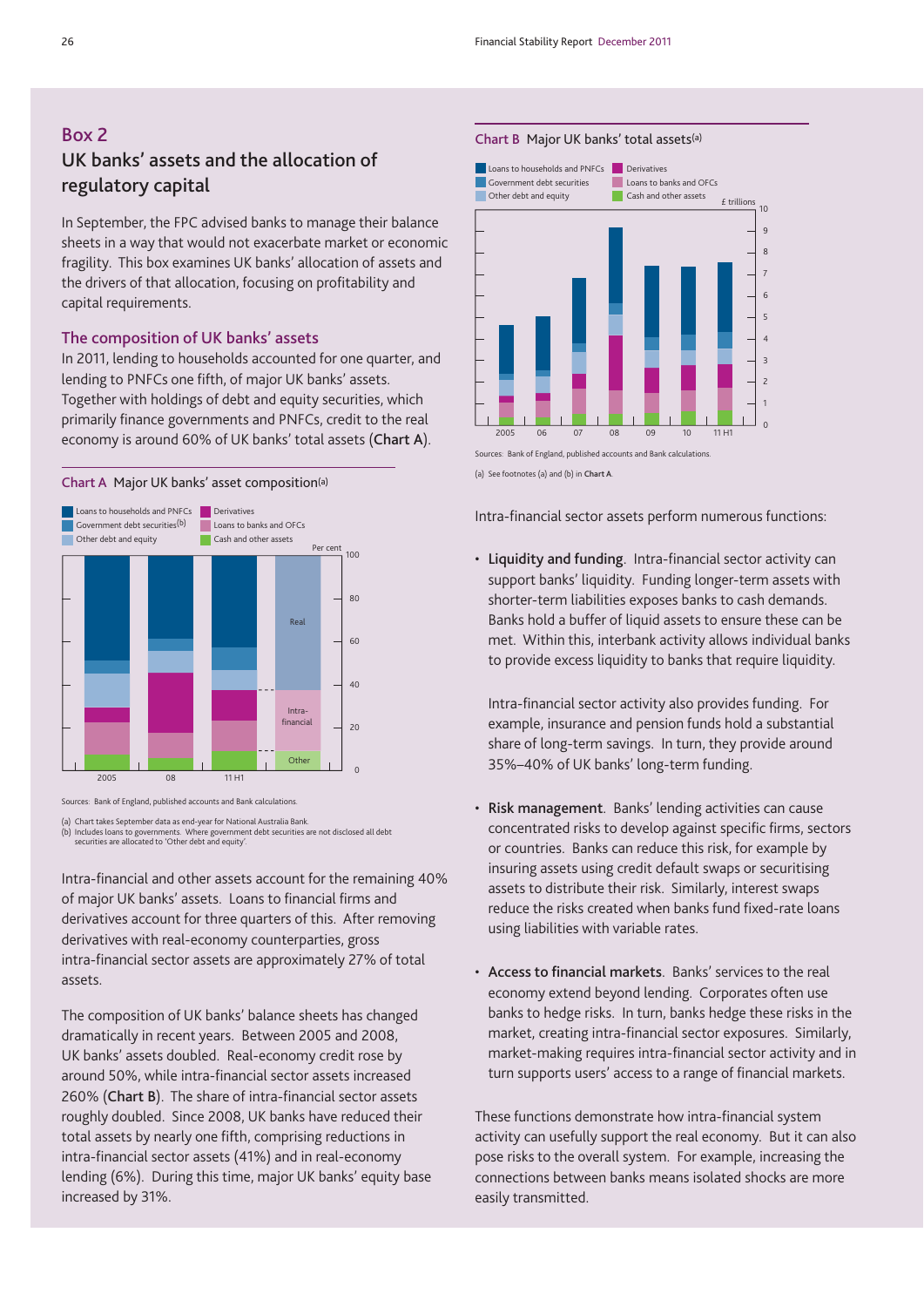## Box 2

### UK banks' assets and the allocation of regulatory capital

In September, the FPC advised banks to manage their balance sheets in a way that would not exacerbate market or economic fragility. This box examines UK banks' allocation of assets and the drivers of that allocation, focusing on profitability and capital requirements.

#### The composition of UK banks' assets

In 2011, lending to households accounted for one quarter, and lending to PNFCs one fifth, of major UK banks' assets. Together with holdings of debt and equity securities, which primarily finance governments and PNFCs, credit to the real economy is around 60% of UK banks' total assets (**Chart A**).

**Chart A** Major UK banks' asset composition[(a)]

Sources: Bank of England, published accounts and Bank calculations.

(a) Chart takes September data as end-year for National Australia Bank.
(b) Includes loans to governments. Where government debt securities are not disclosed all debt securities are allocated to 'Other debt and equity'.

Intra-financial and other assets account for the remaining 40% of major UK banks' assets. Loans to financial firms and derivatives account for three quarters of this. After removing derivatives with real-economy counterparties, gross intra-financial sector assets are approximately 27% of total assets.

The composition of UK banks' balance sheets has changed dramatically in recent years. Between 2005 and 2008, UK banks' assets doubled. Real-economy credit rose by around 50%, while intra-financial sector assets increased 260% (**Chart B**). The share of intra-financial sector assets roughly doubled. Since 2008, UK banks have reduced their total assets by nearly one fifth, comprising reductions in intra-financial sector assets (41%) and in real-economy lending (6%). During this time, major UK banks' equity base increased by 31%.

**Chart B** Major UK banks' total assets[(a)]

Sources: Bank of England, published accounts and Bank calculations.

(a) See footnotes (a) and (b) in **Chart A**.

Intra-financial sector assets perform numerous functions:

- **Liquidity and funding**. Intra-financial sector activity can support banks' liquidity. Funding longer-term assets with shorter-term liabilities exposes banks to cash demands. Banks hold a buffer of liquid assets to ensure these can be met. Within this, interbank activity allows individual banks to provide excess liquidity to banks that require liquidity.

  Intra-financial sector activity also provides funding. For example, insurance and pension funds hold a substantial share of long-term savings. In turn, they provide around 35%–40% of UK banks' long-term funding.

- **Risk management**. Banks' lending activities can cause concentrated risks to develop against specific firms, sectors or countries. Banks can reduce this risk, for example by insuring assets using credit default swaps or securitising assets to distribute their risk. Similarly, interest swaps reduce the risks created when banks fund fixed-rate loans using liabilities with variable rates.

- **Access to financial markets**. Banks' services to the real economy extend beyond lending. Corporates often use banks to hedge risks. In turn, banks hedge these risks in the market, creating intra-financial sector exposures. Similarly, market-making requires intra-financial sector activity and in turn supports users' access to a range of financial markets.

These functions demonstrate how intra-financial system activity can usefully support the real economy. But it can also pose risks to the overall system. For example, increasing the connections between banks means isolated shocks are more easily transmitted.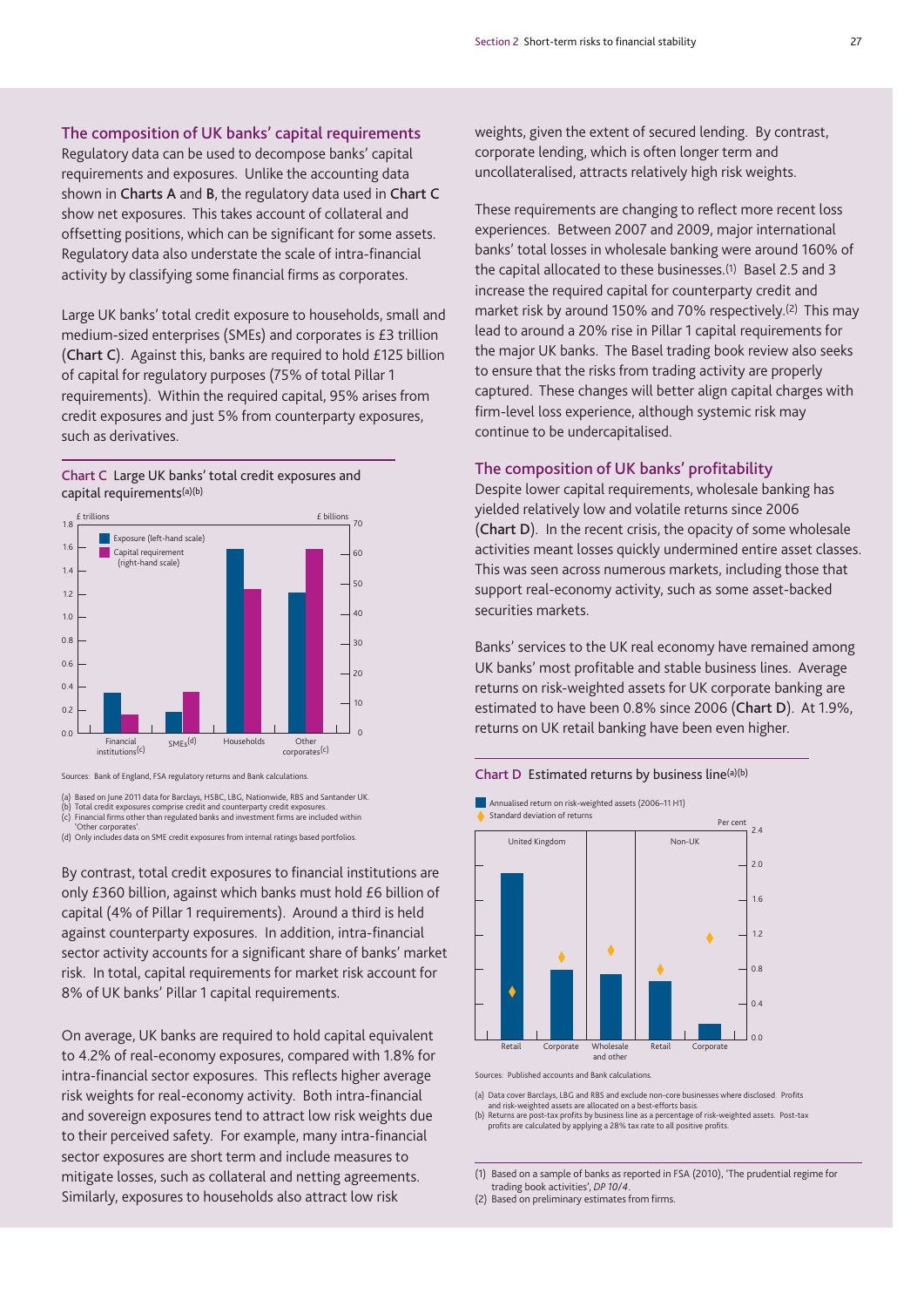## The composition of UK banks' capital requirements

Regulatory data can be used to decompose banks' capital requirements and exposures. Unlike the accounting data shown in **Charts A** and **B**, the regulatory data used in **Chart C** show net exposures. This takes account of collateral and offsetting positions, which can be significant for some assets. Regulatory data also understate the scale of intra-financial activity by classifying some financial firms as corporates.

Large UK banks' total credit exposure to households, small and medium-sized enterprises (SMEs) and corporates is £3 trillion (**Chart C**). Against this, banks are required to hold £125 billion of capital for regulatory purposes (75% of total Pillar 1 requirements). Within the required capital, 95% arises from credit exposures and just 5% from counterparty exposures, such as derivatives.

**Chart C** Large UK banks' total credit exposures and capital requirements[(a)(b)]

Sources: Bank of England, FSA regulatory returns and Bank calculations.

(a) Based on June 2011 data for Barclays, HSBC, LBG, Nationwide, RBS and Santander UK.
(b) Total credit exposures comprise credit and counterparty credit exposures.
(c) Financial firms other than regulated banks and investment firms are included within 'Other corporates'.
(d) Only includes data on SME credit exposures from internal ratings based portfolios.

By contrast, total credit exposures to financial institutions are only £360 billion, against which banks must hold £6 billion of capital (4% of Pillar 1 requirements). Around a third is held against counterparty exposures. In addition, intra-financial sector activity accounts for a significant share of banks' market risk. In total, capital requirements for market risk account for 8% of UK banks' Pillar 1 capital requirements.

On average, UK banks are required to hold capital equivalent to 4.2% of real-economy exposures, compared with 1.8% for intra-financial sector exposures. This reflects higher average risk weights for real-economy activity. Both intra-financial and sovereign exposures tend to attract low risk weights due to their perceived safety. For example, many intra-financial sector exposures are short term and include measures to mitigate losses, such as collateral and netting agreements. Similarly, exposures to households also attract low risk weights, given the extent of secured lending. By contrast, corporate lending, which is often longer term and uncollateralised, attracts relatively high risk weights.

These requirements are changing to reflect more recent loss experiences. Between 2007 and 2009, major international banks' total losses in wholesale banking were around 160% of the capital allocated to these businesses.[1] Basel 2.5 and 3 increase the required capital for counterparty credit and market risk by around 150% and 70% respectively.[2] This may lead to around a 20% rise in Pillar 1 capital requirements for the major UK banks. The Basel trading book review also seeks to ensure that the risks from trading activity are properly captured. These changes will better align capital charges with firm-level loss experience, although systemic risk may continue to be undercapitalised.

## The composition of UK banks' profitability

Despite lower capital requirements, wholesale banking has yielded relatively low and volatile returns since 2006 (**Chart D**). In the recent crisis, the opacity of some wholesale activities meant losses quickly undermined entire asset classes. This was seen across numerous markets, including those that support real-economy activity, such as some asset-backed securities markets.

Banks' services to the UK real economy have remained among UK banks' most profitable and stable business lines. Average returns on risk-weighted assets for UK corporate banking are estimated to have been 0.8% since 2006 (**Chart D**). At 1.9%, returns on UK retail banking have been even higher.

**Chart D** Estimated returns by business line[(a)(b)]

Sources: Published accounts and Bank calculations.

(a) Data cover Barclays, LBG and RBS and exclude non-core businesses where disclosed. Profits and risk-weighted assets are allocated on a best-efforts basis.
(b) Returns are post-tax profits by business line as a percentage of risk-weighted assets. Post-tax profits are calculated by applying a 28% tax rate to all positive profits.

(1) Based on a sample of banks as reported in FSA (2010), 'The prudential regime for trading book activities', *DP 10/4*.
(2) Based on preliminary estimates from firms.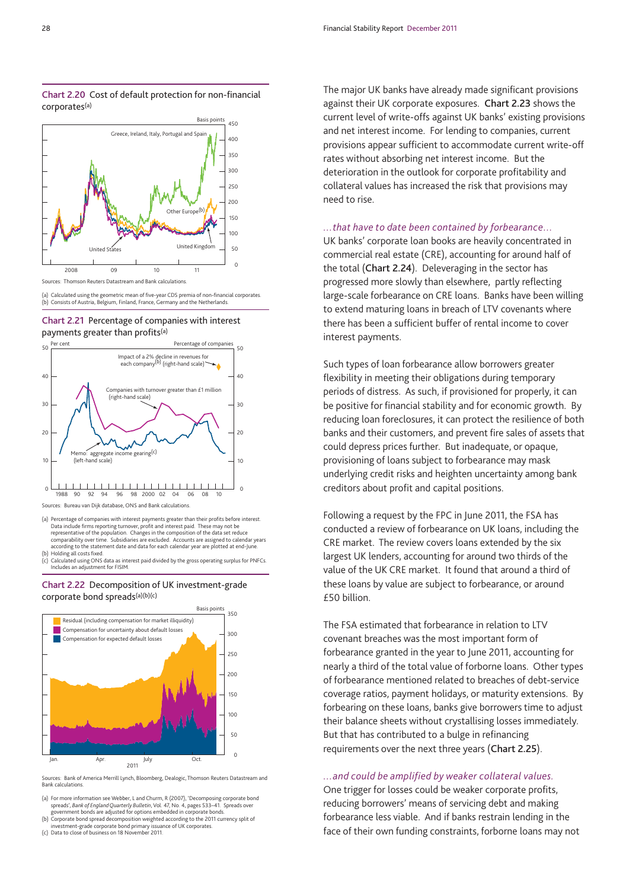**Chart 2.20** Cost of default protection for non-financial corporates(a)

Sources: Thomson Reuters Datastream and Bank calculations.

(a) Calculated using the geometric mean of five-year CDS premia of non-financial corporates.
(b) Consists of Austria, Belgium, Finland, France, Germany and the Netherlands.

**Chart 2.21** Percentage of companies with interest payments greater than profits(a)

Sources: Bureau van Dijk database, ONS and Bank calculations.

(a) Percentage of companies with interest payments greater than their profits before interest. Data include firms reporting turnover, profit and interest paid. These may not be representative of the population. Changes in the composition of the data set reduce comparability over time. Subsidiaries are excluded. Accounts are assigned to calendar years according to the statement date and data for each calendar year are plotted at end-June.
(b) Holding all costs fixed.
(c) Calculated using ONS data as interest paid divided by the gross operating surplus for PNFCs. Includes an adjustment for FISIM.

**Chart 2.22** Decomposition of UK investment-grade corporate bond spreads(a)(b)(c)

Sources: Bank of America Merrill Lynch, Bloomberg, Dealogic, Thomson Reuters Datastream and Bank calculations.

(a) For more information see Webber, L and Churm, R (2007), 'Decomposing corporate bond spreads', *Bank of England Quarterly Bulletin*, Vol. 47, No. 4, pages 533–41. Spreads over government bonds are adjusted for options embedded in corporate bonds.
(b) Corporate bond spread decomposition weighted according to the 2011 currency split of investment-grade corporate bond primary issuance of UK corporates.
(c) Data to close of business on 18 November 2011.

The major UK banks have already made significant provisions against their UK corporate exposures. **Chart 2.23** shows the current level of write-offs against UK banks' existing provisions and net interest income. For lending to companies, current provisions appear sufficient to accommodate current write-off rates without absorbing net interest income. But the deterioration in the outlook for corporate profitability and collateral values has increased the risk that provisions may need to rise.

*...that have to date been contained by forbearance...*

UK banks' corporate loan books are heavily concentrated in commercial real estate (CRE), accounting for around half of the total (**Chart 2.24**). Deleveraging in the sector has progressed more slowly than elsewhere, partly reflecting large-scale forbearance on CRE loans. Banks have been willing to extend maturing loans in breach of LTV covenants where there has been a sufficient buffer of rental income to cover interest payments.

Such types of loan forbearance allow borrowers greater flexibility in meeting their obligations during temporary periods of distress. As such, if provisioned for properly, it can be positive for financial stability and for economic growth. By reducing loan foreclosures, it can protect the resilience of both banks and their customers, and prevent fire sales of assets that could depress prices further. But inadequate, or opaque, provisioning of loans subject to forbearance may mask underlying credit risks and heighten uncertainty among bank creditors about profit and capital positions.

Following a request by the FPC in June 2011, the FSA has conducted a review of forbearance on UK loans, including the CRE market. The review covers loans extended by the six largest UK lenders, accounting for around two thirds of the value of the UK CRE market. It found that around a third of these loans by value are subject to forbearance, or around £50 billion.

The FSA estimated that forbearance in relation to LTV covenant breaches was the most important form of forbearance granted in the year to June 2011, accounting for nearly a third of the total value of forborne loans. Other types of forbearance mentioned related to breaches of debt-service coverage ratios, payment holidays, or maturity extensions. By forbearing on these loans, banks give borrowers time to adjust their balance sheets without crystallising losses immediately. But that has contributed to a bulge in refinancing requirements over the next three years (**Chart 2.25**).

*...and could be amplified by weaker collateral values.*

One trigger for losses could be weaker corporate profits, reducing borrowers' means of servicing debt and making forbearance less viable. And if banks restrain lending in the face of their own funding constraints, forborne loans may not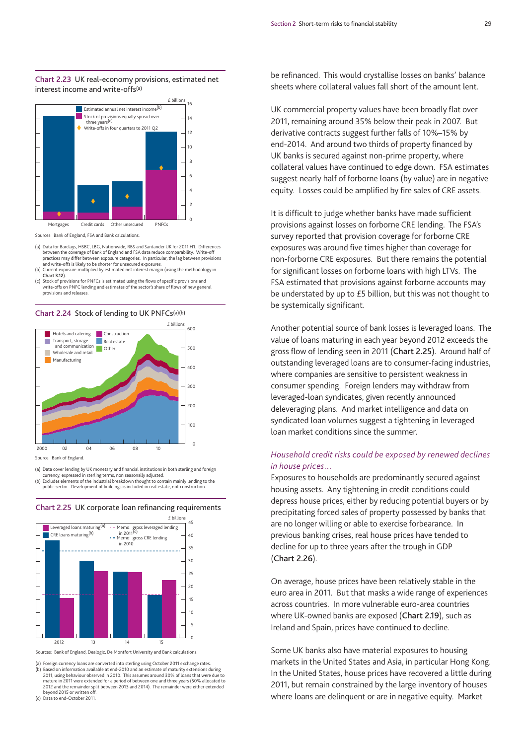**Chart 2.23** UK real-economy provisions, estimated net interest income and write-offs(a)

Sources: Bank of England, FSA and Bank calculations.

(a) Data for Barclays, HSBC, LBG, Nationwide, RBS and Santander UK for 2011 H1. Differences between the coverage of Bank of England and FSA data reduce comparability. Write-off practices may differ between exposure categories. In particular, the lag between provisions and write-offs is likely to be shorter for unsecured exposures.
(b) Current exposure multiplied by estimated net interest margin (using the methodology in **Chart 3.12**).
(c) Stock of provisions for PNFCs is estimated using the flows of specific provisions and write-offs on PNFC lending and estimates of the sector's share of flows of new general provisions and releases.

**Chart 2.24** Stock of lending to UK PNFCs(a)(b)

Source: Bank of England.

(a) Data cover lending by UK monetary and financial institutions in both sterling and foreign currency, expressed in sterling terms, non seasonally adjusted.
(b) Excludes elements of the industrial breakdown thought to contain mainly lending to the public sector. Development of buildings is included in real estate, not construction.

**Chart 2.25** UK corporate loan refinancing requirements

Sources: Bank of England, Dealogic, De Montfort University and Bank calculations.

(a) Foreign currency loans are converted into sterling using October 2011 exchange rates.
(b) Based on information available at end-2010 and an estimate of maturity extensions during 2011, using behaviour observed in 2010. This assumes around 30% of loans that were due to mature in 2011 were extended for a period of between one and three years (50% allocated to 2012 and the remainder split between 2013 and 2014). The remainder were either extended beyond 2015 or written off.
(c) Data to end-October 2011.

be refinanced. This would crystallise losses on banks' balance sheets where collateral values fall short of the amount lent.

UK commercial property values have been broadly flat over 2011, remaining around 35% below their peak in 2007. But derivative contracts suggest further falls of 10%–15% by end-2014. And around two thirds of property financed by UK banks is secured against non-prime property, where collateral values have continued to edge down. FSA estimates suggest nearly half of forborne loans (by value) are in negative equity. Losses could be amplified by fire sales of CRE assets.

It is difficult to judge whether banks have made sufficient provisions against losses on forborne CRE lending. The FSA's survey reported that provision coverage for forborne CRE exposures was around five times higher than coverage for non-forborne CRE exposures. But there remains the potential for significant losses on forborne loans with high LTVs. The FSA estimated that provisions against forborne accounts may be understated by up to £5 billion, but this was not thought to be systemically significant.

Another potential source of bank losses is leveraged loans. The value of loans maturing in each year beyond 2012 exceeds the gross flow of lending seen in 2011 (**Chart 2.25**). Around half of outstanding leveraged loans are to consumer-facing industries, where companies are sensitive to persistent weakness in consumer spending. Foreign lenders may withdraw from leveraged-loan syndicates, given recently announced deleveraging plans. And market intelligence and data on syndicated loan volumes suggest a tightening in leveraged loan market conditions since the summer.

*Household credit risks could be exposed by renewed declines in house prices…*

Exposures to households are predominantly secured against housing assets. Any tightening in credit conditions could depress house prices, either by reducing potential buyers or by precipitating forced sales of property possessed by banks that are no longer willing or able to exercise forbearance. In previous banking crises, real house prices have tended to decline for up to three years after the trough in GDP (**Chart 2.26**).

On average, house prices have been relatively stable in the euro area in 2011. But that masks a wide range of experiences across countries. In more vulnerable euro-area countries where UK-owned banks are exposed (**Chart 2.19**), such as Ireland and Spain, prices have continued to decline.

Some UK banks also have material exposures to housing markets in the United States and Asia, in particular Hong Kong. In the United States, house prices have recovered a little during 2011, but remain constrained by the large inventory of houses where loans are delinquent or are in negative equity. Market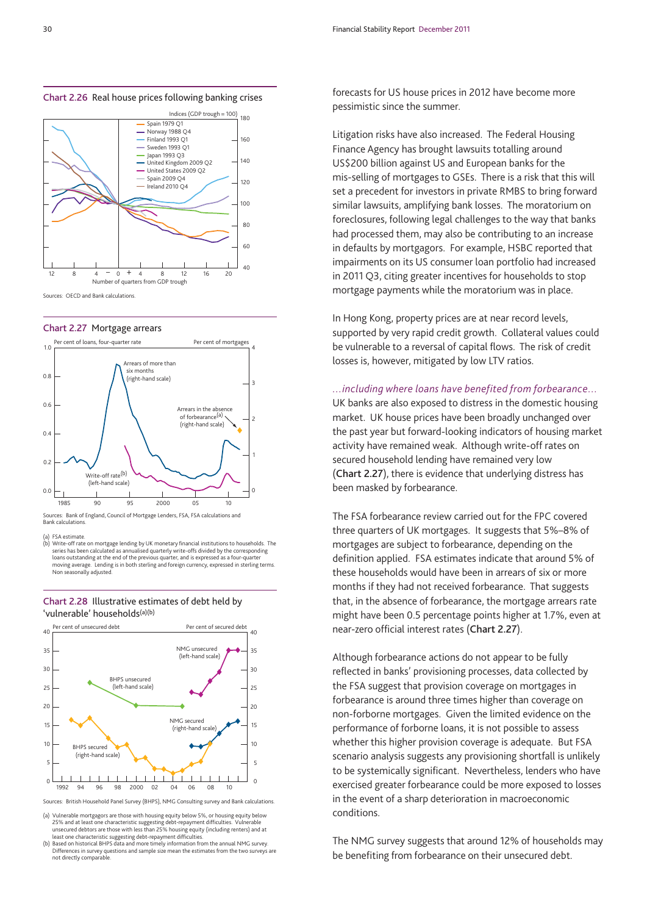**Chart 2.26** Real house prices following banking crises

Sources: OECD and Bank calculations.

**Chart 2.27** Mortgage arrears

Sources: Bank of England, Council of Mortgage Lenders, FSA, FSA calculations and Bank calculations.

(a) FSA estimate.
(b) Write-off rate on mortgage lending by UK monetary financial institutions to households. The series has been calculated as annualised quarterly write-offs divided by the corresponding loans outstanding at the end of the previous quarter, and is expressed as a four-quarter moving average. Lending is in both sterling and foreign currency, expressed in sterling terms. Non seasonally adjusted.

**Chart 2.28** Illustrative estimates of debt held by 'vulnerable' households(a)(b)

Sources: British Household Panel Survey (BHPS), NMG Consulting survey and Bank calculations.

(a) Vulnerable mortgagors are those with housing equity below 5%, or housing equity below 25% and at least one characteristic suggesting debt-repayment difficulties. Vulnerable unsecured debtors are those with less than 25% housing equity (including renters) and at least one characteristic suggesting debt-repayment difficulties.
(b) Based on historical BHPS data and more timely information from the annual NMG survey. Differences in survey questions and sample size mean the estimates from the two surveys are not directly comparable.

forecasts for US house prices in 2012 have become more pessimistic since the summer.

Litigation risks have also increased. The Federal Housing Finance Agency has brought lawsuits totalling around US$200 billion against US and European banks for the mis-selling of mortgages to GSEs. There is a risk that this will set a precedent for investors in private RMBS to bring forward similar lawsuits, amplifying bank losses. The moratorium on foreclosures, following legal challenges to the way that banks had processed them, may also be contributing to an increase in defaults by mortgagors. For example, HSBC reported that impairments on its US consumer loan portfolio had increased in 2011 Q3, citing greater incentives for households to stop mortgage payments while the moratorium was in place.

In Hong Kong, property prices are at near record levels, supported by very rapid credit growth. Collateral values could be vulnerable to a reversal of capital flows. The risk of credit losses is, however, mitigated by low LTV ratios.

*...including where loans have benefited from forbearance...*

UK banks are also exposed to distress in the domestic housing market. UK house prices have been broadly unchanged over the past year but forward-looking indicators of housing market activity have remained weak. Although write-off rates on secured household lending have remained very low (**Chart 2.27**), there is evidence that underlying distress has been masked by forbearance.

The FSA forbearance review carried out for the FPC covered three quarters of UK mortgages. It suggests that 5%–8% of mortgages are subject to forbearance, depending on the definition applied. FSA estimates indicate that around 5% of these households would have been in arrears of six or more months if they had not received forbearance. That suggests that, in the absence of forbearance, the mortgage arrears rate might have been 0.5 percentage points higher at 1.7%, even at near-zero official interest rates (**Chart 2.27**).

Although forbearance actions do not appear to be fully reflected in banks' provisioning processes, data collected by the FSA suggest that provision coverage on mortgages in forbearance is around three times higher than coverage on non-forborne mortgages. Given the limited evidence on the performance of forborne loans, it is not possible to assess whether this higher provision coverage is adequate. But FSA scenario analysis suggests any provisioning shortfall is unlikely to be systemically significant. Nevertheless, lenders who have exercised greater forbearance could be more exposed to losses in the event of a sharp deterioration in macroeconomic conditions.

The NMG survey suggests that around 12% of households may be benefiting from forbearance on their unsecured debt.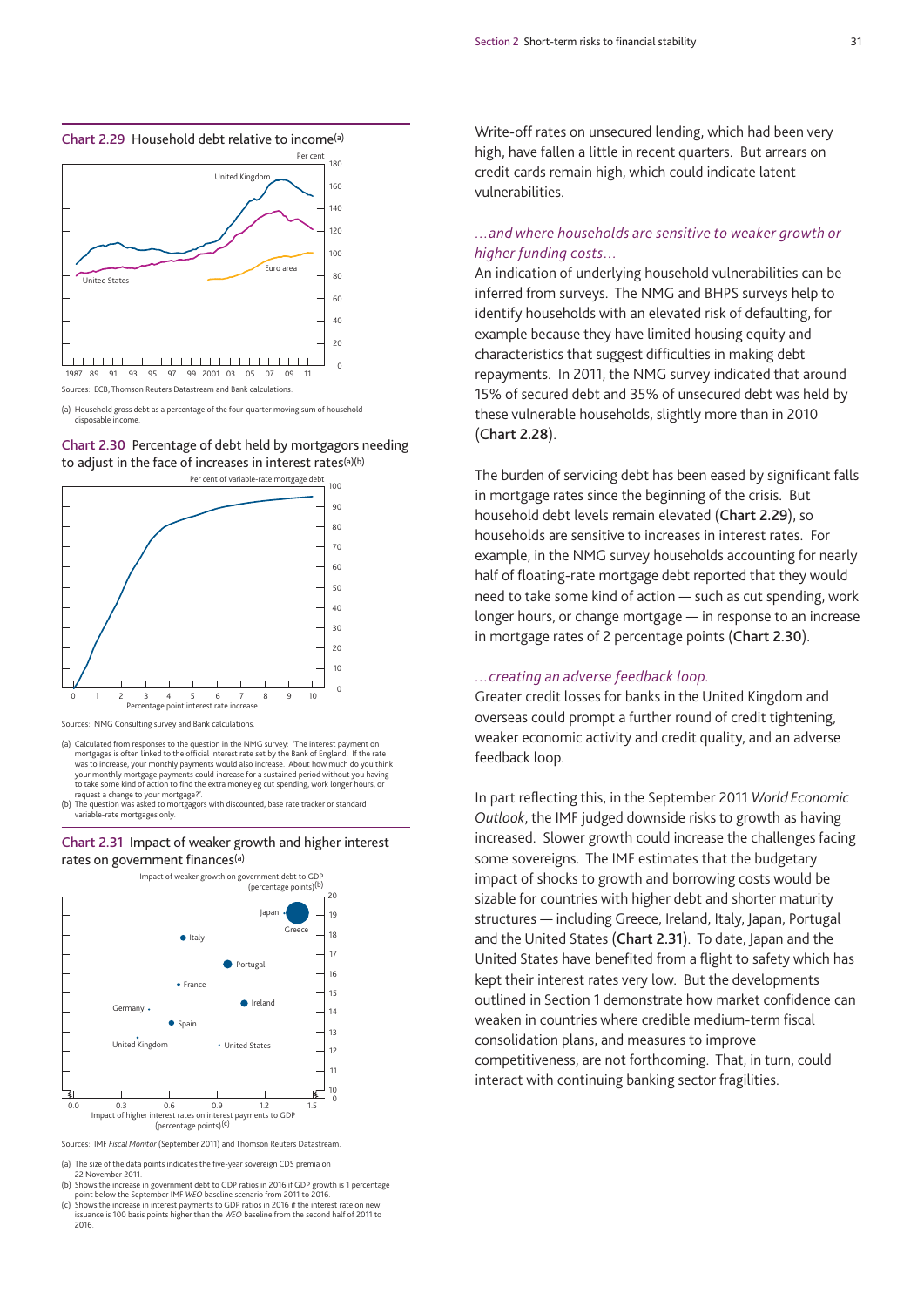**Chart 2.29** Household debt relative to income[(a)]

Sources: ECB, Thomson Reuters Datastream and Bank calculations.

(a) Household gross debt as a percentage of the four-quarter moving sum of household disposable income.

**Chart 2.30** Percentage of debt held by mortgagors needing to adjust in the face of increases in interest rates[(a)(b)]

Sources: NMG Consulting survey and Bank calculations.

(a) Calculated from responses to the question in the NMG survey: 'The interest payment on mortgages is often linked to the official interest rate set by the Bank of England. If the rate was to increase, your monthly payments would also increase. About how much do you think your monthly mortgage payments could increase for a sustained period without you having to take some kind of action to find the extra money eg cut spending, work longer hours, or request a change to your mortgage?'.
(b) The question was asked to mortgagors with discounted, base rate tracker or standard variable-rate mortgages only.

**Chart 2.31** Impact of weaker growth and higher interest rates on government finances[(a)]

Sources: IMF *Fiscal Monitor* (September 2011) and Thomson Reuters Datastream.

(a) The size of the data points indicates the five-year sovereign CDS premia on 22 November 2011.
(b) Shows the increase in government debt to GDP ratios in 2016 if GDP growth is 1 percentage point below the September IMF *WEO* baseline scenario from 2011 to 2016.
(c) Shows the increase in interest payments to GDP ratios in 2016 if the interest rate on new issuance is 100 basis points higher than the *WEO* baseline from the second half of 2011 to 2016.

Write-off rates on unsecured lending, which had been very high, have fallen a little in recent quarters. But arrears on credit cards remain high, which could indicate latent vulnerabilities.

*...and where households are sensitive to weaker growth or higher funding costs...*

An indication of underlying household vulnerabilities can be inferred from surveys. The NMG and BHPS surveys help to identify households with an elevated risk of defaulting, for example because they have limited housing equity and characteristics that suggest difficulties in making debt repayments. In 2011, the NMG survey indicated that around 15% of secured debt and 35% of unsecured debt was held by these vulnerable households, slightly more than in 2010 (**Chart 2.28**).

The burden of servicing debt has been eased by significant falls in mortgage rates since the beginning of the crisis. But household debt levels remain elevated (**Chart 2.29**), so households are sensitive to increases in interest rates. For example, in the NMG survey households accounting for nearly half of floating-rate mortgage debt reported that they would need to take some kind of action — such as cut spending, work longer hours, or change mortgage — in response to an increase in mortgage rates of 2 percentage points (**Chart 2.30**).

*...creating an adverse feedback loop.*

Greater credit losses for banks in the United Kingdom and overseas could prompt a further round of credit tightening, weaker economic activity and credit quality, and an adverse feedback loop.

In part reflecting this, in the September 2011 *World Economic Outlook*, the IMF judged downside risks to growth as having increased. Slower growth could increase the challenges facing some sovereigns. The IMF estimates that the budgetary impact of shocks to growth and borrowing costs would be sizable for countries with higher debt and shorter maturity structures — including Greece, Ireland, Italy, Japan, Portugal and the United States (**Chart 2.31**). To date, Japan and the United States have benefited from a flight to safety which has kept their interest rates very low. But the developments outlined in Section 1 demonstrate how market confidence can weaken in countries where credible medium-term fiscal consolidation plans, and measures to improve competitiveness, are not forthcoming. That, in turn, could interact with continuing banking sector fragilities.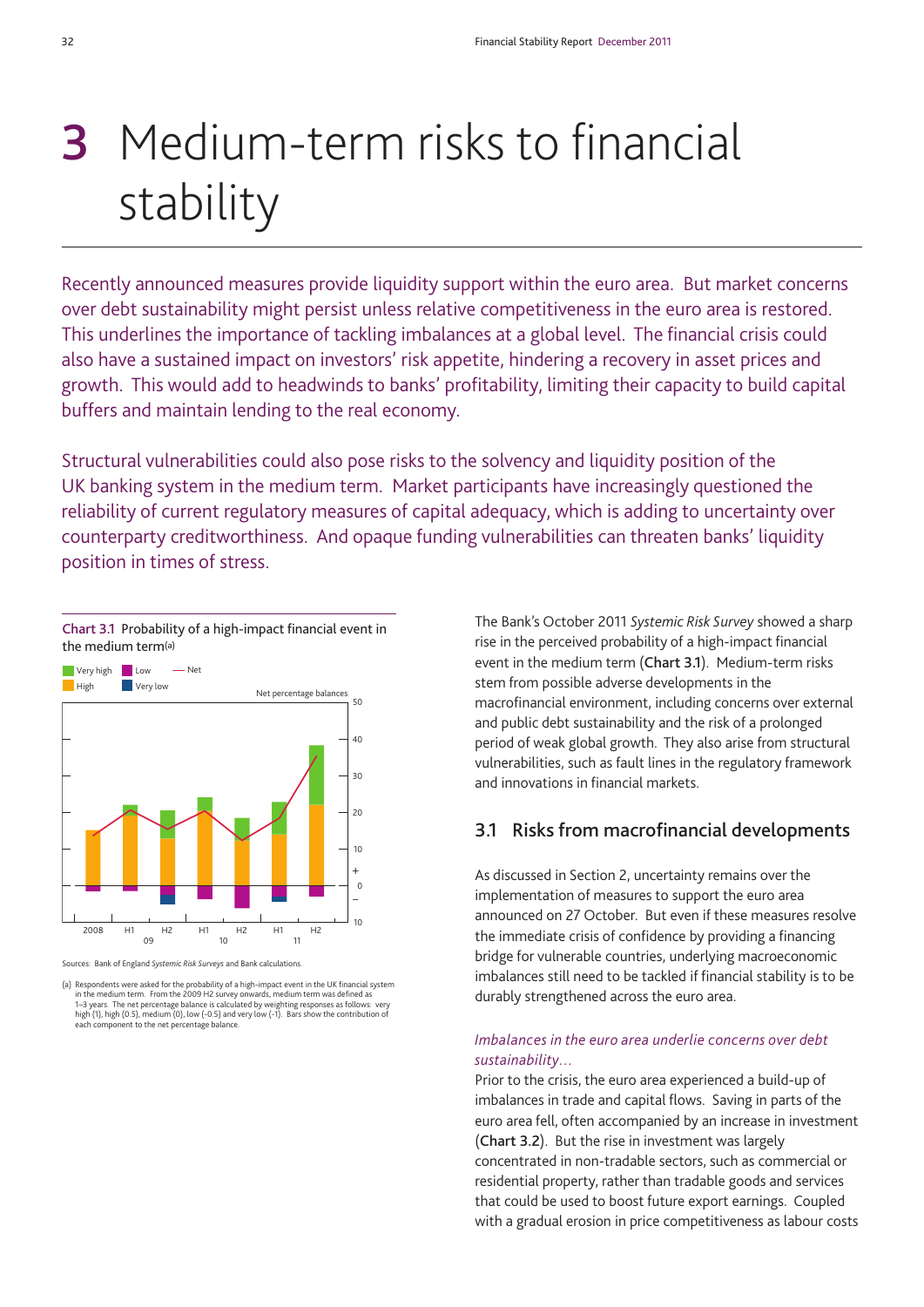# 3 Medium-term risks to financial stability

Recently announced measures provide liquidity support within the euro area. But market concerns over debt sustainability might persist unless relative competitiveness in the euro area is restored. This underlines the importance of tackling imbalances at a global level. The financial crisis could also have a sustained impact on investors' risk appetite, hindering a recovery in asset prices and growth. This would add to headwinds to banks' profitability, limiting their capacity to build capital buffers and maintain lending to the real economy.

Structural vulnerabilities could also pose risks to the solvency and liquidity position of the UK banking system in the medium term. Market participants have increasingly questioned the reliability of current regulatory measures of capital adequacy, which is adding to uncertainty over counterparty creditworthiness. And opaque funding vulnerabilities can threaten banks' liquidity position in times of stress.

**Chart 3.1** Probability of a high-impact financial event in the medium term(a)

Sources: Bank of England *Systemic Risk Surveys* and Bank calculations.

(a) Respondents were asked for the probability of a high-impact event in the UK financial system in the medium term. From the 2009 H2 survey onwards, medium term was defined as 1–3 years. The net percentage balance is calculated by weighting responses as follows: very high (1), high (0.5), medium (0), low (-0.5) and very low (-1). Bars show the contribution of each component to the net percentage balance.

The Bank's October 2011 *Systemic Risk Survey* showed a sharp rise in the perceived probability of a high-impact financial event in the medium term (**Chart 3.1**). Medium-term risks stem from possible adverse developments in the macrofinancial environment, including concerns over external and public debt sustainability and the risk of a prolonged period of weak global growth. They also arise from structural vulnerabilities, such as fault lines in the regulatory framework and innovations in financial markets.

## 3.1 Risks from macrofinancial developments

As discussed in Section 2, uncertainty remains over the implementation of measures to support the euro area announced on 27 October. But even if these measures resolve the immediate crisis of confidence by providing a financing bridge for vulnerable countries, underlying macroeconomic imbalances still need to be tackled if financial stability is to be durably strengthened across the euro area.

### *Imbalances in the euro area underlie concerns over debt sustainability...*

Prior to the crisis, the euro area experienced a build-up of imbalances in trade and capital flows. Saving in parts of the euro area fell, often accompanied by an increase in investment (**Chart 3.2**). But the rise in investment was largely concentrated in non-tradable sectors, such as commercial or residential property, rather than tradable goods and services that could be used to boost future export earnings. Coupled with a gradual erosion in price competitiveness as labour costs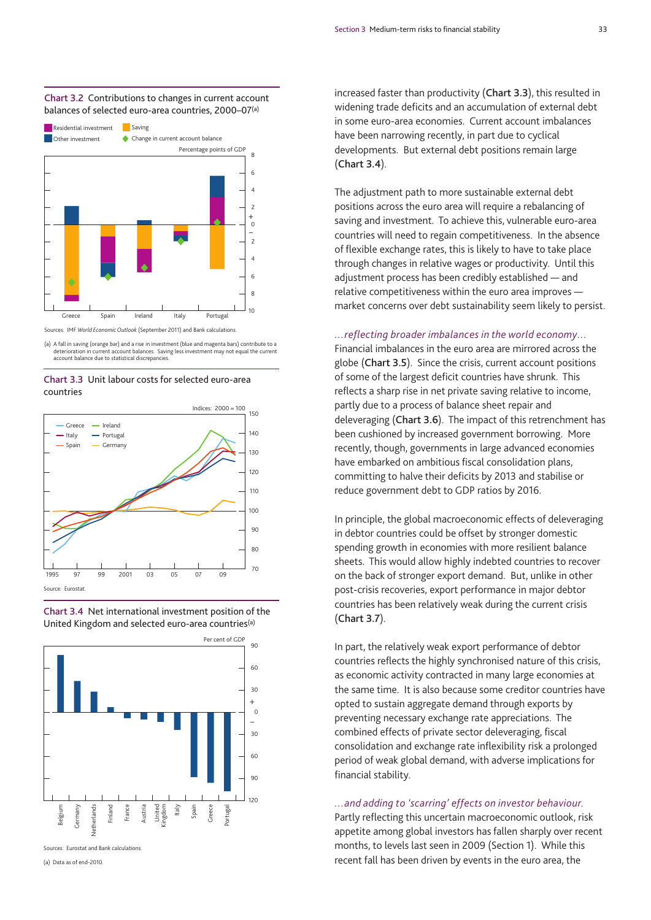**Chart 3.2** Contributions to changes in current account balances of selected euro-area countries, 2000–07[(a)]

Sources: IMF *World Economic Outlook* (September 2011) and Bank calculations.

(a) A fall in saving (orange bar) and a rise in investment (blue and magenta bars) contribute to a deterioration in current account balances. Saving less investment may not equal the current account balance due to statistical discrepancies.

**Chart 3.3** Unit labour costs for selected euro-area countries

Source: Eurostat.

**Chart 3.4** Net international investment position of the United Kingdom and selected euro-area countries[(a)]

Sources: Eurostat and Bank calculations.

(a) Data as of end-2010.

increased faster than productivity (**Chart 3.3**), this resulted in widening trade deficits and an accumulation of external debt in some euro-area economies. Current account imbalances have been narrowing recently, in part due to cyclical developments. But external debt positions remain large (**Chart 3.4**).

The adjustment path to more sustainable external debt positions across the euro area will require a rebalancing of saving and investment. To achieve this, vulnerable euro-area countries will need to regain competitiveness. In the absence of flexible exchange rates, this is likely to have to take place through changes in relative wages or productivity. Until this adjustment process has been credibly established — and relative competitiveness within the euro area improves — market concerns over debt sustainability seem likely to persist.

*...reflecting broader imbalances in the world economy...*

Financial imbalances in the euro area are mirrored across the globe (**Chart 3.5**). Since the crisis, current account positions of some of the largest deficit countries have shrunk. This reflects a sharp rise in net private saving relative to income, partly due to a process of balance sheet repair and deleveraging (**Chart 3.6**). The impact of this retrenchment has been cushioned by increased government borrowing. More recently, though, governments in large advanced economies have embarked on ambitious fiscal consolidation plans, committing to halve their deficits by 2013 and stabilise or reduce government debt to GDP ratios by 2016.

In principle, the global macroeconomic effects of deleveraging in debtor countries could be offset by stronger domestic spending growth in economies with more resilient balance sheets. This would allow highly indebted countries to recover on the back of stronger export demand. But, unlike in other post-crisis recoveries, export performance in major debtor countries has been relatively weak during the current crisis (**Chart 3.7**).

In part, the relatively weak export performance of debtor countries reflects the highly synchronised nature of this crisis, as economic activity contracted in many large economies at the same time. It is also because some creditor countries have opted to sustain aggregate demand through exports by preventing necessary exchange rate appreciations. The combined effects of private sector deleveraging, fiscal consolidation and exchange rate inflexibility risk a prolonged period of weak global demand, with adverse implications for financial stability.

*...and adding to 'scarring' effects on investor behaviour.*

Partly reflecting this uncertain macroeconomic outlook, risk appetite among global investors has fallen sharply over recent months, to levels last seen in 2009 (Section 1). While this recent fall has been driven by events in the euro area, the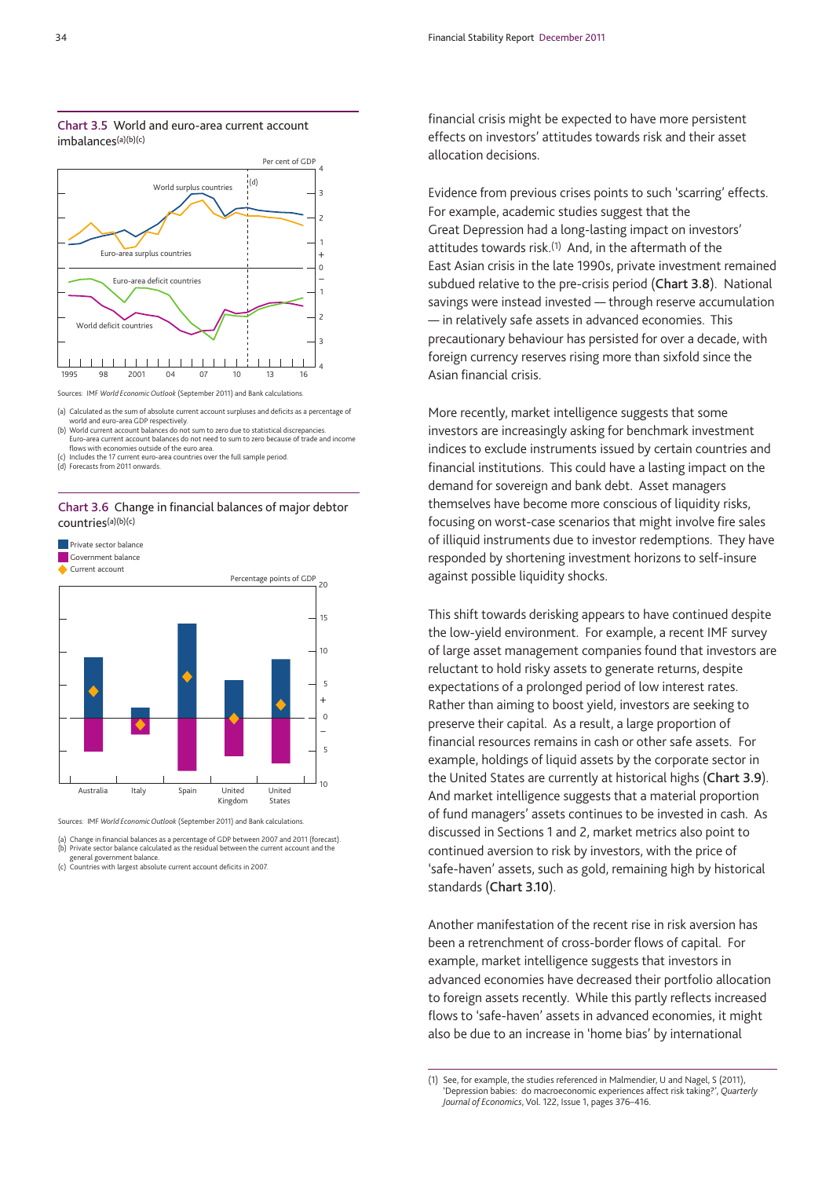### Chart 3.5 World and euro-area current account imbalances[(a)(b)(c)]

Sources: IMF *World Economic Outlook* (September 2011) and Bank calculations.

(a) Calculated as the sum of absolute current account surpluses and deficits as a percentage of world and euro-area GDP respectively.
(b) World current account balances do not sum to zero due to statistical discrepancies. Euro-area current account balances do not need to sum to zero because of trade and income flows with economies outside of the euro area.
(c) Includes the 17 current euro-area countries over the full sample period.
(d) Forecasts from 2011 onwards.

### Chart 3.6 Change in financial balances of major debtor countries[(a)(b)(c)]

Sources: IMF *World Economic Outlook* (September 2011) and Bank calculations.

(a) Change in financial balances as a percentage of GDP between 2007 and 2011 (forecast).
(b) Private sector balance calculated as the residual between the current account and the general government balance.
(c) Countries with largest absolute current account deficits in 2007.

financial crisis might be expected to have more persistent effects on investors' attitudes towards risk and their asset allocation decisions.

Evidence from previous crises points to such 'scarring' effects. For example, academic studies suggest that the Great Depression had a long-lasting impact on investors' attitudes towards risk.[1] And, in the aftermath of the East Asian crisis in the late 1990s, private investment remained subdued relative to the pre-crisis period (**Chart 3.8**). National savings were instead invested — through reserve accumulation — in relatively safe assets in advanced economies. This precautionary behaviour has persisted for over a decade, with foreign currency reserves rising more than sixfold since the Asian financial crisis.

More recently, market intelligence suggests that some investors are increasingly asking for benchmark investment indices to exclude instruments issued by certain countries and financial institutions. This could have a lasting impact on the demand for sovereign and bank debt. Asset managers themselves have become more conscious of liquidity risks, focusing on worst-case scenarios that might involve fire sales of illiquid instruments due to investor redemptions. They have responded by shortening investment horizons to self-insure against possible liquidity shocks.

This shift towards derisking appears to have continued despite the low-yield environment. For example, a recent IMF survey of large asset management companies found that investors are reluctant to hold risky assets to generate returns, despite expectations of a prolonged period of low interest rates. Rather than aiming to boost yield, investors are seeking to preserve their capital. As a result, a large proportion of financial resources remains in cash or other safe assets. For example, holdings of liquid assets by the corporate sector in the United States are currently at historical highs (**Chart 3.9**). And market intelligence suggests that a material proportion of fund managers' assets continues to be invested in cash. As discussed in Sections 1 and 2, market metrics also point to continued aversion to risk by investors, with the price of 'safe-haven' assets, such as gold, remaining high by historical standards (**Chart 3.10**).

Another manifestation of the recent rise in risk aversion has been a retrenchment of cross-border flows of capital. For example, market intelligence suggests that investors in advanced economies have decreased their portfolio allocation to foreign assets recently. While this partly reflects increased flows to 'safe-haven' assets in advanced economies, it might also be due to an increase in 'home bias' by international

(1) See, for example, the studies referenced in Malmendier, U and Nagel, S (2011), 'Depression babies: do macroeconomic experiences affect risk taking?', *Quarterly Journal of Economics*, Vol. 122, Issue 1, pages 376–416.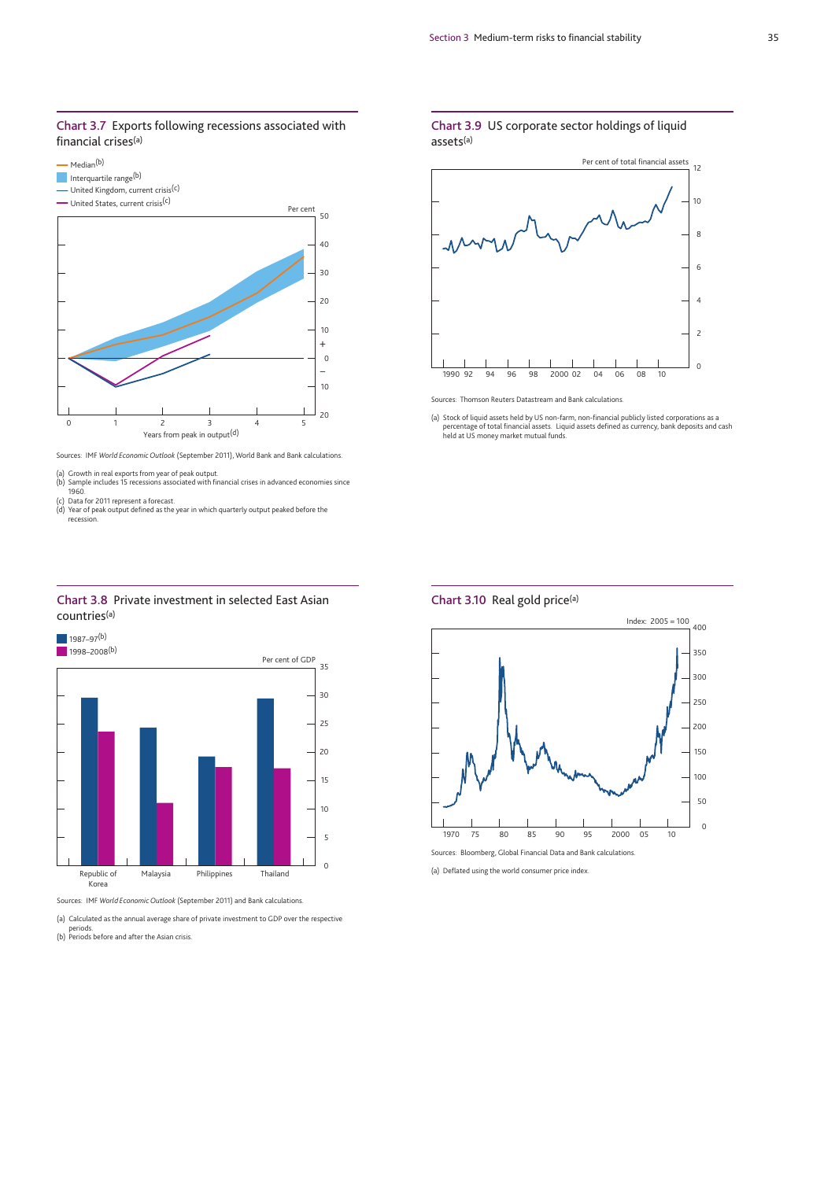### Chart 3.7 Exports following recessions associated with financial crises(a)

Sources: IMF *World Economic Outlook* (September 2011), World Bank and Bank calculations.

(a) Growth in real exports from year of peak output.
(b) Sample includes 15 recessions associated with financial crises in advanced economies since 1960.
(c) Data for 2011 represent a forecast.
(d) Year of peak output defined as the year in which quarterly output peaked before the recession.

### Chart 3.8 Private investment in selected East Asian countries(a)

Sources: IMF *World Economic Outlook* (September 2011) and Bank calculations.

(a) Calculated as the annual average share of private investment to GDP over the respective periods.
(b) Periods before and after the Asian crisis.

### Chart 3.9 US corporate sector holdings of liquid assets(a)

Sources: Thomson Reuters Datastream and Bank calculations.

(a) Stock of liquid assets held by US non-farm, non-financial publicly listed corporations as a percentage of total financial assets. Liquid assets defined as currency, bank deposits and cash held at US money market mutual funds.

### Chart 3.10 Real gold price(a)

Sources: Bloomberg, Global Financial Data and Bank calculations.

(a) Deflated using the world consumer price index.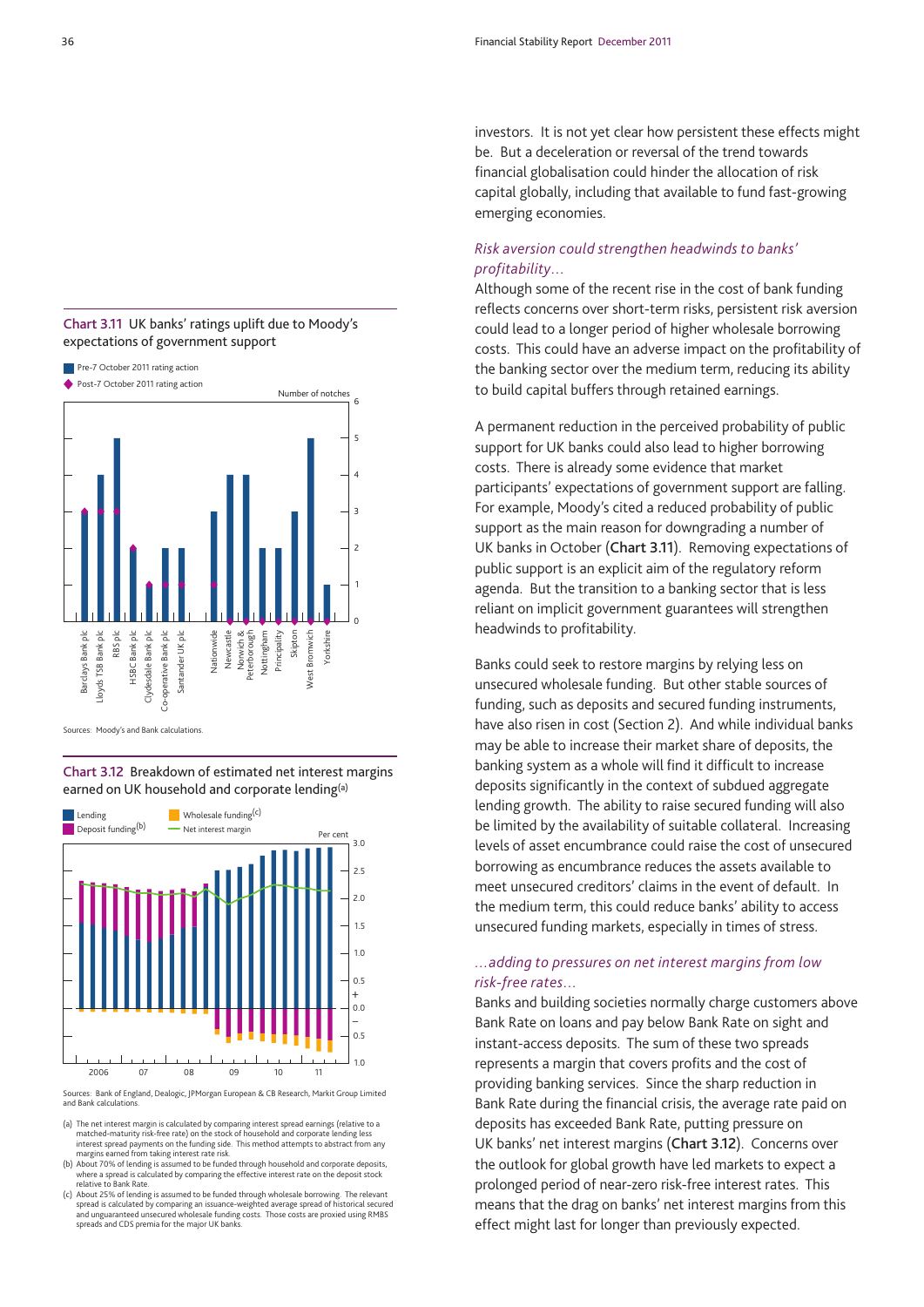investors. It is not yet clear how persistent these effects might be. But a deceleration or reversal of the trend towards financial globalisation could hinder the allocation of risk capital globally, including that available to fund fast-growing emerging economies.

### *Risk aversion could strengthen headwinds to banks' profitability...*

Although some of the recent rise in the cost of bank funding reflects concerns over short-term risks, persistent risk aversion could lead to a longer period of higher wholesale borrowing costs. This could have an adverse impact on the profitability of the banking sector over the medium term, reducing its ability to build capital buffers through retained earnings.

A permanent reduction in the perceived probability of public support for UK banks could also lead to higher borrowing costs. There is already some evidence that market participants' expectations of government support are falling. For example, Moody's cited a reduced probability of public support as the main reason for downgrading a number of UK banks in October (**Chart 3.11**). Removing expectations of public support is an explicit aim of the regulatory reform agenda. But the transition to a banking sector that is less reliant on implicit government guarantees will strengthen headwinds to profitability.

Banks could seek to restore margins by relying less on unsecured wholesale funding. But other stable sources of funding, such as deposits and secured funding instruments, have also risen in cost (Section 2). And while individual banks may be able to increase their market share of deposits, the banking system as a whole will find it difficult to increase deposits significantly in the context of subdued aggregate lending growth. The ability to raise secured funding will also be limited by the availability of suitable collateral. Increasing levels of asset encumbrance could raise the cost of unsecured borrowing as encumbrance reduces the assets available to meet unsecured creditors' claims in the event of default. In the medium term, this could reduce banks' ability to access unsecured funding markets, especially in times of stress.

### *...adding to pressures on net interest margins from low risk-free rates...*

Banks and building societies normally charge customers above Bank Rate on loans and pay below Bank Rate on sight and instant-access deposits. The sum of these two spreads represents a margin that covers profits and the cost of providing banking services. Since the sharp reduction in Bank Rate during the financial crisis, the average rate paid on deposits has exceeded Bank Rate, putting pressure on UK banks' net interest margins (**Chart 3.12**). Concerns over the outlook for global growth have led markets to expect a prolonged period of near-zero risk-free interest rates. This means that the drag on banks' net interest margins from this effect might last for longer than previously expected.

**Chart 3.11** UK banks' ratings uplift due to Moody's expectations of government support

Sources: Moody's and Bank calculations.

**Chart 3.12** Breakdown of estimated net interest margins earned on UK household and corporate lending[(a)]

Sources: Bank of England, Dealogic, JPMorgan European & CB Research, Markit Group Limited and Bank calculations.

(a) The net interest margin is calculated by comparing interest spread earnings (relative to a matched-maturity risk-free rate) on the stock of household and corporate lending less interest spread payments on the funding side. This method attempts to abstract from any margins earned from taking interest rate risk.
(b) About 70% of lending is assumed to be funded through household and corporate deposits, where a spread is calculated by comparing the effective interest rate on the deposit stock relative to Bank Rate.
(c) About 25% of lending is assumed to be funded through wholesale borrowing. The relevant spread is calculated by comparing an issuance-weighted average spread of historical secured and unguaranteed unsecured wholesale funding costs. Those costs are proxied using RMBS spreads and CDS premia for the major UK banks.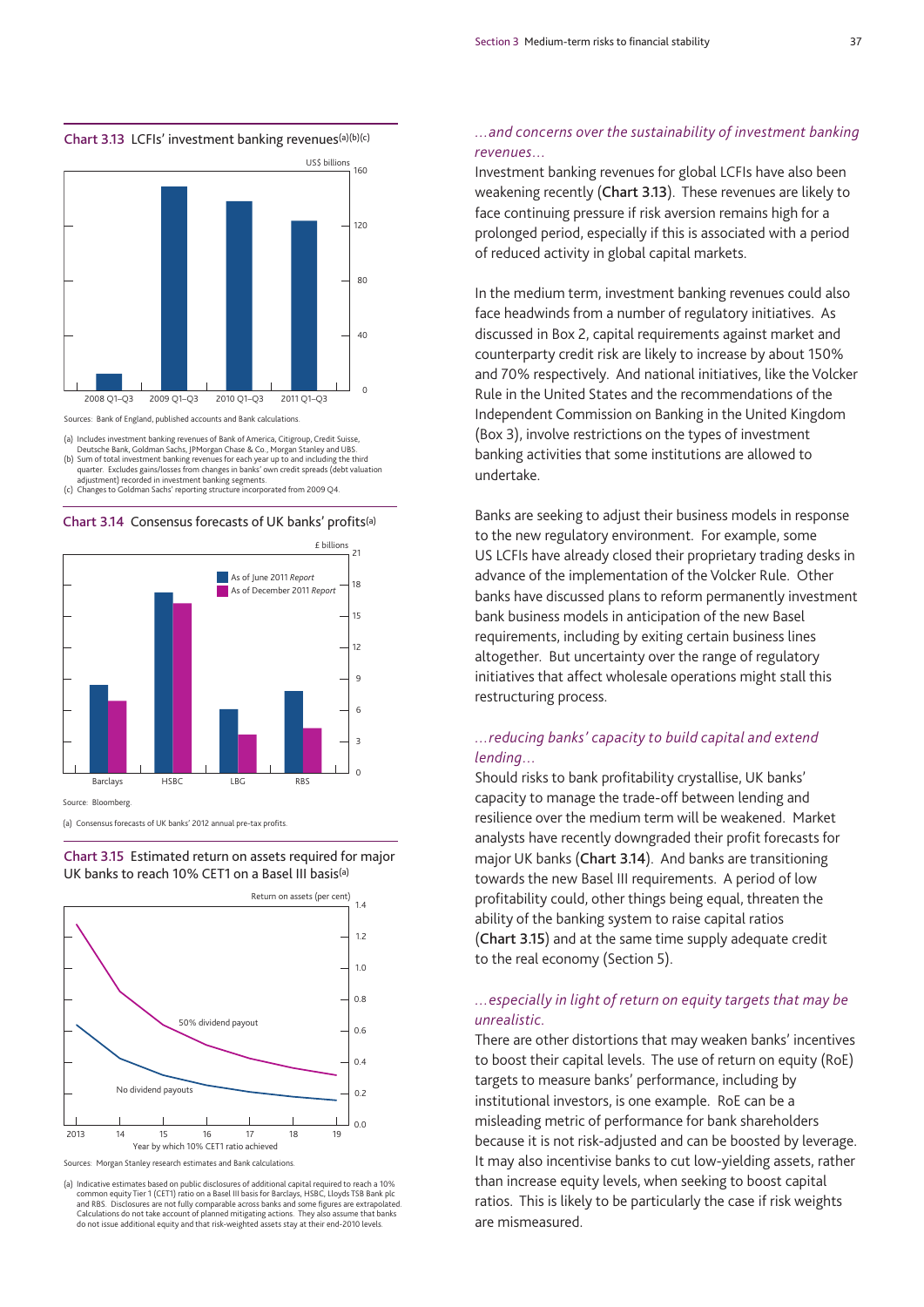**Chart 3.13** LCFIs' investment banking revenues[(a)(b)(c)]

Sources: Bank of England, published accounts and Bank calculations.

(a) Includes investment banking revenues of Bank of America, Citigroup, Credit Suisse, Deutsche Bank, Goldman Sachs, JPMorgan Chase & Co., Morgan Stanley and UBS.
(b) Sum of total investment banking revenues for each year up to and including the third quarter. Excludes gains/losses from changes in banks' own credit spreads (debt valuation adjustment) recorded in investment banking segments.
(c) Changes to Goldman Sachs' reporting structure incorporated from 2009 Q4.

**Chart 3.14** Consensus forecasts of UK banks' profits[(a)]

Source: Bloomberg.

(a) Consensus forecasts of UK banks' 2012 annual pre-tax profits.

**Chart 3.15** Estimated return on assets required for major UK banks to reach 10% CET1 on a Basel III basis[(a)]

Sources: Morgan Stanley research estimates and Bank calculations.

(a) Indicative estimates based on public disclosures of additional capital required to reach a 10% common equity Tier 1 (CET1) ratio on a Basel III basis for Barclays, HSBC, Lloyds TSB Bank plc and RBS. Disclosures are not fully comparable across banks and some figures are extrapolated. Calculations do not take account of planned mitigating actions. They also assume that banks do not issue additional equity and that risk-weighted assets stay at their end-2010 levels.

### *...and concerns over the sustainability of investment banking revenues...*

Investment banking revenues for global LCFIs have also been weakening recently (**Chart 3.13**). These revenues are likely to face continuing pressure if risk aversion remains high for a prolonged period, especially if this is associated with a period of reduced activity in global capital markets.

In the medium term, investment banking revenues could also face headwinds from a number of regulatory initiatives. As discussed in Box 2, capital requirements against market and counterparty credit risk are likely to increase by about 150% and 70% respectively. And national initiatives, like the Volcker Rule in the United States and the recommendations of the Independent Commission on Banking in the United Kingdom (Box 3), involve restrictions on the types of investment banking activities that some institutions are allowed to undertake.

Banks are seeking to adjust their business models in response to the new regulatory environment. For example, some US LCFIs have already closed their proprietary trading desks in advance of the implementation of the Volcker Rule. Other banks have discussed plans to reform permanently investment bank business models in anticipation of the new Basel requirements, including by exiting certain business lines altogether. But uncertainty over the range of regulatory initiatives that affect wholesale operations might stall this restructuring process.

### *...reducing banks' capacity to build capital and extend lending...*

Should risks to bank profitability crystallise, UK banks' capacity to manage the trade-off between lending and resilience over the medium term will be weakened. Market analysts have recently downgraded their profit forecasts for major UK banks (**Chart 3.14**). And banks are transitioning towards the new Basel III requirements. A period of low profitability could, other things being equal, threaten the ability of the banking system to raise capital ratios (**Chart 3.15**) and at the same time supply adequate credit to the real economy (Section 5).

### *...especially in light of return on equity targets that may be unrealistic.*

There are other distortions that may weaken banks' incentives to boost their capital levels. The use of return on equity (RoE) targets to measure banks' performance, including by institutional investors, is one example. RoE can be a misleading metric of performance for bank shareholders because it is not risk-adjusted and can be boosted by leverage. It may also incentivise banks to cut low-yielding assets, rather than increase equity levels, when seeking to boost capital ratios. This is likely to be particularly the case if risk weights are mismeasured.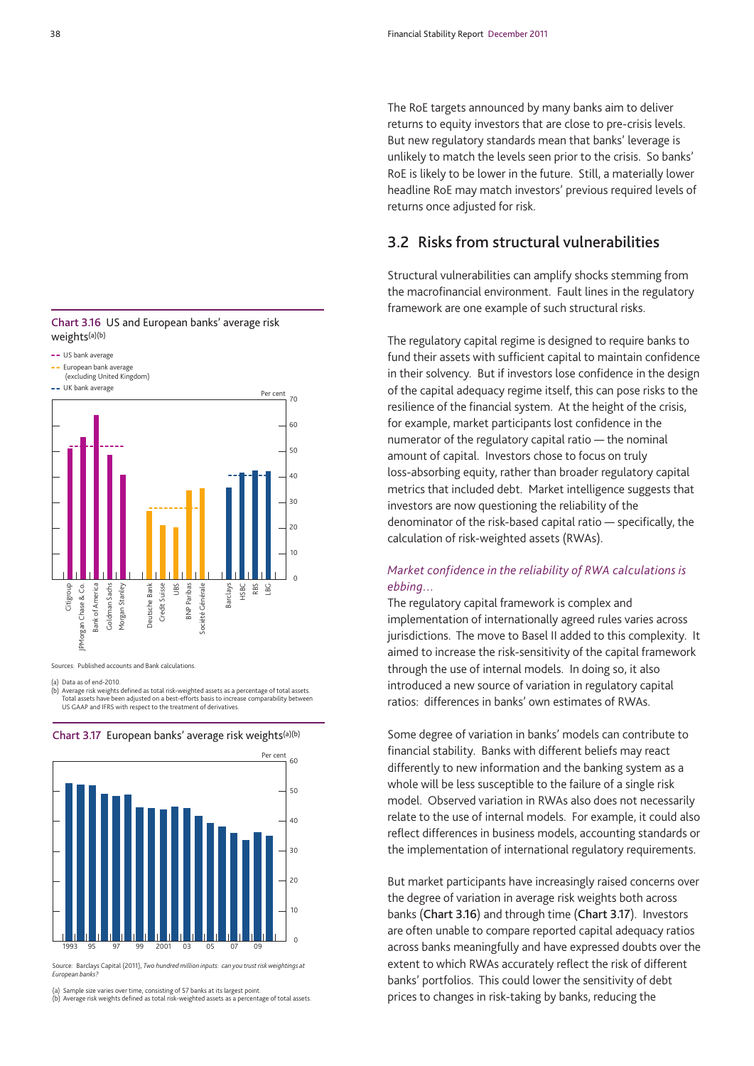The RoE targets announced by many banks aim to deliver returns to equity investors that are close to pre-crisis levels. But new regulatory standards mean that banks' leverage is unlikely to match the levels seen prior to the crisis. So banks' RoE is likely to be lower in the future. Still, a materially lower headline RoE may match investors' previous required levels of returns once adjusted for risk.

## 3.2 Risks from structural vulnerabilities

Structural vulnerabilities can amplify shocks stemming from the macrofinancial environment. Fault lines in the regulatory framework are one example of such structural risks.

The regulatory capital regime is designed to require banks to fund their assets with sufficient capital to maintain confidence in their solvency. But if investors lose confidence in the design of the capital adequacy regime itself, this can pose risks to the resilience of the financial system. At the height of the crisis, for example, market participants lost confidence in the numerator of the regulatory capital ratio — the nominal amount of capital. Investors chose to focus on truly loss-absorbing equity, rather than broader regulatory capital metrics that included debt. Market intelligence suggests that investors are now questioning the reliability of the denominator of the risk-based capital ratio — specifically, the calculation of risk-weighted assets (RWAs).

*Market confidence in the reliability of RWA calculations is ebbing...*

The regulatory capital framework is complex and implementation of internationally agreed rules varies across jurisdictions. The move to Basel II added to this complexity. It aimed to increase the risk-sensitivity of the capital framework through the use of internal models. In doing so, it also introduced a new source of variation in regulatory capital ratios: differences in banks' own estimates of RWAs.

Some degree of variation in banks' models can contribute to financial stability. Banks with different beliefs may react differently to new information and the banking system as a whole will be less susceptible to the failure of a single risk model. Observed variation in RWAs also does not necessarily relate to the use of internal models. For example, it could also reflect differences in business models, accounting standards or the implementation of international regulatory requirements.

But market participants have increasingly raised concerns over the degree of variation in average risk weights both across banks (**Chart 3.16**) and through time (**Chart 3.17**). Investors are often unable to compare reported capital adequacy ratios across banks meaningfully and have expressed doubts over the extent to which RWAs accurately reflect the risk of different banks' portfolios. This could lower the sensitivity of debt prices to changes in risk-taking by banks, reducing the

**Chart 3.16** US and European banks' average risk weights(a)(b)

Sources: Published accounts and Bank calculations.

(a) Data as of end-2010.
(b) Average risk weights defined as total risk-weighted assets as a percentage of total assets. Total assets have been adjusted on a best-efforts basis to increase comparability between US GAAP and IFRS with respect to the treatment of derivatives.

**Chart 3.17** European banks' average risk weights(a)(b)

Source: Barclays Capital (2011), *Two hundred million inputs: can you trust risk weightings at European banks?*

(a) Sample size varies over time, consisting of 57 banks at its largest point.
(b) Average risk weights defined as total risk-weighted assets as a percentage of total assets.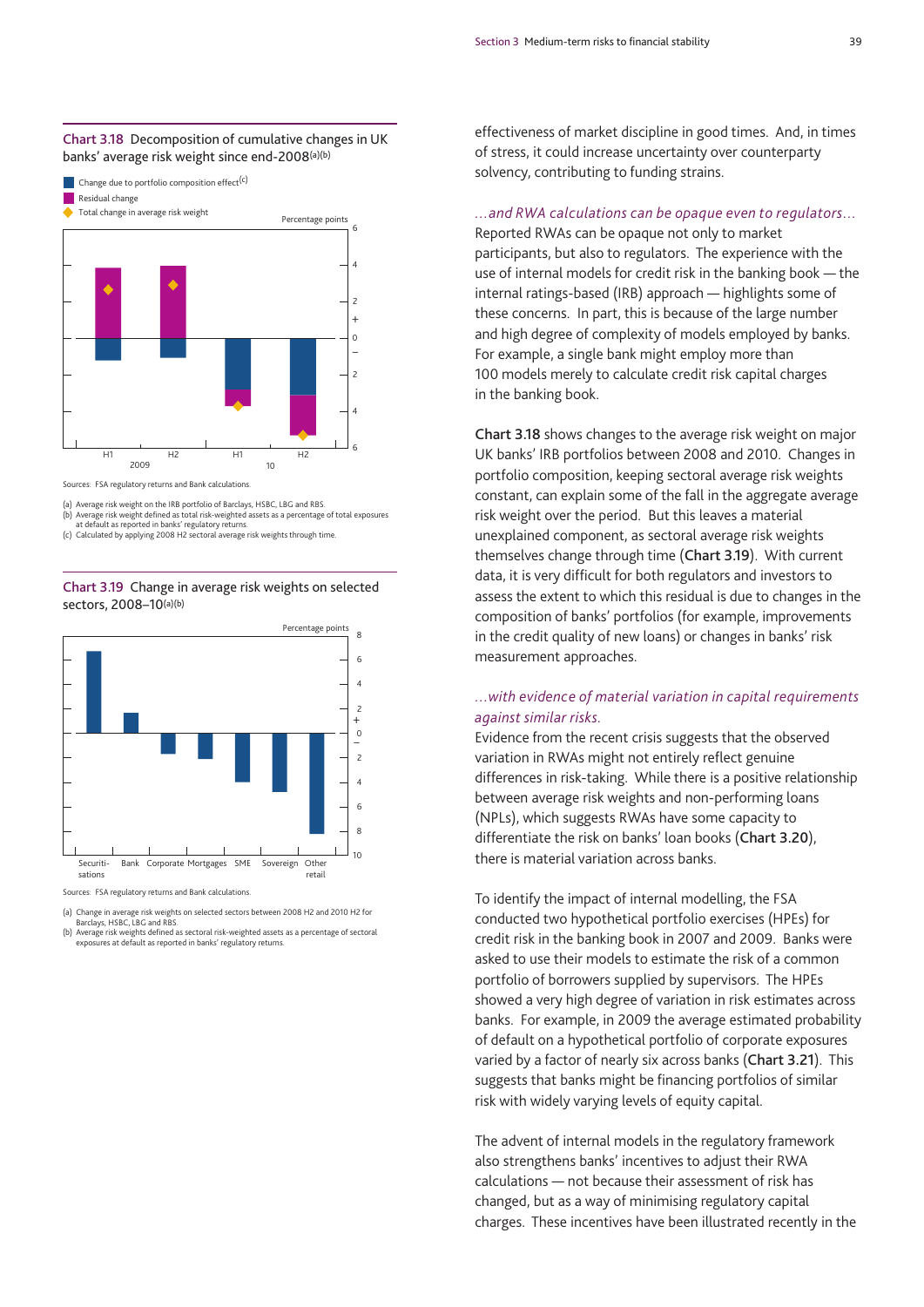Chart 3.18 Decomposition of cumulative changes in UK banks' average risk weight since end-2008[(a)(b)]

- Change due to portfolio composition effect[(c)]
- Residual change
- Total change in average risk weight

Sources: FSA regulatory returns and Bank calculations.

(a) Average risk weight on the IRB portfolio of Barclays, HSBC, LBG and RBS.
(b) Average risk weight defined as total risk-weighted assets as a percentage of total exposures at default as reported in banks' regulatory returns.
(c) Calculated by applying 2008 H2 sectoral average risk weights through time.

Chart 3.19 Change in average risk weights on selected sectors, 2008–10[(a)(b)]

Sources: FSA regulatory returns and Bank calculations.

(a) Change in average risk weights on selected sectors between 2008 H2 and 2010 H2 for Barclays, HSBC, LBG and RBS.
(b) Average risk weights defined as sectoral risk-weighted assets as a percentage of sectoral exposures at default as reported in banks' regulatory returns.

effectiveness of market discipline in good times. And, in times of stress, it could increase uncertainty over counterparty solvency, contributing to funding strains.

### *...and RWA calculations can be opaque even to regulators...*

Reported RWAs can be opaque not only to market participants, but also to regulators. The experience with the use of internal models for credit risk in the banking book — the internal ratings-based (IRB) approach — highlights some of these concerns. In part, this is because of the large number and high degree of complexity of models employed by banks. For example, a single bank might employ more than 100 models merely to calculate credit risk capital charges in the banking book.

**Chart 3.18** shows changes to the average risk weight on major UK banks' IRB portfolios between 2008 and 2010. Changes in portfolio composition, keeping sectoral average risk weights constant, can explain some of the fall in the aggregate average risk weight over the period. But this leaves a material unexplained component, as sectoral average risk weights themselves change through time (**Chart 3.19**). With current data, it is very difficult for both regulators and investors to assess the extent to which this residual is due to changes in the composition of banks' portfolios (for example, improvements in the credit quality of new loans) or changes in banks' risk measurement approaches.

### *...with evidence of material variation in capital requirements against similar risks.*

Evidence from the recent crisis suggests that the observed variation in RWAs might not entirely reflect genuine differences in risk-taking. While there is a positive relationship between average risk weights and non-performing loans (NPLs), which suggests RWAs have some capacity to differentiate the risk on banks' loan books (**Chart 3.20**), there is material variation across banks.

To identify the impact of internal modelling, the FSA conducted two hypothetical portfolio exercises (HPEs) for credit risk in the banking book in 2007 and 2009. Banks were asked to use their models to estimate the risk of a common portfolio of borrowers supplied by supervisors. The HPEs showed a very high degree of variation in risk estimates across banks. For example, in 2009 the average estimated probability of default on a hypothetical portfolio of corporate exposures varied by a factor of nearly six across banks (**Chart 3.21**). This suggests that banks might be financing portfolios of similar risk with widely varying levels of equity capital.

The advent of internal models in the regulatory framework also strengthens banks' incentives to adjust their RWA calculations — not because their assessment of risk has changed, but as a way of minimising regulatory capital charges. These incentives have been illustrated recently in the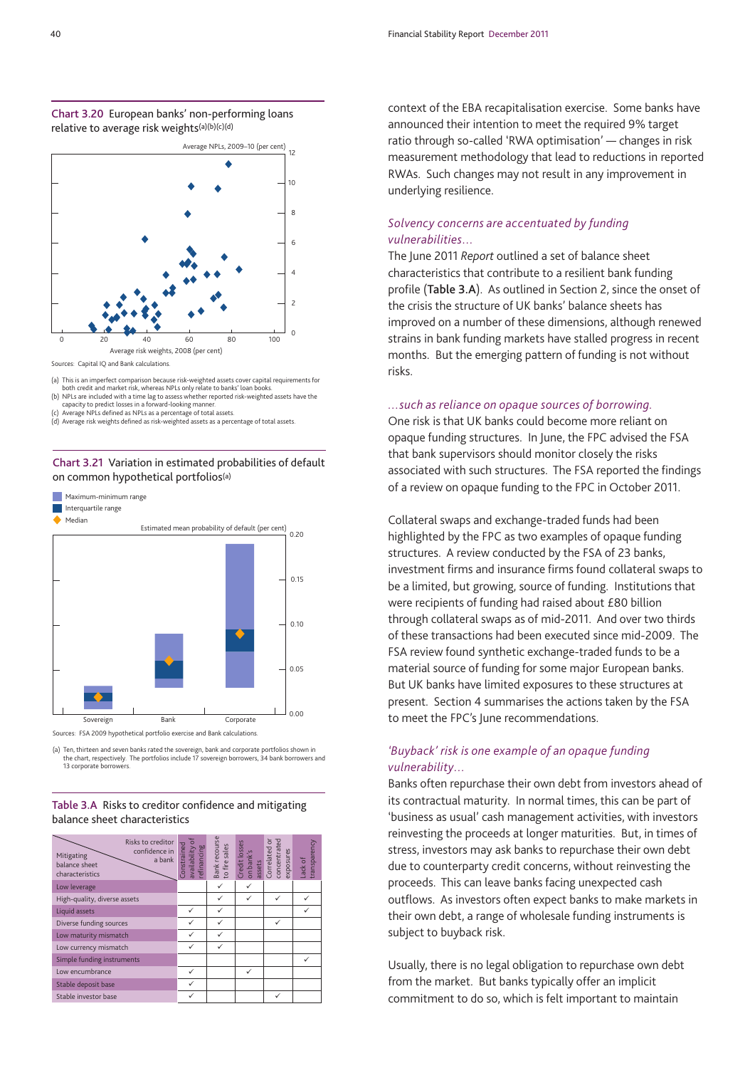**Chart 3.20** European banks' non-performing loans relative to average risk weights[(a)(b)(c)(d)]

Sources: Capital IQ and Bank calculations.

(a) This is an imperfect comparison because risk-weighted assets cover capital requirements for both credit and market risk, whereas NPLs only relate to banks' loan books.
(b) NPLs are included with a time lag to assess whether reported risk-weighted assets have the capacity to predict losses in a forward-looking manner.
(c) Average NPLs defined as NPLs as a percentage of total assets.
(d) Average risk weights defined as risk-weighted assets as a percentage of total assets.

**Chart 3.21** Variation in estimated probabilities of default on common hypothetical portfolios[(a)]

Sources: FSA 2009 hypothetical portfolio exercise and Bank calculations.

(a) Ten, thirteen and seven banks rated the sovereign, bank and corporate portfolios shown in the chart, respectively. The portfolios include 17 sovereign borrowers, 34 bank borrowers and 13 corporate borrowers.

**Table 3.A** Risks to creditor confidence and mitigating balance sheet characteristics

| Mitigating balance sheet characteristics / Risks to creditor confidence in a bank | Constrained availability of refinancing | Bank recourse to fire sales | Credit losses on bank's assets | Correlated or concentrated exposures | Lack of transparency |
|---|---|---|---|---|---|
| Low leverage | | ✓ | ✓ | | |
| High-quality, diverse assets | | ✓ | ✓ | ✓ | ✓ |
| Liquid assets | ✓ | ✓ | | | ✓ |
| Diverse funding sources | ✓ | ✓ | | ✓ | |
| Low maturity mismatch | ✓ | ✓ | | | |
| Low currency mismatch | ✓ | ✓ | | | |
| Simple funding instruments | | | | | ✓ |
| Low encumbrance | ✓ | | ✓ | | |
| Stable deposit base | ✓ | | | | |
| Stable investor base | ✓ | | | ✓ | |

context of the EBA recapitalisation exercise. Some banks have announced their intention to meet the required 9% target ratio through so-called 'RWA optimisation' — changes in risk measurement methodology that lead to reductions in reported RWAs. Such changes may not result in any improvement in underlying resilience.

### *Solvency concerns are accentuated by funding vulnerabilities...*

The June 2011 *Report* outlined a set of balance sheet characteristics that contribute to a resilient bank funding profile (**Table 3.A**). As outlined in Section 2, since the onset of the crisis the structure of UK banks' balance sheets has improved on a number of these dimensions, although renewed strains in bank funding markets have stalled progress in recent months. But the emerging pattern of funding is not without risks.

### *...such as reliance on opaque sources of borrowing.*

One risk is that UK banks could become more reliant on opaque funding structures. In June, the FPC advised the FSA that bank supervisors should monitor closely the risks associated with such structures. The FSA reported the findings of a review on opaque funding to the FPC in October 2011.

Collateral swaps and exchange-traded funds had been highlighted by the FPC as two examples of opaque funding structures. A review conducted by the FSA of 23 banks, investment firms and insurance firms found collateral swaps to be a limited, but growing, source of funding. Institutions that were recipients of funding had raised about £80 billion through collateral swaps as of mid-2011. And over two thirds of these transactions had been executed since mid-2009. The FSA review found synthetic exchange-traded funds to be a material source of funding for some major European banks. But UK banks have limited exposures to these structures at present. Section 4 summarises the actions taken by the FSA to meet the FPC's June recommendations.

### *'Buyback' risk is one example of an opaque funding vulnerability...*

Banks often repurchase their own debt from investors ahead of its contractual maturity. In normal times, this can be part of 'business as usual' cash management activities, with investors reinvesting the proceeds at longer maturities. But, in times of stress, investors may ask banks to repurchase their own debt due to counterparty credit concerns, without reinvesting the proceeds. This can leave banks facing unexpected cash outflows. As investors often expect banks to make markets in their own debt, a range of wholesale funding instruments is subject to buyback risk.

Usually, there is no legal obligation to repurchase own debt from the market. But banks typically offer an implicit commitment to do so, which is felt important to maintain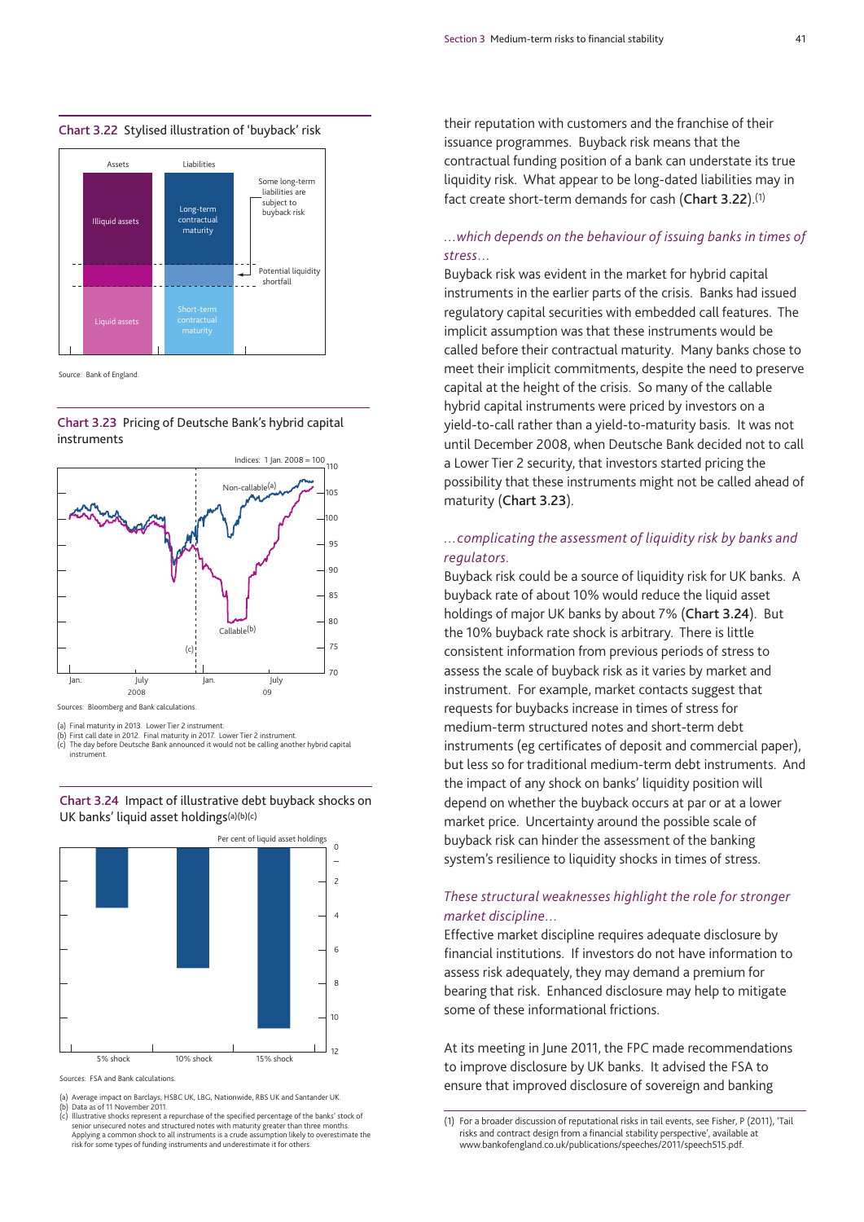**Chart 3.22** Stylised illustration of 'buyback' risk

Source: Bank of England.

**Chart 3.23** Pricing of Deutsche Bank's hybrid capital instruments

Sources: Bloomberg and Bank calculations.

(a) Final maturity in 2013. Lower Tier 2 instrument.
(b) First call date in 2012. Final maturity in 2017. Lower Tier 2 instrument.
(c) The day before Deutsche Bank announced it would not be calling another hybrid capital instrument.

**Chart 3.24** Impact of illustrative debt buyback shocks on UK banks' liquid asset holdings(a)(b)(c)

Sources: FSA and Bank calculations.

(a) Average impact on Barclays, HSBC UK, LBG, Nationwide, RBS UK and Santander UK.
(b) Data as of 11 November 2011.
(c) Illustrative shocks represent a repurchase of the specified percentage of the banks' stock of senior unsecured notes and structured notes with maturity greater than three months. Applying a common shock to all instruments is a crude assumption likely to overestimate the risk for some types of funding instruments and underestimate it for others.

their reputation with customers and the franchise of their issuance programmes. Buyback risk means that the contractual funding position of a bank can understate its true liquidity risk. What appear to be long-dated liabilities may in fact create short-term demands for cash (**Chart 3.22**).[1]

### *...which depends on the behaviour of issuing banks in times of stress...*

Buyback risk was evident in the market for hybrid capital instruments in the earlier parts of the crisis. Banks had issued regulatory capital securities with embedded call features. The implicit assumption was that these instruments would be called before their contractual maturity. Many banks chose to meet their implicit commitments, despite the need to preserve capital at the height of the crisis. So many of the callable hybrid capital instruments were priced by investors on a yield-to-call rather than a yield-to-maturity basis. It was not until December 2008, when Deutsche Bank decided not to call a Lower Tier 2 security, that investors started pricing the possibility that these instruments might not be called ahead of maturity (**Chart 3.23**).

### *...complicating the assessment of liquidity risk by banks and regulators.*

Buyback risk could be a source of liquidity risk for UK banks. A buyback rate of about 10% would reduce the liquid asset holdings of major UK banks by about 7% (**Chart 3.24**). But the 10% buyback rate shock is arbitrary. There is little consistent information from previous periods of stress to assess the scale of buyback risk as it varies by market and instrument. For example, market contacts suggest that requests for buybacks increase in times of stress for medium-term structured notes and short-term debt instruments (eg certificates of deposit and commercial paper), but less so for traditional medium-term debt instruments. And the impact of any shock on banks' liquidity position will depend on whether the buyback occurs at par or at a lower market price. Uncertainty around the possible scale of buyback risk can hinder the assessment of the banking system's resilience to liquidity shocks in times of stress.

### *These structural weaknesses highlight the role for stronger market discipline...*

Effective market discipline requires adequate disclosure by financial institutions. If investors do not have information to assess risk adequately, they may demand a premium for bearing that risk. Enhanced disclosure may help to mitigate some of these informational frictions.

At its meeting in June 2011, the FPC made recommendations to improve disclosure by UK banks. It advised the FSA to ensure that improved disclosure of sovereign and banking

(1) For a broader discussion of reputational risks in tail events, see Fisher, P (2011), 'Tail risks and contract design from a financial stability perspective', available at www.bankofengland.co.uk/publications/speeches/2011/speech515.pdf.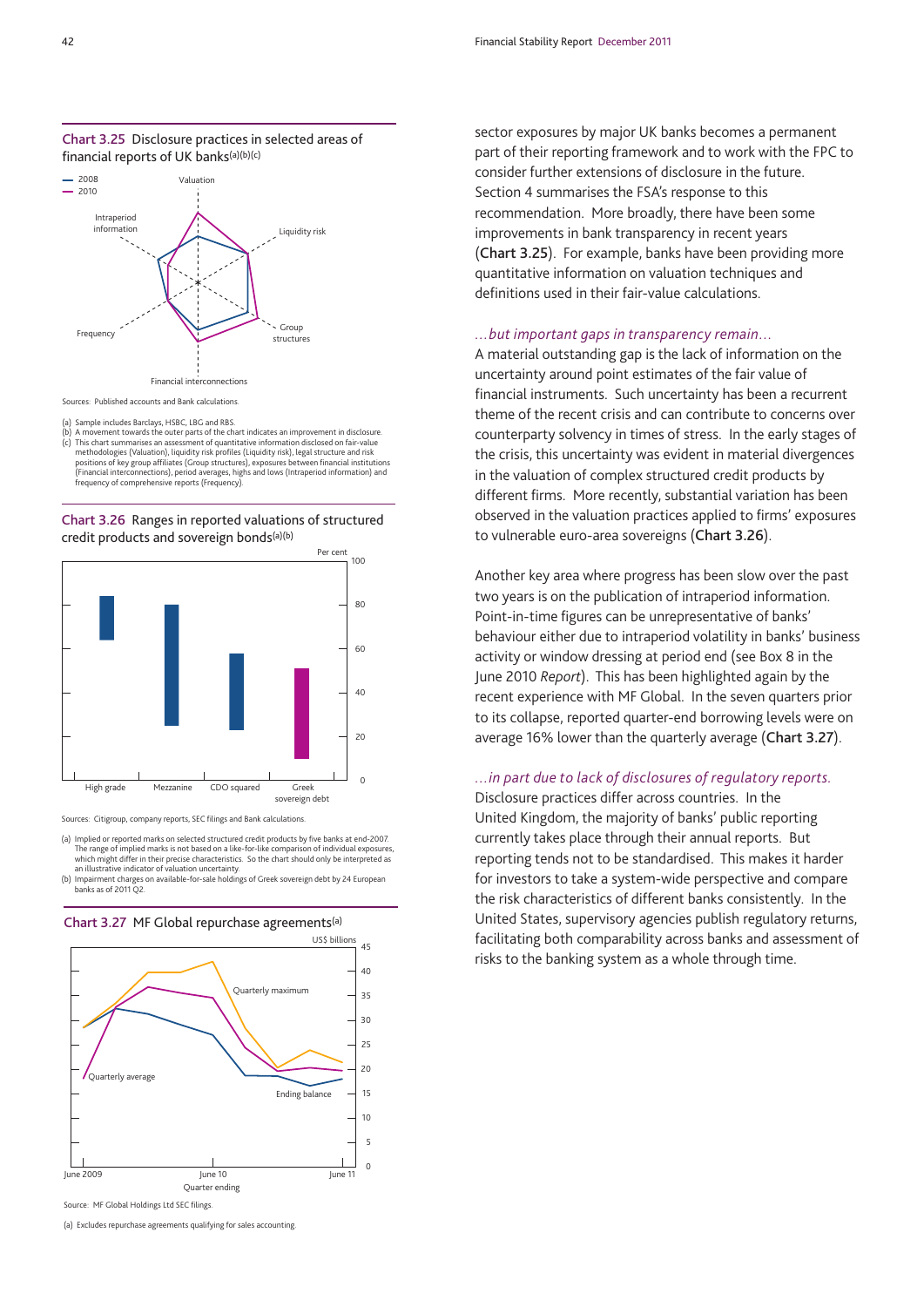### Chart 3.25 Disclosure practices in selected areas of financial reports of UK banks[(a)(b)(c)]

Sources: Published accounts and Bank calculations.

(a) Sample includes Barclays, HSBC, LBG and RBS.
(b) A movement towards the outer parts of the chart indicates an improvement in disclosure.
(c) This chart summarises an assessment of quantitative information disclosed on fair-value methodologies (Valuation), liquidity risk profiles (Liquidity risk), legal structure and risk positions of key group affiliates (Group structures), exposures between financial institutions (Financial interconnections), period averages, highs and lows (Intraperiod information) and frequency of comprehensive reports (Frequency).

### Chart 3.26 Ranges in reported valuations of structured credit products and sovereign bonds[(a)(b)]

Sources: Citigroup, company reports, SEC filings and Bank calculations.

(a) Implied or reported marks on selected structured credit products by five banks at end-2007. The range of implied marks is not based on a like-for-like comparison of individual exposures, which might differ in their precise characteristics. So the chart should only be interpreted as an illustrative indicator of valuation uncertainty.
(b) Impairment charges on available-for-sale holdings of Greek sovereign debt by 24 European banks as of 2011 Q2.

### Chart 3.27 MF Global repurchase agreements[(a)]

Source: MF Global Holdings Ltd SEC filings.

(a) Excludes repurchase agreements qualifying for sales accounting.

sector exposures by major UK banks becomes a permanent part of their reporting framework and to work with the FPC to consider further extensions of disclosure in the future. Section 4 summarises the FSA's response to this recommendation. More broadly, there have been some improvements in bank transparency in recent years (**Chart 3.25**). For example, banks have been providing more quantitative information on valuation techniques and definitions used in their fair-value calculations.

*...but important gaps in transparency remain...*

A material outstanding gap is the lack of information on the uncertainty around point estimates of the fair value of financial instruments. Such uncertainty has been a recurrent theme of the recent crisis and can contribute to concerns over counterparty solvency in times of stress. In the early stages of the crisis, this uncertainty was evident in material divergences in the valuation of complex structured credit products by different firms. More recently, substantial variation has been observed in the valuation practices applied to firms' exposures to vulnerable euro-area sovereigns (**Chart 3.26**).

Another key area where progress has been slow over the past two years is on the publication of intraperiod information. Point-in-time figures can be unrepresentative of banks' behaviour either due to intraperiod volatility in banks' business activity or window dressing at period end (see Box 8 in the June 2010 *Report*). This has been highlighted again by the recent experience with MF Global. In the seven quarters prior to its collapse, reported quarter-end borrowing levels were on average 16% lower than the quarterly average (**Chart 3.27**).

*...in part due to lack of disclosures of regulatory reports.*

Disclosure practices differ across countries. In the United Kingdom, the majority of banks' public reporting currently takes place through their annual reports. But reporting tends not to be standardised. This makes it harder for investors to take a system-wide perspective and compare the risk characteristics of different banks consistently. In the United States, supervisory agencies publish regulatory returns, facilitating both comparability across banks and assessment of risks to the banking system as a whole through time.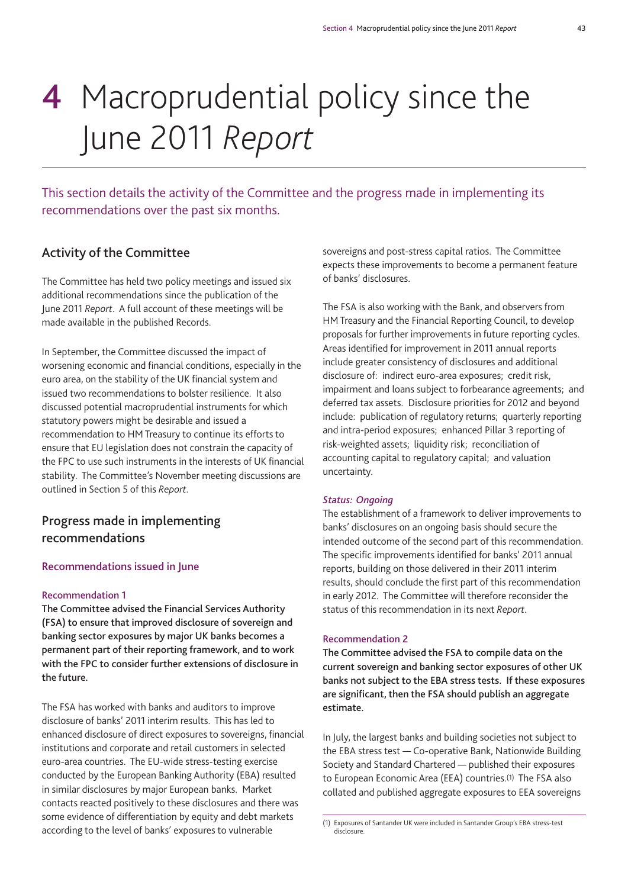#  4 Macroprudential policy since the June 2011 *Report*

This section details the activity of the Committee and the progress made in implementing its recommendations over the past six months.

## Activity of the Committee

The Committee has held two policy meetings and issued six additional recommendations since the publication of the June 2011 *Report*. A full account of these meetings will be made available in the published Records.

In September, the Committee discussed the impact of worsening economic and financial conditions, especially in the euro area, on the stability of the UK financial system and issued two recommendations to bolster resilience. It also discussed potential macroprudential instruments for which statutory powers might be desirable and issued a recommendation to HM Treasury to continue its efforts to ensure that EU legislation does not constrain the capacity of the FPC to use such instruments in the interests of UK financial stability. The Committee's November meeting discussions are outlined in Section 5 of this *Report*.

## Progress made in implementing recommendations

### Recommendations issued in June

#### Recommendation 1

**The Committee advised the Financial Services Authority (FSA) to ensure that improved disclosure of sovereign and banking sector exposures by major UK banks becomes a permanent part of their reporting framework, and to work with the FPC to consider further extensions of disclosure in the future.**

The FSA has worked with banks and auditors to improve disclosure of banks' 2011 interim results. This has led to enhanced disclosure of direct exposures to sovereigns, financial institutions and corporate and retail customers in selected euro-area countries. The EU-wide stress-testing exercise conducted by the European Banking Authority (EBA) resulted in similar disclosures by major European banks. Market contacts reacted positively to these disclosures and there was some evidence of differentiation by equity and debt markets according to the level of banks' exposures to vulnerable sovereigns and post-stress capital ratios. The Committee expects these improvements to become a permanent feature of banks' disclosures.

The FSA is also working with the Bank, and observers from HM Treasury and the Financial Reporting Council, to develop proposals for further improvements in future reporting cycles. Areas identified for improvement in 2011 annual reports include greater consistency of disclosures and additional disclosure of: indirect euro-area exposures; credit risk, impairment and loans subject to forbearance agreements; and deferred tax assets. Disclosure priorities for 2012 and beyond include: publication of regulatory returns; quarterly reporting and intra-period exposures; enhanced Pillar 3 reporting of risk-weighted assets; liquidity risk; reconciliation of accounting capital to regulatory capital; and valuation uncertainty.

***Status: Ongoing***

The establishment of a framework to deliver improvements to banks' disclosures on an ongoing basis should secure the intended outcome of the second part of this recommendation. The specific improvements identified for banks' 2011 annual reports, building on those delivered in their 2011 interim results, should conclude the first part of this recommendation in early 2012. The Committee will therefore reconsider the status of this recommendation in its next *Report*.

#### Recommendation 2

**The Committee advised the FSA to compile data on the current sovereign and banking sector exposures of other UK banks not subject to the EBA stress tests. If these exposures are significant, then the FSA should publish an aggregate estimate.**

In July, the largest banks and building societies not subject to the EBA stress test — Co-operative Bank, Nationwide Building Society and Standard Chartered — published their exposures to European Economic Area (EEA) countries.[1] The FSA also collated and published aggregate exposures to EEA sovereigns

(1) Exposures of Santander UK were included in Santander Group's EBA stress-test disclosure.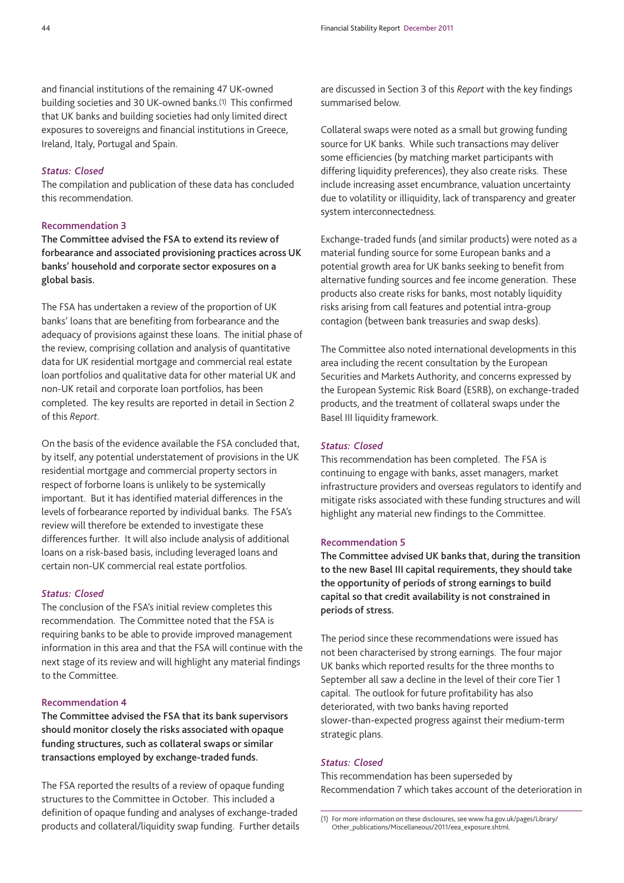and financial institutions of the remaining 47 UK-owned building societies and 30 UK-owned banks.[1] This confirmed that UK banks and building societies had only limited direct exposures to sovereigns and financial institutions in Greece, Ireland, Italy, Portugal and Spain.

*Status: Closed*

The compilation and publication of these data has concluded this recommendation.

#### Recommendation 3

**The Committee advised the FSA to extend its review of forbearance and associated provisioning practices across UK banks' household and corporate sector exposures on a global basis.**

The FSA has undertaken a review of the proportion of UK banks' loans that are benefiting from forbearance and the adequacy of provisions against these loans. The initial phase of the review, comprising collation and analysis of quantitative data for UK residential mortgage and commercial real estate loan portfolios and qualitative data for other material UK and non-UK retail and corporate loan portfolios, has been completed. The key results are reported in detail in Section 2 of this *Report*.

On the basis of the evidence available the FSA concluded that, by itself, any potential understatement of provisions in the UK residential mortgage and commercial property sectors in respect of forborne loans is unlikely to be systemically important. But it has identified material differences in the levels of forbearance reported by individual banks. The FSA's review will therefore be extended to investigate these differences further. It will also include analysis of additional loans on a risk-based basis, including leveraged loans and certain non-UK commercial real estate portfolios.

*Status: Closed*

The conclusion of the FSA's initial review completes this recommendation. The Committee noted that the FSA is requiring banks to be able to provide improved management information in this area and that the FSA will continue with the next stage of its review and will highlight any material findings to the Committee.

#### Recommendation 4

**The Committee advised the FSA that its bank supervisors should monitor closely the risks associated with opaque funding structures, such as collateral swaps or similar transactions employed by exchange-traded funds.**

The FSA reported the results of a review of opaque funding structures to the Committee in October. This included a definition of opaque funding and analyses of exchange-traded products and collateral/liquidity swap funding. Further details are discussed in Section 3 of this *Report* with the key findings summarised below.

Collateral swaps were noted as a small but growing funding source for UK banks. While such transactions may deliver some efficiencies (by matching market participants with differing liquidity preferences), they also create risks. These include increasing asset encumbrance, valuation uncertainty due to volatility or illiquidity, lack of transparency and greater system interconnectedness.

Exchange-traded funds (and similar products) were noted as a material funding source for some European banks and a potential growth area for UK banks seeking to benefit from alternative funding sources and fee income generation. These products also create risks for banks, most notably liquidity risks arising from call features and potential intra-group contagion (between bank treasuries and swap desks).

The Committee also noted international developments in this area including the recent consultation by the European Securities and Markets Authority, and concerns expressed by the European Systemic Risk Board (ESRB), on exchange-traded products, and the treatment of collateral swaps under the Basel III liquidity framework.

*Status: Closed*

This recommendation has been completed. The FSA is continuing to engage with banks, asset managers, market infrastructure providers and overseas regulators to identify and mitigate risks associated with these funding structures and will highlight any material new findings to the Committee.

#### Recommendation 5

**The Committee advised UK banks that, during the transition to the new Basel III capital requirements, they should take the opportunity of periods of strong earnings to build capital so that credit availability is not constrained in periods of stress.**

The period since these recommendations were issued has not been characterised by strong earnings. The four major UK banks which reported results for the three months to September all saw a decline in the level of their core Tier 1 capital. The outlook for future profitability has also deteriorated, with two banks having reported slower-than-expected progress against their medium-term strategic plans.

*Status: Closed*

This recommendation has been superseded by Recommendation 7 which takes account of the deterioration in

(1) For more information on these disclosures, see www.fsa.gov.uk/pages/Library/Other_publications/Miscellaneous/2011/eea_exposure.shtml.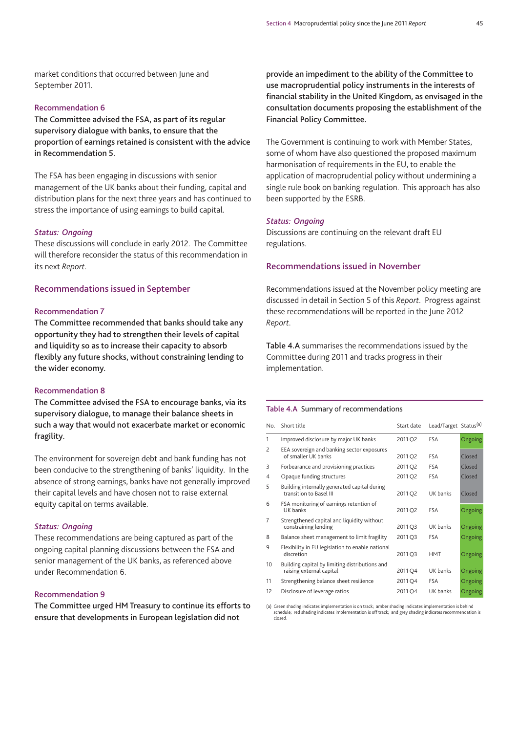market conditions that occurred between June and September 2011.

#### Recommendation 6

**The Committee advised the FSA, as part of its regular supervisory dialogue with banks, to ensure that the proportion of earnings retained is consistent with the advice in Recommendation 5.**

The FSA has been engaging in discussions with senior management of the UK banks about their funding, capital and distribution plans for the next three years and has continued to stress the importance of using earnings to build capital.

***Status: Ongoing***

These discussions will conclude in early 2012. The Committee will therefore reconsider the status of this recommendation in its next *Report*.

### Recommendations issued in September

#### Recommendation 7

**The Committee recommended that banks should take any opportunity they had to strengthen their levels of capital and liquidity so as to increase their capacity to absorb flexibly any future shocks, without constraining lending to the wider economy.**

#### Recommendation 8

**The Committee advised the FSA to encourage banks, via its supervisory dialogue, to manage their balance sheets in such a way that would not exacerbate market or economic fragility.**

The environment for sovereign debt and bank funding has not been conducive to the strengthening of banks' liquidity. In the absence of strong earnings, banks have not generally improved their capital levels and have chosen not to raise external equity capital on terms available.

***Status: Ongoing***

These recommendations are being captured as part of the ongoing capital planning discussions between the FSA and senior management of the UK banks, as referenced above under Recommendation 6.

#### Recommendation 9

**The Committee urged HM Treasury to continue its efforts to ensure that developments in European legislation did not provide an impediment to the ability of the Committee to use macroprudential policy instruments in the interests of financial stability in the United Kingdom, as envisaged in the consultation documents proposing the establishment of the Financial Policy Committee.**

The Government is continuing to work with Member States, some of whom have also questioned the proposed maximum harmonisation of requirements in the EU, to enable the application of macroprudential policy without undermining a single rule book on banking regulation. This approach has also been supported by the ESRB.

***Status: Ongoing***

Discussions are continuing on the relevant draft EU regulations.

### Recommendations issued in November

Recommendations issued at the November policy meeting are discussed in detail in Section 5 of this *Report*. Progress against these recommendations will be reported in the June 2012 *Report*.

**Table 4.A** summarises the recommendations issued by the Committee during 2011 and tracks progress in their implementation.

**Table 4.A** Summary of recommendations

| No. | Short title | Start date | Lead/Target | Status[(a)] |
|---|---|---|---|---|
| 1 | Improved disclosure by major UK banks | 2011 Q2 | FSA | Ongoing |
| 2 | EEA sovereign and banking sector exposures of smaller UK banks | 2011 Q2 | FSA | Closed |
| 3 | Forbearance and provisioning practices | 2011 Q2 | FSA | Closed |
| 4 | Opaque funding structures | 2011 Q2 | FSA | Closed |
| 5 | Building internally generated capital during transition to Basel III | 2011 Q2 | UK banks | Closed |
| 6 | FSA monitoring of earnings retention of UK banks | 2011 Q2 | FSA | Ongoing |
| 7 | Strengthened capital and liquidity without constraining lending | 2011 Q3 | UK banks | Ongoing |
| 8 | Balance sheet management to limit fragility | 2011 Q3 | FSA | Ongoing |
| 9 | Flexibility in EU legislation to enable national discretion | 2011 Q3 | HMT | Ongoing |
| 10 | Building capital by limiting distributions and raising external capital | 2011 Q4 | UK banks | Ongoing |
| 11 | Strengthening balance sheet resilience | 2011 Q4 | FSA | Ongoing |
| 12 | Disclosure of leverage ratios | 2011 Q4 | UK banks | Ongoing |

(a) Green shading indicates implementation is on track; amber shading indicates implementation is behind schedule; red shading indicates implementation is off track; and grey shading indicates recommendation is closed.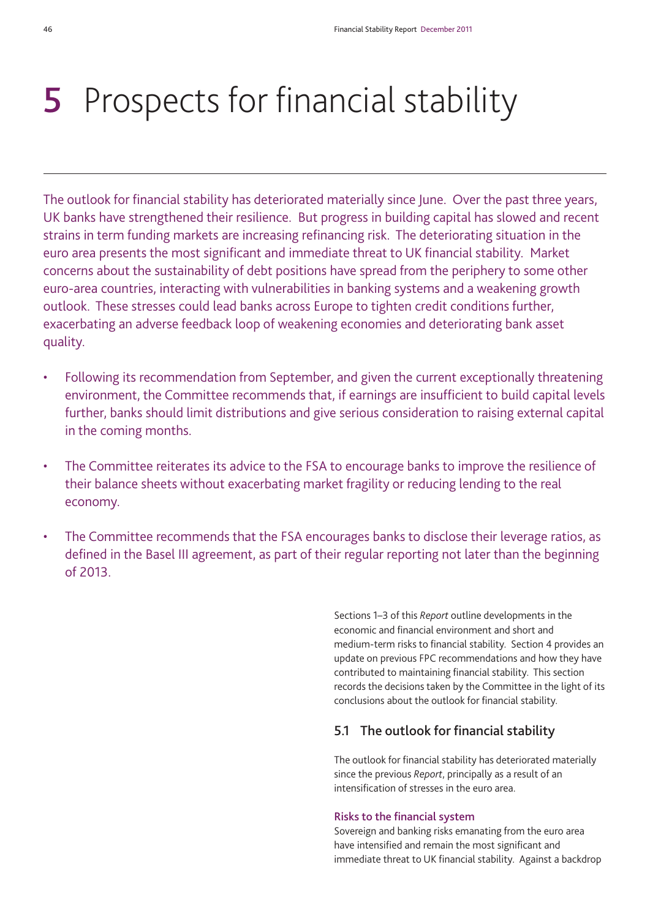# 5 Prospects for financial stability

The outlook for financial stability has deteriorated materially since June. Over the past three years, UK banks have strengthened their resilience. But progress in building capital has slowed and recent strains in term funding markets are increasing refinancing risk. The deteriorating situation in the euro area presents the most significant and immediate threat to UK financial stability. Market concerns about the sustainability of debt positions have spread from the periphery to some other euro-area countries, interacting with vulnerabilities in banking systems and a weakening growth outlook. These stresses could lead banks across Europe to tighten credit conditions further, exacerbating an adverse feedback loop of weakening economies and deteriorating bank asset quality.

- Following its recommendation from September, and given the current exceptionally threatening environment, the Committee recommends that, if earnings are insufficient to build capital levels further, banks should limit distributions and give serious consideration to raising external capital in the coming months.
- The Committee reiterates its advice to the FSA to encourage banks to improve the resilience of their balance sheets without exacerbating market fragility or reducing lending to the real economy.
- The Committee recommends that the FSA encourages banks to disclose their leverage ratios, as defined in the Basel III agreement, as part of their regular reporting not later than the beginning of 2013.

Sections 1–3 of this *Report* outline developments in the economic and financial environment and short and medium-term risks to financial stability. Section 4 provides an update on previous FPC recommendations and how they have contributed to maintaining financial stability. This section records the decisions taken by the Committee in the light of its conclusions about the outlook for financial stability.

## 5.1 The outlook for financial stability

The outlook for financial stability has deteriorated materially since the previous *Report*, principally as a result of an intensification of stresses in the euro area.

### Risks to the financial system

Sovereign and banking risks emanating from the euro area have intensified and remain the most significant and immediate threat to UK financial stability. Against a backdrop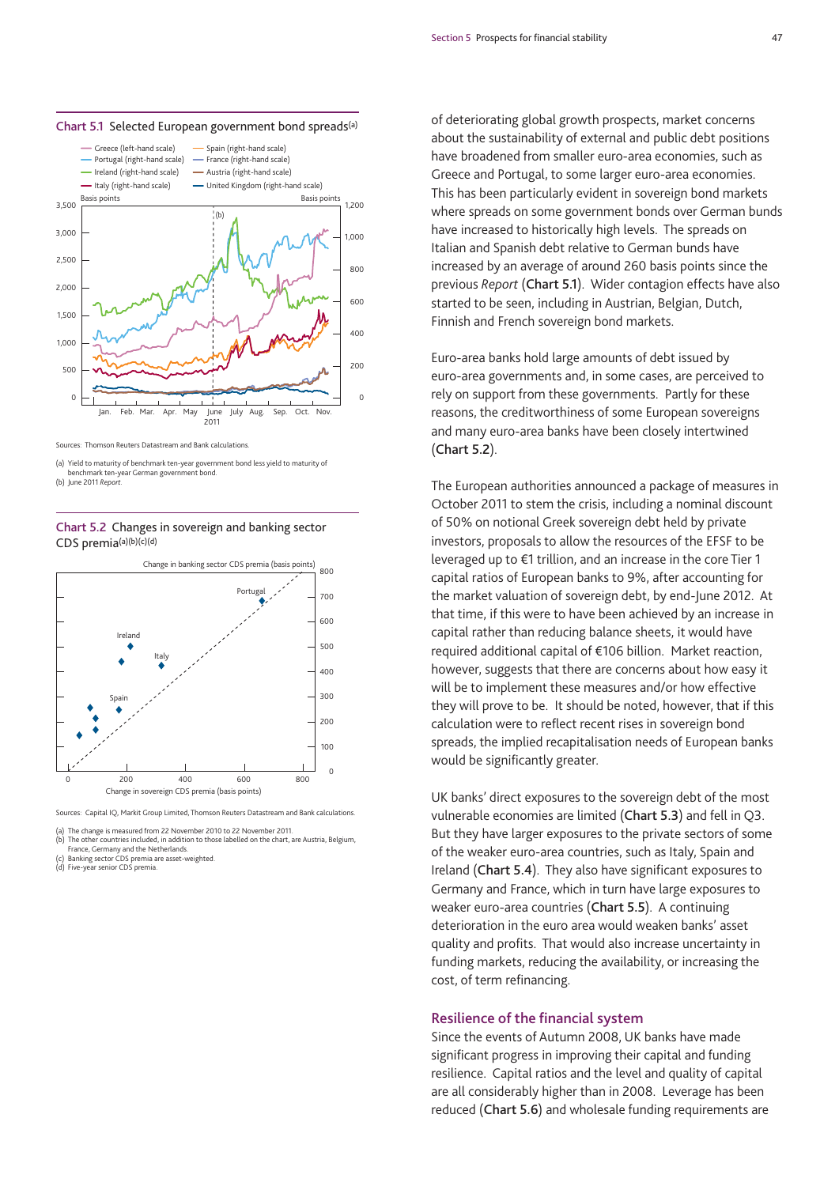**Chart 5.1** Selected European government bond spreads(a)

Sources: Thomson Reuters Datastream and Bank calculations.

(a) Yield to maturity of benchmark ten-year government bond less yield to maturity of benchmark ten-year German government bond.
(b) June 2011 *Report*.

**Chart 5.2** Changes in sovereign and banking sector CDS premia(a)(b)(c)(d)

Sources: Capital IQ, Markit Group Limited, Thomson Reuters Datastream and Bank calculations.

(a) The change is measured from 22 November 2010 to 22 November 2011.
(b) The other countries included, in addition to those labelled on the chart, are Austria, Belgium, France, Germany and the Netherlands.
(c) Banking sector CDS premia are asset-weighted.
(d) Five-year senior CDS premia.

of deteriorating global growth prospects, market concerns about the sustainability of external and public debt positions have broadened from smaller euro-area economies, such as Greece and Portugal, to some larger euro-area economies. This has been particularly evident in sovereign bond markets where spreads on some government bonds over German bunds have increased to historically high levels. The spreads on Italian and Spanish debt relative to German bunds have increased by an average of around 260 basis points since the previous *Report* (**Chart 5.1**). Wider contagion effects have also started to be seen, including in Austrian, Belgian, Dutch, Finnish and French sovereign bond markets.

Euro-area banks hold large amounts of debt issued by euro-area governments and, in some cases, are perceived to rely on support from these governments. Partly for these reasons, the creditworthiness of some European sovereigns and many euro-area banks have been closely intertwined (**Chart 5.2**).

The European authorities announced a package of measures in October 2011 to stem the crisis, including a nominal discount of 50% on notional Greek sovereign debt held by private investors, proposals to allow the resources of the EFSF to be leveraged up to €1 trillion, and an increase in the core Tier 1 capital ratios of European banks to 9%, after accounting for the market valuation of sovereign debt, by end-June 2012. At that time, if this were to have been achieved by an increase in capital rather than reducing balance sheets, it would have required additional capital of €106 billion. Market reaction, however, suggests that there are concerns about how easy it will be to implement these measures and/or how effective they will prove to be. It should be noted, however, that if this calculation were to reflect recent rises in sovereign bond spreads, the implied recapitalisation needs of European banks would be significantly greater.

UK banks' direct exposures to the sovereign debt of the most vulnerable economies are limited (**Chart 5.3**) and fell in Q3. But they have larger exposures to the private sectors of some of the weaker euro-area countries, such as Italy, Spain and Ireland (**Chart 5.4**). They also have significant exposures to Germany and France, which in turn have large exposures to weaker euro-area countries (**Chart 5.5**). A continuing deterioration in the euro area would weaken banks' asset quality and profits. That would also increase uncertainty in funding markets, reducing the availability, or increasing the cost, of term refinancing.

## Resilience of the financial system

Since the events of Autumn 2008, UK banks have made significant progress in improving their capital and funding resilience. Capital ratios and the level and quality of capital are all considerably higher than in 2008. Leverage has been reduced (**Chart 5.6**) and wholesale funding requirements are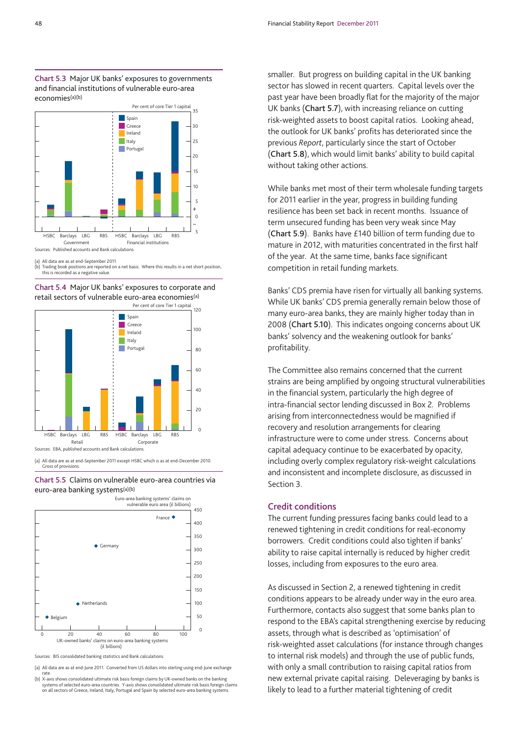Chart 5.3 Major UK banks' exposures to governments and financial institutions of vulnerable euro-area economies[(a)(b)]

Sources: Published accounts and Bank calculations.

(a) All data are as at end-September 2011.
(b) Trading book positions are reported on a net basis. Where this results in a net short position, this is recorded as a negative value.

Chart 5.4 Major UK banks' exposures to corporate and retail sectors of vulnerable euro-area economies[(a)]

Sources: EBA, published accounts and Bank calculations.

(a) All data are as at end-September 2011 except HSBC which is as at end-December 2010. Gross of provisions.

Chart 5.5 Claims on vulnerable euro-area countries via euro-area banking systems[(a)(b)]

Sources: BIS consolidated banking statistics and Bank calculations.

(a) All data are as at end-June 2011. Converted from US dollars into sterling using end-June exchange rate.
(b) X-axis shows consolidated ultimate risk basis foreign claims by UK-owned banks on the banking systems of selected euro-area countries. Y-axis shows consolidated ultimate risk basis foreign claims on all sectors of Greece, Ireland, Italy, Portugal and Spain by selected euro-area banking systems.

smaller. But progress on building capital in the UK banking sector has slowed in recent quarters. Capital levels over the past year have been broadly flat for the majority of the major UK banks (**Chart 5.7**), with increasing reliance on cutting risk-weighted assets to boost capital ratios. Looking ahead, the outlook for UK banks' profits has deteriorated since the previous *Report*, particularly since the start of October (**Chart 5.8**), which would limit banks' ability to build capital without taking other actions.

While banks met most of their term wholesale funding targets for 2011 earlier in the year, progress in building funding resilience has been set back in recent months. Issuance of term unsecured funding has been very weak since May (**Chart 5.9**). Banks have £140 billion of term funding due to mature in 2012, with maturities concentrated in the first half of the year. At the same time, banks face significant competition in retail funding markets.

Banks' CDS premia have risen for virtually all banking systems. While UK banks' CDS premia generally remain below those of many euro-area banks, they are mainly higher today than in 2008 (**Chart 5.10**). This indicates ongoing concerns about UK banks' solvency and the weakening outlook for banks' profitability.

The Committee also remains concerned that the current strains are being amplified by ongoing structural vulnerabilities in the financial system, particularly the high degree of intra-financial sector lending discussed in Box 2. Problems arising from interconnectedness would be magnified if recovery and resolution arrangements for clearing infrastructure were to come under stress. Concerns about capital adequacy continue to be exacerbated by opacity, including overly complex regulatory risk-weight calculations and inconsistent and incomplete disclosure, as discussed in Section 3.

## Credit conditions

The current funding pressures facing banks could lead to a renewed tightening in credit conditions for real-economy borrowers. Credit conditions could also tighten if banks' ability to raise capital internally is reduced by higher credit losses, including from exposures to the euro area.

As discussed in Section 2, a renewed tightening in credit conditions appears to be already under way in the euro area. Furthermore, contacts also suggest that some banks plan to respond to the EBA's capital strengthening exercise by reducing assets, through what is described as 'optimisation' of risk-weighted asset calculations (for instance through changes to internal risk models) and through the use of public funds, with only a small contribution to raising capital ratios from new external private capital raising. Deleveraging by banks is likely to lead to a further material tightening of credit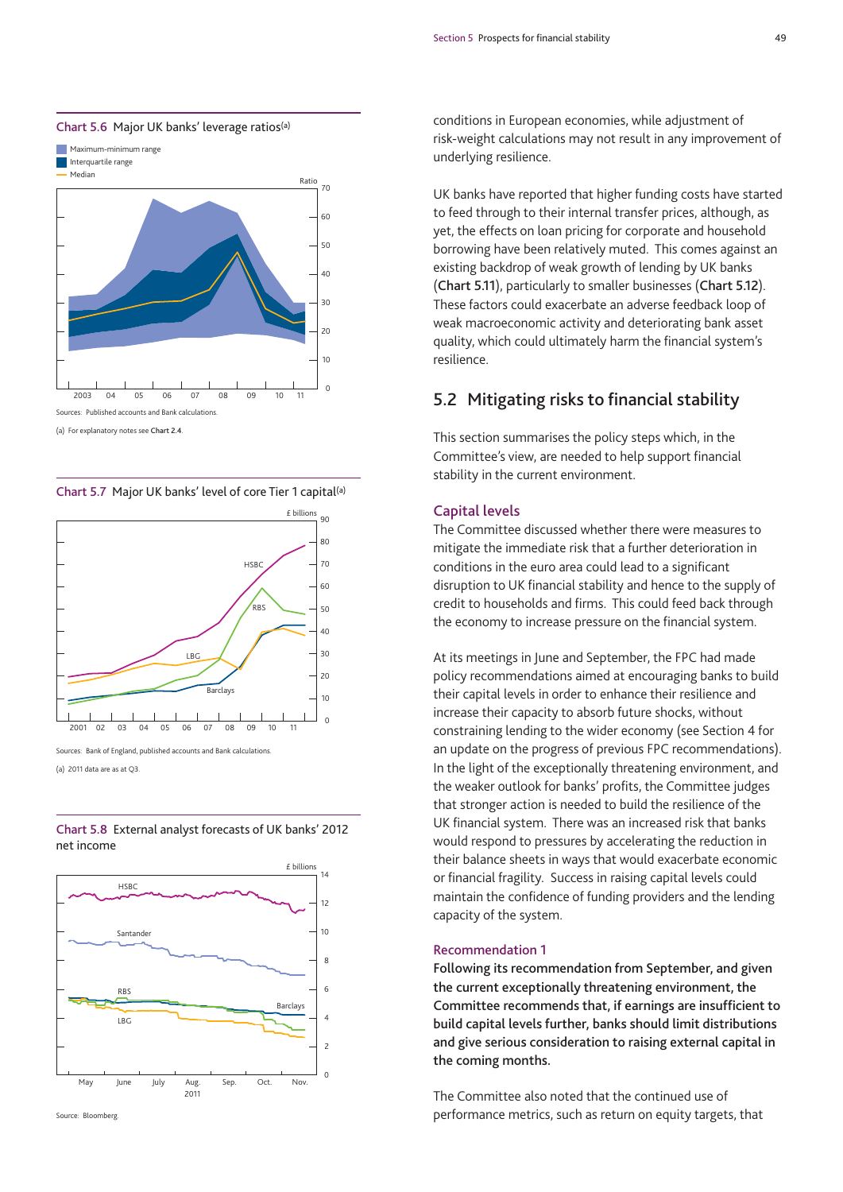**Chart 5.6** Major UK banks' leverage ratios[(a)]

Sources: Published accounts and Bank calculations.

(a) For explanatory notes see **Chart 2.4**.

**Chart 5.7** Major UK banks' level of core Tier 1 capital[(a)]

Sources: Bank of England, published accounts and Bank calculations.

(a) 2011 data are as at Q3.

**Chart 5.8** External analyst forecasts of UK banks' 2012 net income

Source: Bloomberg.

conditions in European economies, while adjustment of risk-weight calculations may not result in any improvement of underlying resilience.

UK banks have reported that higher funding costs have started to feed through to their internal transfer prices, although, as yet, the effects on loan pricing for corporate and household borrowing have been relatively muted. This comes against an existing backdrop of weak growth of lending by UK banks (**Chart 5.11**), particularly to smaller businesses (**Chart 5.12**). These factors could exacerbate an adverse feedback loop of weak macroeconomic activity and deteriorating bank asset quality, which could ultimately harm the financial system's resilience.

## 5.2 Mitigating risks to financial stability

This section summarises the policy steps which, in the Committee's view, are needed to help support financial stability in the current environment.

### Capital levels

The Committee discussed whether there were measures to mitigate the immediate risk that a further deterioration in conditions in the euro area could lead to a significant disruption to UK financial stability and hence to the supply of credit to households and firms. This could feed back through the economy to increase pressure on the financial system.

At its meetings in June and September, the FPC had made policy recommendations aimed at encouraging banks to build their capital levels in order to enhance their resilience and increase their capacity to absorb future shocks, without constraining lending to the wider economy (see Section 4 for an update on the progress of previous FPC recommendations). In the light of the exceptionally threatening environment, and the weaker outlook for banks' profits, the Committee judges that stronger action is needed to build the resilience of the UK financial system. There was an increased risk that banks would respond to pressures by accelerating the reduction in their balance sheets in ways that would exacerbate economic or financial fragility. Success in raising capital levels could maintain the confidence of funding providers and the lending capacity of the system.

### Recommendation 1

**Following its recommendation from September, and given the current exceptionally threatening environment, the Committee recommends that, if earnings are insufficient to build capital levels further, banks should limit distributions and give serious consideration to raising external capital in the coming months.**

The Committee also noted that the continued use of performance metrics, such as return on equity targets, that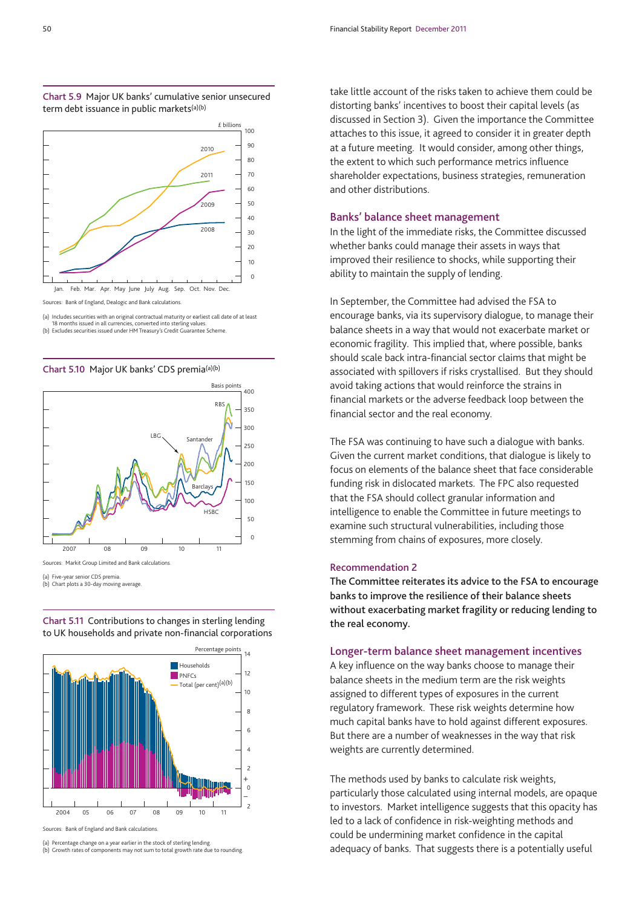Chart 5.9 Major UK banks' cumulative senior unsecured term debt issuance in public markets(a)(b)

Sources: Bank of England, Dealogic and Bank calculations.

(a) Includes securities with an original contractual maturity or earliest call date of at least 18 months issued in all currencies, converted into sterling values.
(b) Excludes securities issued under HM Treasury's Credit Guarantee Scheme.

Chart 5.10 Major UK banks' CDS premia(a)(b)

Sources: Markit Group Limited and Bank calculations.

(a) Five-year senior CDS premia.
(b) Chart plots a 30-day moving average.

Chart 5.11 Contributions to changes in sterling lending to UK households and private non-financial corporations

Sources: Bank of England and Bank calculations.

(a) Percentage change on a year earlier in the stock of sterling lending.
(b) Growth rates of components may not sum to total growth rate due to rounding.

take little account of the risks taken to achieve them could be distorting banks' incentives to boost their capital levels (as discussed in Section 3). Given the importance the Committee attaches to this issue, it agreed to consider it in greater depth at a future meeting. It would consider, among other things, the extent to which such performance metrics influence shareholder expectations, business strategies, remuneration and other distributions.

## Banks' balance sheet management

In the light of the immediate risks, the Committee discussed whether banks could manage their assets in ways that improved their resilience to shocks, while supporting their ability to maintain the supply of lending.

In September, the Committee had advised the FSA to encourage banks, via its supervisory dialogue, to manage their balance sheets in a way that would not exacerbate market or economic fragility. This implied that, where possible, banks should scale back intra-financial sector claims that might be associated with spillovers if risks crystallised. But they should avoid taking actions that would reinforce the strains in financial markets or the adverse feedback loop between the financial sector and the real economy.

The FSA was continuing to have such a dialogue with banks. Given the current market conditions, that dialogue is likely to focus on elements of the balance sheet that face considerable funding risk in dislocated markets. The FPC also requested that the FSA should collect granular information and intelligence to enable the Committee in future meetings to examine such structural vulnerabilities, including those stemming from chains of exposures, more closely.

### Recommendation 2

**The Committee reiterates its advice to the FSA to encourage banks to improve the resilience of their balance sheets without exacerbating market fragility or reducing lending to the real economy.**

## Longer-term balance sheet management incentives

A key influence on the way banks choose to manage their balance sheets in the medium term are the risk weights assigned to different types of exposures in the current regulatory framework. These risk weights determine how much capital banks have to hold against different exposures. But there are a number of weaknesses in the way that risk weights are currently determined.

The methods used by banks to calculate risk weights, particularly those calculated using internal models, are opaque to investors. Market intelligence suggests that this opacity has led to a lack of confidence in risk-weighting methods and could be undermining market confidence in the capital adequacy of banks. That suggests there is a potentially useful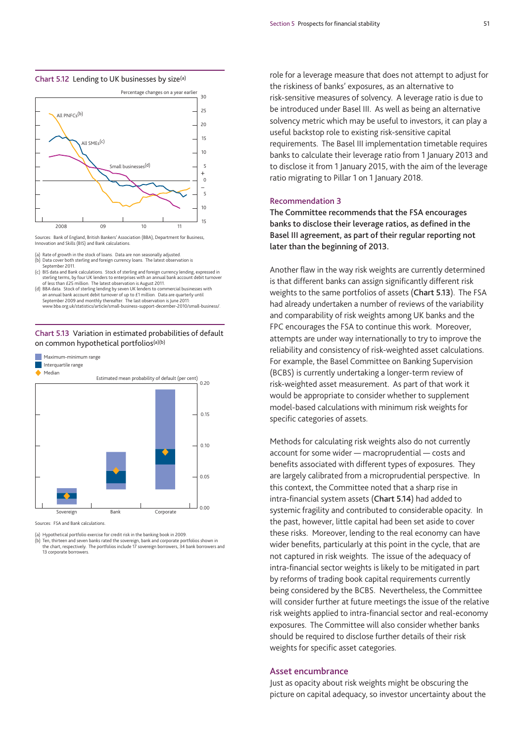Chart 5.12 Lending to UK businesses by size[(a)]

Sources: Bank of England, British Bankers' Association (BBA), Department for Business, Innovation and Skills (BIS) and Bank calculations.

(a) Rate of growth in the stock of loans. Data are non seasonally adjusted.
(b) Data cover both sterling and foreign currency loans. The latest observation is September 2011.
(c) BIS data and Bank calculations. Stock of sterling and foreign currency lending, expressed in sterling terms, by four UK lenders to enterprises with an annual bank account debit turnover of less than £25 million. The latest observation is August 2011.
(d) BBA data. Stock of sterling lending by seven UK lenders to commercial businesses with an annual bank account debit turnover of up to £1 million. Data are quarterly until September 2009 and monthly thereafter. The last observation is June 2011: www.bba.org.uk/statistics/article/small-business-support-december-2010/small-business/.

Chart 5.13 Variation in estimated probabilities of default on common hypothetical portfolios[(a)(b)]

Sources: FSA and Bank calculations.

(a) Hypothetical portfolio exercise for credit risk in the banking book in 2009.
(b) Ten, thirteen and seven banks rated the sovereign, bank and corporate portfolios shown in the chart, respectively. The portfolios include 17 sovereign borrowers, 34 bank borrowers and 13 corporate borrowers.

role for a leverage measure that does not attempt to adjust for the riskiness of banks' exposures, as an alternative to risk-sensitive measures of solvency. A leverage ratio is due to be introduced under Basel III. As well as being an alternative solvency metric which may be useful to investors, it can play a useful backstop role to existing risk-sensitive capital requirements. The Basel III implementation timetable requires banks to calculate their leverage ratio from 1 January 2013 and to disclose it from 1 January 2015, with the aim of the leverage ratio migrating to Pillar 1 on 1 January 2018.

### Recommendation 3

**The Committee recommends that the FSA encourages banks to disclose their leverage ratios, as defined in the Basel III agreement, as part of their regular reporting not later than the beginning of 2013.**

Another flaw in the way risk weights are currently determined is that different banks can assign significantly different risk weights to the same portfolios of assets (**Chart 5.13**). The FSA had already undertaken a number of reviews of the variability and comparability of risk weights among UK banks and the FPC encourages the FSA to continue this work. Moreover, attempts are under way internationally to try to improve the reliability and consistency of risk-weighted asset calculations. For example, the Basel Committee on Banking Supervision (BCBS) is currently undertaking a longer-term review of risk-weighted asset measurement. As part of that work it would be appropriate to consider whether to supplement model-based calculations with minimum risk weights for specific categories of assets.

Methods for calculating risk weights also do not currently account for some wider — macroprudential — costs and benefits associated with different types of exposures. They are largely calibrated from a microprudential perspective. In this context, the Committee noted that a sharp rise in intra-financial system assets (**Chart 5.14**) had added to systemic fragility and contributed to considerable opacity. In the past, however, little capital had been set aside to cover these risks. Moreover, lending to the real economy can have wider benefits, particularly at this point in the cycle, that are not captured in risk weights. The issue of the adequacy of intra-financial sector weights is likely to be mitigated in part by reforms of trading book capital requirements currently being considered by the BCBS. Nevertheless, the Committee will consider further at future meetings the issue of the relative risk weights applied to intra-financial sector and real-economy exposures. The Committee will also consider whether banks should be required to disclose further details of their risk weights for specific asset categories.

## Asset encumbrance

Just as opacity about risk weights might be obscuring the picture on capital adequacy, so investor uncertainty about the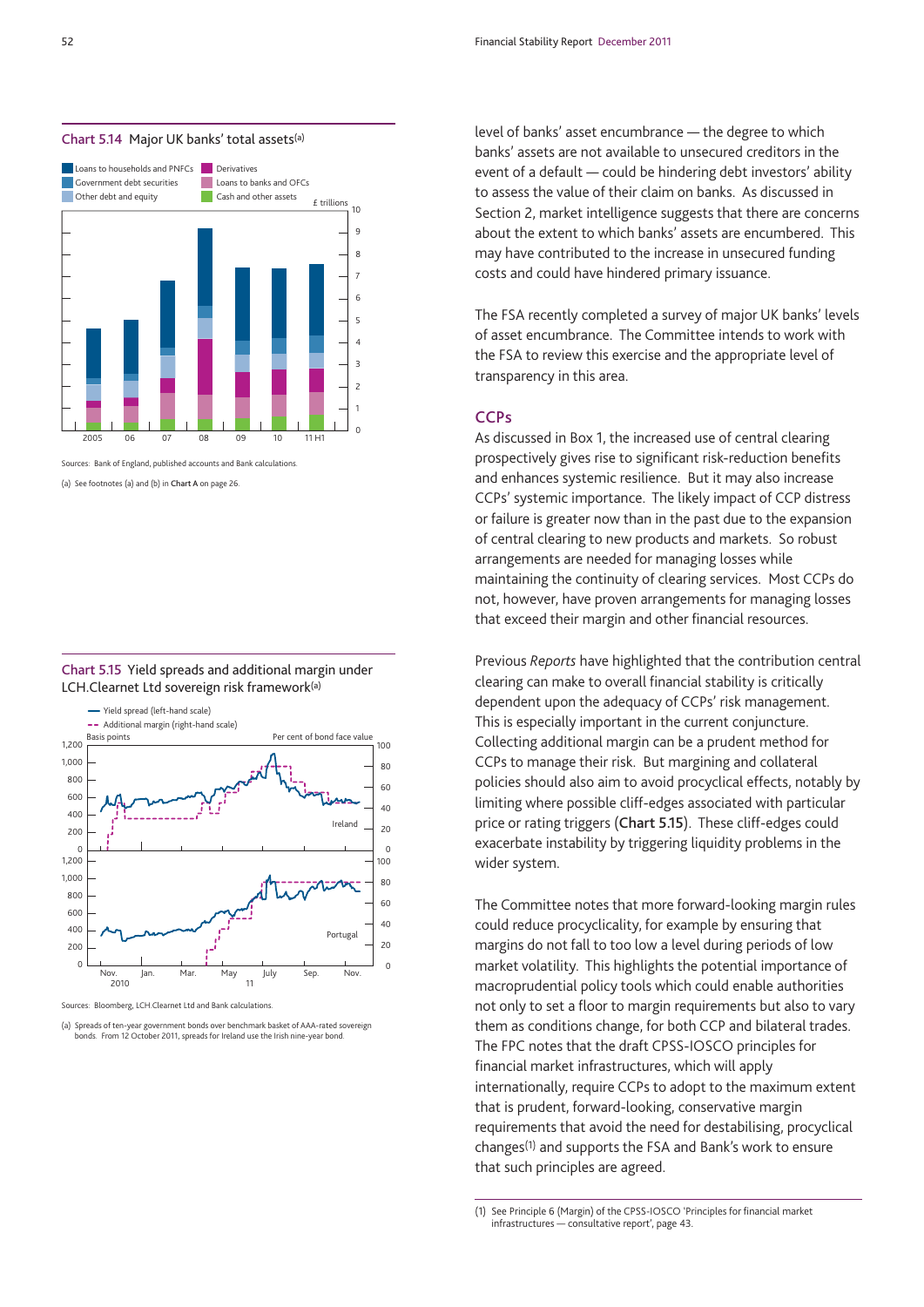Chart 5.14 Major UK banks' total assets[(a)]

Sources: Bank of England, published accounts and Bank calculations.

(a) See footnotes (a) and (b) in **Chart A** on page 26.

Chart 5.15 Yield spreads and additional margin under LCH.Clearnet Ltd sovereign risk framework[(a)]

Sources: Bloomberg, LCH.Clearnet Ltd and Bank calculations.

(a) Spreads of ten-year government bonds over benchmark basket of AAA-rated sovereign bonds. From 12 October 2011, spreads for Ireland use the Irish nine-year bond.

level of banks' asset encumbrance — the degree to which banks' assets are not available to unsecured creditors in the event of a default — could be hindering debt investors' ability to assess the value of their claim on banks. As discussed in Section 2, market intelligence suggests that there are concerns about the extent to which banks' assets are encumbered. This may have contributed to the increase in unsecured funding costs and could have hindered primary issuance.

The FSA recently completed a survey of major UK banks' levels of asset encumbrance. The Committee intends to work with the FSA to review this exercise and the appropriate level of transparency in this area.

## CCPs

As discussed in Box 1, the increased use of central clearing prospectively gives rise to significant risk-reduction benefits and enhances systemic resilience. But it may also increase CCPs' systemic importance. The likely impact of CCP distress or failure is greater now than in the past due to the expansion of central clearing to new products and markets. So robust arrangements are needed for managing losses while maintaining the continuity of clearing services. Most CCPs do not, however, have proven arrangements for managing losses that exceed their margin and other financial resources.

Previous *Reports* have highlighted that the contribution central clearing can make to overall financial stability is critically dependent upon the adequacy of CCPs' risk management. This is especially important in the current conjuncture. Collecting additional margin can be a prudent method for CCPs to manage their risk. But margining and collateral policies should also aim to avoid procyclical effects, notably by limiting where possible cliff-edges associated with particular price or rating triggers (**Chart 5.15**). These cliff-edges could exacerbate instability by triggering liquidity problems in the wider system.

The Committee notes that more forward-looking margin rules could reduce procyclicality, for example by ensuring that margins do not fall to too low a level during periods of low market volatility. This highlights the potential importance of macroprudential policy tools which could enable authorities not only to set a floor to margin requirements but also to vary them as conditions change, for both CCP and bilateral trades. The FPC notes that the draft CPSS-IOSCO principles for financial market infrastructures, which will apply internationally, require CCPs to adopt to the maximum extent that is prudent, forward-looking, conservative margin requirements that avoid the need for destabilising, procyclical changes[(1)] and supports the FSA and Bank's work to ensure that such principles are agreed.

(1) See Principle 6 (Margin) of the CPSS-IOSCO 'Principles for financial market infrastructures — consultative report', page 43.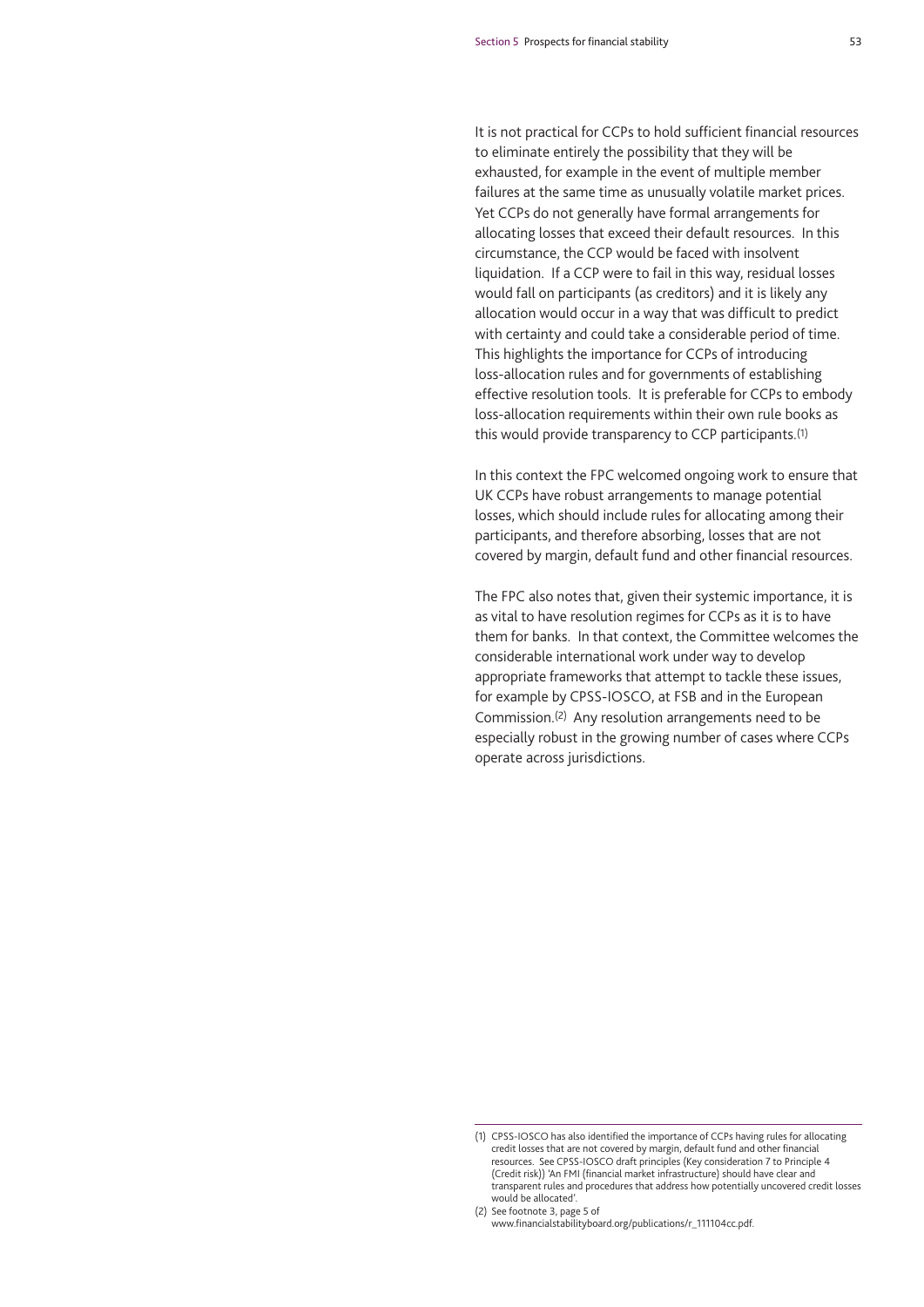It is not practical for CCPs to hold sufficient financial resources to eliminate entirely the possibility that they will be exhausted, for example in the event of multiple member failures at the same time as unusually volatile market prices. Yet CCPs do not generally have formal arrangements for allocating losses that exceed their default resources. In this circumstance, the CCP would be faced with insolvent liquidation. If a CCP were to fail in this way, residual losses would fall on participants (as creditors) and it is likely any allocation would occur in a way that was difficult to predict with certainty and could take a considerable period of time. This highlights the importance for CCPs of introducing loss-allocation rules and for governments of establishing effective resolution tools. It is preferable for CCPs to embody loss-allocation requirements within their own rule books as this would provide transparency to CCP participants.[1]

In this context the FPC welcomed ongoing work to ensure that UK CCPs have robust arrangements to manage potential losses, which should include rules for allocating among their participants, and therefore absorbing, losses that are not covered by margin, default fund and other financial resources.

The FPC also notes that, given their systemic importance, it is as vital to have resolution regimes for CCPs as it is to have them for banks. In that context, the Committee welcomes the considerable international work under way to develop appropriate frameworks that attempt to tackle these issues, for example by CPSS-IOSCO, at FSB and in the European Commission.[2] Any resolution arrangements need to be especially robust in the growing number of cases where CCPs operate across jurisdictions.

---

(1) CPSS-IOSCO has also identified the importance of CCPs having rules for allocating credit losses that are not covered by margin, default fund and other financial resources. See CPSS-IOSCO draft principles (Key consideration 7 to Principle 4 (Credit risk)) 'An FMI (financial market infrastructure) should have clear and transparent rules and procedures that address how potentially uncovered credit losses would be allocated'.

(2) See footnote 3, page 5 of www.financialstabilityboard.org/publications/r_111104cc.pdf.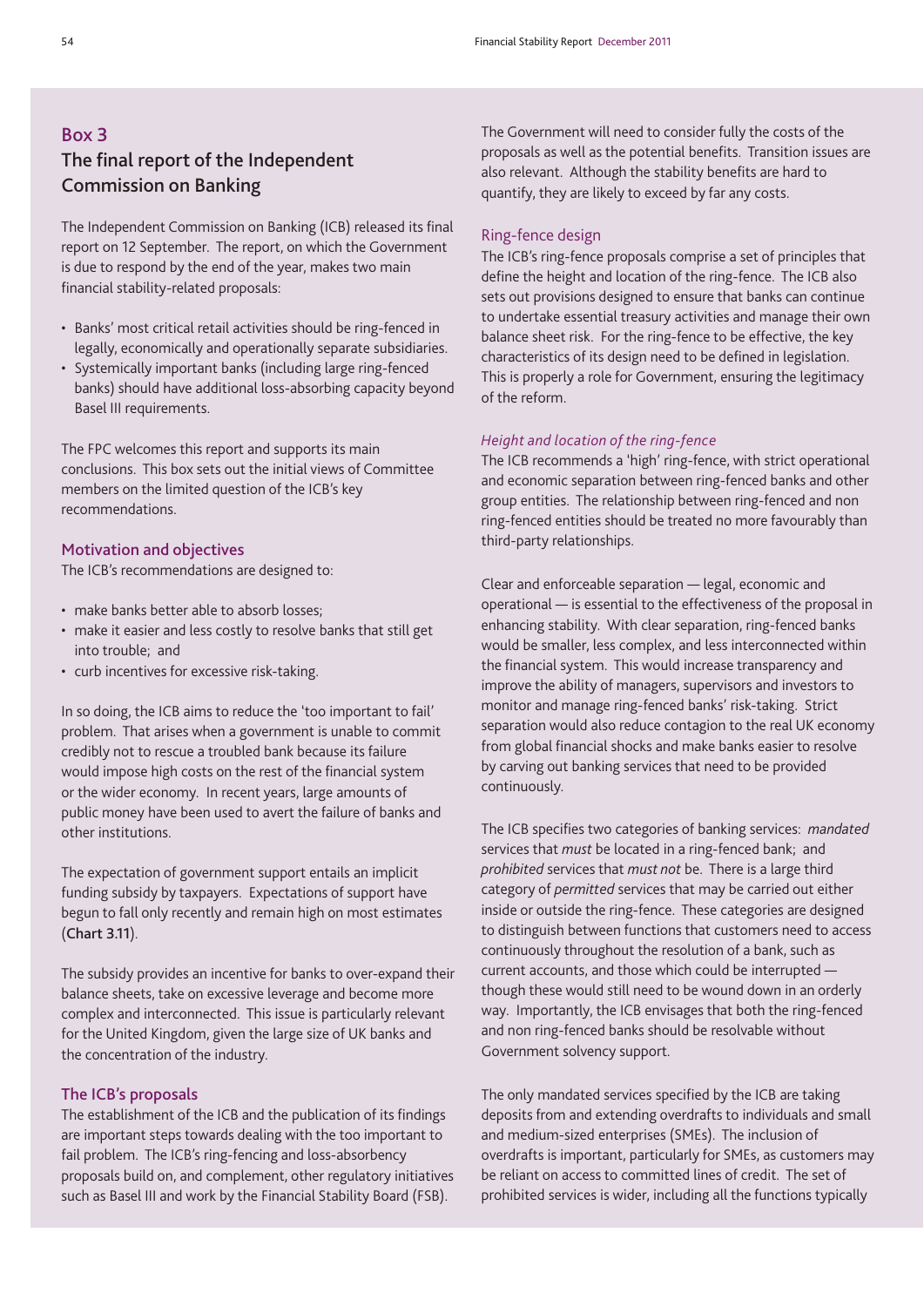## Box 3
## The final report of the Independent Commission on Banking

The Independent Commission on Banking (ICB) released its final report on 12 September. The report, on which the Government is due to respond by the end of the year, makes two main financial stability-related proposals:

- Banks' most critical retail activities should be ring-fenced in legally, economically and operationally separate subsidiaries.
- Systemically important banks (including large ring-fenced banks) should have additional loss-absorbing capacity beyond Basel III requirements.

The FPC welcomes this report and supports its main conclusions. This box sets out the initial views of Committee members on the limited question of the ICB's key recommendations.

### Motivation and objectives

The ICB's recommendations are designed to:

- make banks better able to absorb losses;
- make it easier and less costly to resolve banks that still get into trouble; and
- curb incentives for excessive risk-taking.

In so doing, the ICB aims to reduce the 'too important to fail' problem. That arises when a government is unable to commit credibly not to rescue a troubled bank because its failure would impose high costs on the rest of the financial system or the wider economy. In recent years, large amounts of public money have been used to avert the failure of banks and other institutions.

The expectation of government support entails an implicit funding subsidy by taxpayers. Expectations of support have begun to fall only recently and remain high on most estimates (**Chart 3.11**).

The subsidy provides an incentive for banks to over-expand their balance sheets, take on excessive leverage and become more complex and interconnected. This issue is particularly relevant for the United Kingdom, given the large size of UK banks and the concentration of the industry.

### The ICB's proposals

The establishment of the ICB and the publication of its findings are important steps towards dealing with the too important to fail problem. The ICB's ring-fencing and loss-absorbency proposals build on, and complement, other regulatory initiatives such as Basel III and work by the Financial Stability Board (FSB).

The Government will need to consider fully the costs of the proposals as well as the potential benefits. Transition issues are also relevant. Although the stability benefits are hard to quantify, they are likely to exceed by far any costs.

### Ring-fence design

The ICB's ring-fence proposals comprise a set of principles that define the height and location of the ring-fence. The ICB also sets out provisions designed to ensure that banks can continue to undertake essential treasury activities and manage their own balance sheet risk. For the ring-fence to be effective, the key characteristics of its design need to be defined in legislation. This is properly a role for Government, ensuring the legitimacy of the reform.

#### *Height and location of the ring-fence*

The ICB recommends a 'high' ring-fence, with strict operational and economic separation between ring-fenced banks and other group entities. The relationship between ring-fenced and non ring-fenced entities should be treated no more favourably than third-party relationships.

Clear and enforceable separation — legal, economic and operational — is essential to the effectiveness of the proposal in enhancing stability. With clear separation, ring-fenced banks would be smaller, less complex, and less interconnected within the financial system. This would increase transparency and improve the ability of managers, supervisors and investors to monitor and manage ring-fenced banks' risk-taking. Strict separation would also reduce contagion to the real UK economy from global financial shocks and make banks easier to resolve by carving out banking services that need to be provided continuously.

The ICB specifies two categories of banking services: *mandated* services that *must* be located in a ring-fenced bank; and *prohibited* services that *must not* be. There is a large third category of *permitted* services that may be carried out either inside or outside the ring-fence. These categories are designed to distinguish between functions that customers need to access continuously throughout the resolution of a bank, such as current accounts, and those which could be interrupted — though these would still need to be wound down in an orderly way. Importantly, the ICB envisages that both the ring-fenced and non ring-fenced banks should be resolvable without Government solvency support.

The only mandated services specified by the ICB are taking deposits from and extending overdrafts to individuals and small and medium-sized enterprises (SMEs). The inclusion of overdrafts is important, particularly for SMEs, as customers may be reliant on access to committed lines of credit. The set of prohibited services is wider, including all the functions typically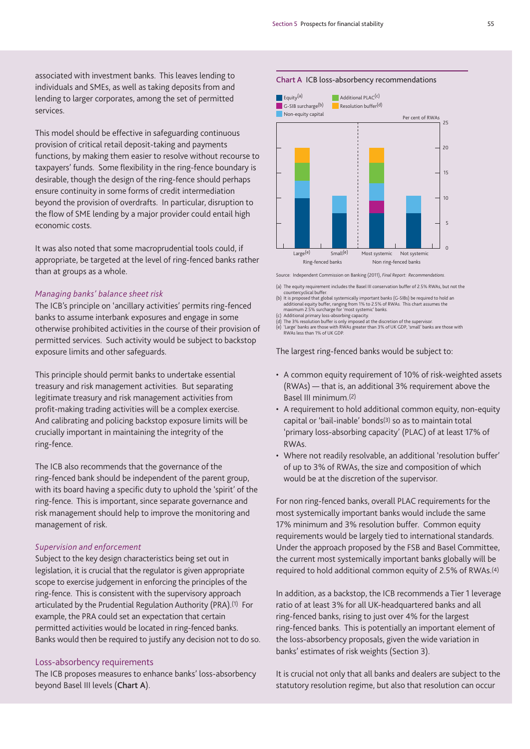associated with investment banks. This leaves lending to individuals and SMEs, as well as taking deposits from and lending to larger corporates, among the set of permitted services.

This model should be effective in safeguarding continuous provision of critical retail deposit-taking and payments functions, by making them easier to resolve without recourse to taxpayers' funds. Some flexibility in the ring-fence boundary is desirable, though the design of the ring-fence should perhaps ensure continuity in some forms of credit intermediation beyond the provision of overdrafts. In particular, disruption to the flow of SME lending by a major provider could entail high economic costs.

It was also noted that some macroprudential tools could, if appropriate, be targeted at the level of ring-fenced banks rather than at groups as a whole.

*Managing banks' balance sheet risk*

The ICB's principle on 'ancillary activities' permits ring-fenced banks to assume interbank exposures and engage in some otherwise prohibited activities in the course of their provision of permitted services. Such activity would be subject to backstop exposure limits and other safeguards.

This principle should permit banks to undertake essential treasury and risk management activities. But separating legitimate treasury and risk management activities from profit-making trading activities will be a complex exercise. And calibrating and policing backstop exposure limits will be crucially important in maintaining the integrity of the ring-fence.

The ICB also recommends that the governance of the ring-fenced bank should be independent of the parent group, with its board having a specific duty to uphold the 'spirit' of the ring-fence. This is important, since separate governance and risk management should help to improve the monitoring and management of risk.

*Supervision and enforcement*

Subject to the key design characteristics being set out in legislation, it is crucial that the regulator is given appropriate scope to exercise judgement in enforcing the principles of the ring-fence. This is consistent with the supervisory approach articulated by the Prudential Regulation Authority (PRA).[1] For example, the PRA could set an expectation that certain permitted activities would be located in ring-fenced banks. Banks would then be required to justify any decision not to do so.

## Loss-absorbency requirements

The ICB proposes measures to enhance banks' loss-absorbency beyond Basel III levels (**Chart A**).

**Chart A** ICB loss-absorbency recommendations

Per cent of RWAs

| | Equity[(a)] | G-SIB surcharge[(b)] | Non-equity capital | Additional PLAC[(c)] | Resolution buffer[(d)] |
|---|---|---|---|---|---|
| Ring-fenced banks: Large[(e)] | 10 | | 3.5 | 3.5 | 3 |
| Ring-fenced banks: Small[(e)] | 7 | | 3.5 | | |
| Non ring-fenced banks: Most systemic | 7 | 2.5 | 3.5 | 4 | 3 |
| Non ring-fenced banks: Not systemic | 7 | | 3.5 | | |

Source: Independent Commission on Banking (2011), *Final Report: Recommendations*.

(a) The equity requirement includes the Basel III conservation buffer of 2.5% RWAs, but not the countercyclical buffer.
(b) It is proposed that global systemically important banks (G-SIBs) be required to hold an additional equity buffer, ranging from 1% to 2.5% of RWAs. This chart assumes the maximum 2.5% surcharge for 'most systemic' banks.
(c) Additional primary loss-absorbing capacity.
(d) The 3% resolution buffer is only imposed at the discretion of the supervisor.
(e) 'Large' banks are those with RWAs greater than 3% of UK GDP, 'small' banks are those with RWAs less than 1% of UK GDP.

The largest ring-fenced banks would be subject to:

- A common equity requirement of 10% of risk-weighted assets (RWAs) — that is, an additional 3% requirement above the Basel III minimum.[2]
- A requirement to hold additional common equity, non-equity capital or 'bail-inable' bonds[3] so as to maintain total 'primary loss-absorbing capacity' (PLAC) of at least 17% of RWAs.
- Where not readily resolvable, an additional 'resolution buffer' of up to 3% of RWAs, the size and composition of which would be at the discretion of the supervisor.

For non ring-fenced banks, overall PLAC requirements for the most systemically important banks would include the same 17% minimum and 3% resolution buffer. Common equity requirements would be largely tied to international standards. Under the approach proposed by the FSB and Basel Committee, the current most systemically important banks globally will be required to hold additional common equity of 2.5% of RWAs.[4]

In addition, as a backstop, the ICB recommends a Tier 1 leverage ratio of at least 3% for all UK-headquartered banks and all ring-fenced banks, rising to just over 4% for the largest ring-fenced banks. This is potentially an important element of the loss-absorbency proposals, given the wide variation in banks' estimates of risk weights (Section 3).

It is crucial not only that all banks and dealers are subject to the statutory resolution regime, but also that resolution can occur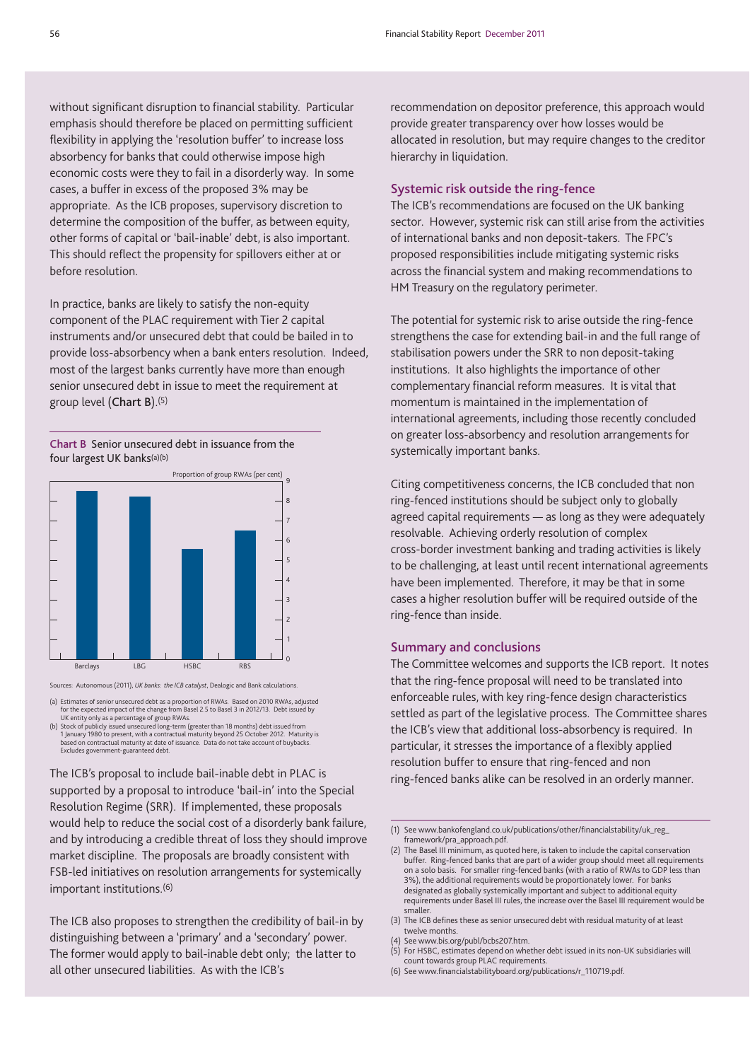without significant disruption to financial stability. Particular emphasis should therefore be placed on permitting sufficient flexibility in applying the 'resolution buffer' to increase loss absorbency for banks that could otherwise impose high economic costs were they to fail in a disorderly way. In some cases, a buffer in excess of the proposed 3% may be appropriate. As the ICB proposes, supervisory discretion to determine the composition of the buffer, as between equity, other forms of capital or 'bail-inable' debt, is also important. This should reflect the propensity for spillovers either at or before resolution.

In practice, banks are likely to satisfy the non-equity component of the PLAC requirement with Tier 2 capital instruments and/or unsecured debt that could be bailed in to provide loss-absorbency when a bank enters resolution. Indeed, most of the largest banks currently have more than enough senior unsecured debt in issue to meet the requirement at group level (**Chart B**).[5]

**Chart B** Senior unsecured debt in issuance from the four largest UK banks[(a)(b)]

Proportion of group RWAs (per cent)

| Bank | Proportion of group RWAs (per cent) |
|---|---|
| Barclays | ~8.6 |
| LBG | ~8.3 |
| HSBC | ~5.6 |
| RBS | ~6.5 |

Sources: Autonomous (2011), *UK banks: the ICB catalyst*, Dealogic and Bank calculations.

(a) Estimates of senior unsecured debt as a proportion of RWAs. Based on 2010 RWAs, adjusted for the expected impact of the change from Basel 2.5 to Basel 3 in 2012/13. Debt issued by UK entity only as a percentage of group RWAs.
(b) Stock of publicly issued unsecured long-term (greater than 18 months) debt issued from 1 January 1980 to present, with a contractual maturity beyond 25 October 2012. Maturity is based on contractual maturity at date of issuance. Data do not take account of buybacks. Excludes government-guaranteed debt.

The ICB's proposal to include bail-inable debt in PLAC is supported by a proposal to introduce 'bail-in' into the Special Resolution Regime (SRR). If implemented, these proposals would help to reduce the social cost of a disorderly bank failure, and by introducing a credible threat of loss they should improve market discipline. The proposals are broadly consistent with FSB-led initiatives on resolution arrangements for systemically important institutions.[6]

The ICB also proposes to strengthen the credibility of bail-in by distinguishing between a 'primary' and a 'secondary' power. The former would apply to bail-inable debt only; the latter to all other unsecured liabilities. As with the ICB's recommendation on depositor preference, this approach would provide greater transparency over how losses would be allocated in resolution, but may require changes to the creditor hierarchy in liquidation.

### Systemic risk outside the ring-fence

The ICB's recommendations are focused on the UK banking sector. However, systemic risk can still arise from the activities of international banks and non deposit-takers. The FPC's proposed responsibilities include mitigating systemic risks across the financial system and making recommendations to HM Treasury on the regulatory perimeter.

The potential for systemic risk to arise outside the ring-fence strengthens the case for extending bail-in and the full range of stabilisation powers under the SRR to non deposit-taking institutions. It also highlights the importance of other complementary financial reform measures. It is vital that momentum is maintained in the implementation of international agreements, including those recently concluded on greater loss-absorbency and resolution arrangements for systemically important banks.

Citing competitiveness concerns, the ICB concluded that non ring-fenced institutions should be subject only to globally agreed capital requirements — as long as they were adequately resolvable. Achieving orderly resolution of complex cross-border investment banking and trading activities is likely to be challenging, at least until recent international agreements have been implemented. Therefore, it may be that in some cases a higher resolution buffer will be required outside of the ring-fence than inside.

### Summary and conclusions

The Committee welcomes and supports the ICB report. It notes that the ring-fence proposal will need to be translated into enforceable rules, with key ring-fence design characteristics settled as part of the legislative process. The Committee shares the ICB's view that additional loss-absorbency is required. In particular, it stresses the importance of a flexibly applied resolution buffer to ensure that ring-fenced and non ring-fenced banks alike can be resolved in an orderly manner.

(1) See www.bankofengland.co.uk/publications/other/financialstability/uk_reg_framework/pra_approach.pdf.
(2) The Basel III minimum, as quoted here, is taken to include the capital conservation buffer. Ring-fenced banks that are part of a wider group should meet all requirements on a solo basis. For smaller ring-fenced banks (with a ratio of RWAs to GDP less than 3%), the additional requirements would be proportionately lower. For banks designated as globally systemically important and subject to additional equity requirements under Basel III rules, the increase over the Basel III requirement would be smaller.
(3) The ICB defines these as senior unsecured debt with residual maturity of at least twelve months.
(4) See www.bis.org/publ/bcbs207.htm.
(5) For HSBC, estimates depend on whether debt issued in its non-UK subsidiaries will count towards group PLAC requirements.
(6) See www.financialstabilityboard.org/publications/r_110719.pdf.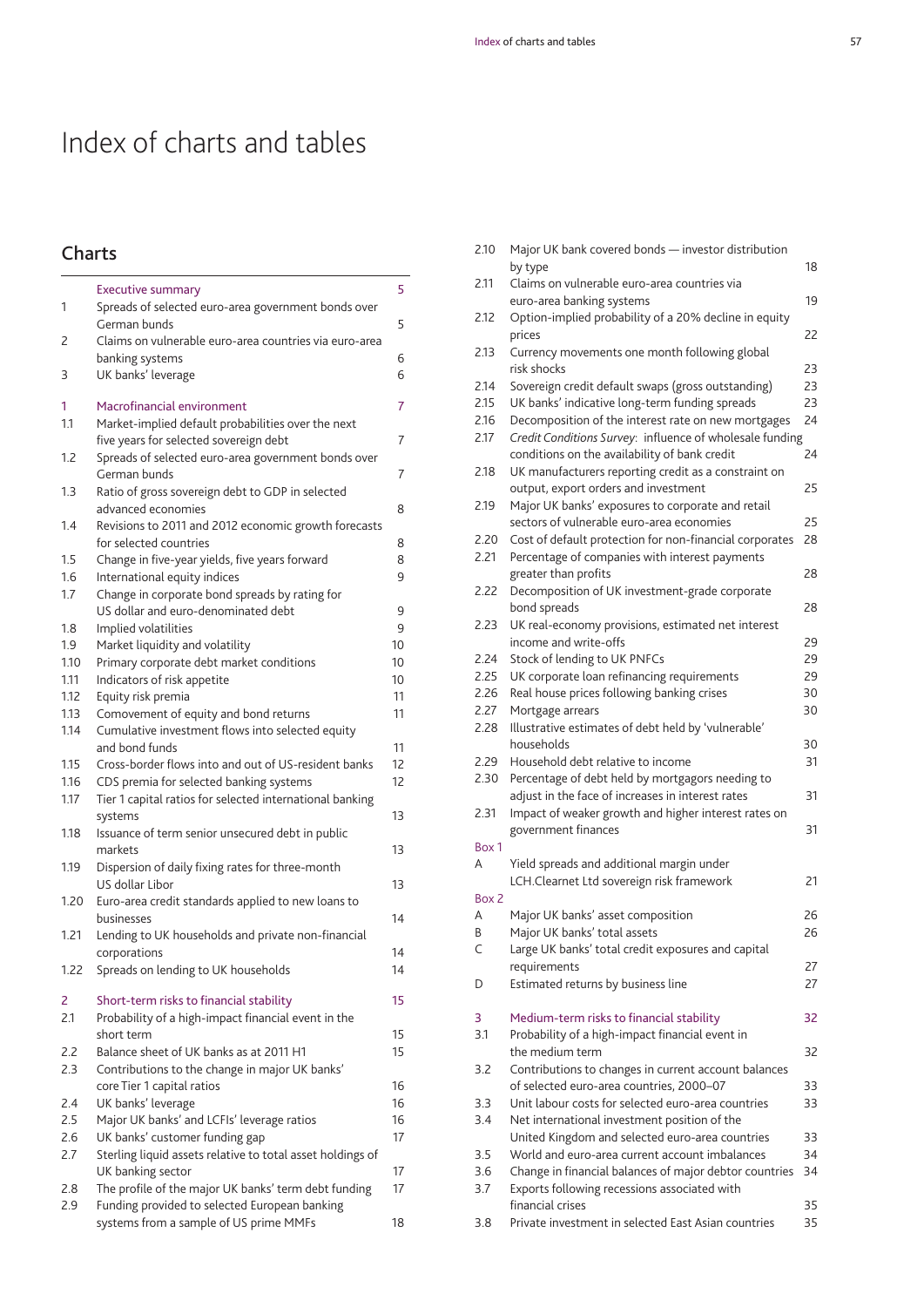# Index of charts and tables

## Charts

| | | |
|---|---|---|
| | Executive summary | 5 |
| 1 | Spreads of selected euro-area government bonds over German bunds | 5 |
| 2 | Claims on vulnerable euro-area countries via euro-area banking systems | 6 |
| 3 | UK banks' leverage | 6 |
| | | |
| 1 | Macrofinancial environment | 7 |
| 1.1 | Market-implied default probabilities over the next five years for selected sovereign debt | 7 |
| 1.2 | Spreads of selected euro-area government bonds over German bunds | 7 |
| 1.3 | Ratio of gross sovereign debt to GDP in selected advanced economies | 8 |
| 1.4 | Revisions to 2011 and 2012 economic growth forecasts for selected countries | 8 |
| 1.5 | Change in five-year yields, five years forward | 8 |
| 1.6 | International equity indices | 9 |
| 1.7 | Change in corporate bond spreads by rating for US dollar and euro-denominated debt | 9 |
| 1.8 | Implied volatilities | 9 |
| 1.9 | Market liquidity and volatility | 10 |
| 1.10 | Primary corporate debt market conditions | 10 |
| 1.11 | Indicators of risk appetite | 10 |
| 1.12 | Equity risk premia | 11 |
| 1.13 | Comovement of equity and bond returns | 11 |
| 1.14 | Cumulative investment flows into selected equity and bond funds | 11 |
| 1.15 | Cross-border flows into and out of US-resident banks | 12 |
| 1.16 | CDS premia for selected banking systems | 12 |
| 1.17 | Tier 1 capital ratios for selected international banking systems | 13 |
| 1.18 | Issuance of term senior unsecured debt in public markets | 13 |
| 1.19 | Dispersion of daily fixing rates for three-month US dollar Libor | 13 |
| 1.20 | Euro-area credit standards applied to new loans to businesses | 14 |
| 1.21 | Lending to UK households and private non-financial corporations | 14 |
| 1.22 | Spreads on lending to UK households | 14 |
| | | |
| 2 | Short-term risks to financial stability | 15 |
| 2.1 | Probability of a high-impact financial event in the short term | 15 |
| 2.2 | Balance sheet of UK banks as at 2011 H1 | 15 |
| 2.3 | Contributions to the change in major UK banks' core Tier 1 capital ratios | 16 |
| 2.4 | UK banks' leverage | 16 |
| 2.5 | Major UK banks' and LCFIs' leverage ratios | 16 |
| 2.6 | UK banks' customer funding gap | 17 |
| 2.7 | Sterling liquid assets relative to total asset holdings of UK banking sector | 17 |
| 2.8 | The profile of the major UK banks' term debt funding | 17 |
| 2.9 | Funding provided to selected European banking systems from a sample of US prime MMFs | 18 |
| 2.10 | Major UK bank covered bonds — investor distribution by type | 18 |
| 2.11 | Claims on vulnerable euro-area countries via euro-area banking systems | 19 |
| 2.12 | Option-implied probability of a 20% decline in equity prices | 22 |
| 2.13 | Currency movements one month following global risk shocks | 23 |
| 2.14 | Sovereign credit default swaps (gross outstanding) | 23 |
| 2.15 | UK banks' indicative long-term funding spreads | 23 |
| 2.16 | Decomposition of the interest rate on new mortgages | 24 |
| 2.17 | *Credit Conditions Survey*: influence of wholesale funding conditions on the availability of bank credit | 24 |
| 2.18 | UK manufacturers reporting credit as a constraint on output, export orders and investment | 25 |
| 2.19 | Major UK banks' exposures to corporate and retail sectors of vulnerable euro-area economies | 25 |
| 2.20 | Cost of default protection for non-financial corporates | 28 |
| 2.21 | Percentage of companies with interest payments greater than profits | 28 |
| 2.22 | Decomposition of UK investment-grade corporate bond spreads | 28 |
| 2.23 | UK real-economy provisions, estimated net interest income and write-offs | 29 |
| 2.24 | Stock of lending to UK PNFCs | 29 |
| 2.25 | UK corporate loan refinancing requirements | 29 |
| 2.26 | Real house prices following banking crises | 30 |
| 2.27 | Mortgage arrears | 30 |
| 2.28 | Illustrative estimates of debt held by 'vulnerable' households | 30 |
| 2.29 | Household debt relative to income | 31 |
| 2.30 | Percentage of debt held by mortgagors needing to adjust in the face of increases in interest rates | 31 |
| 2.31 | Impact of weaker growth and higher interest rates on government finances | 31 |
| Box 1 | | |
| A | Yield spreads and additional margin under LCH.Clearnet Ltd sovereign risk framework | 21 |
| Box 2 | | |
| A | Major UK banks' asset composition | 26 |
| B | Major UK banks' total assets | 26 |
| C | Large UK banks' total credit exposures and capital requirements | 27 |
| D | Estimated returns by business line | 27 |
| | | |
| 3 | Medium-term risks to financial stability | 32 |
| 3.1 | Probability of a high-impact financial event in the medium term | 32 |
| 3.2 | Contributions to changes in current account balances of selected euro-area countries, 2000–07 | 33 |
| 3.3 | Unit labour costs for selected euro-area countries | 33 |
| 3.4 | Net international investment position of the United Kingdom and selected euro-area countries | 33 |
| 3.5 | World and euro-area current account imbalances | 34 |
| 3.6 | Change in financial balances of major debtor countries | 34 |
| 3.7 | Exports following recessions associated with financial crises | 35 |
| 3.8 | Private investment in selected East Asian countries | 35 |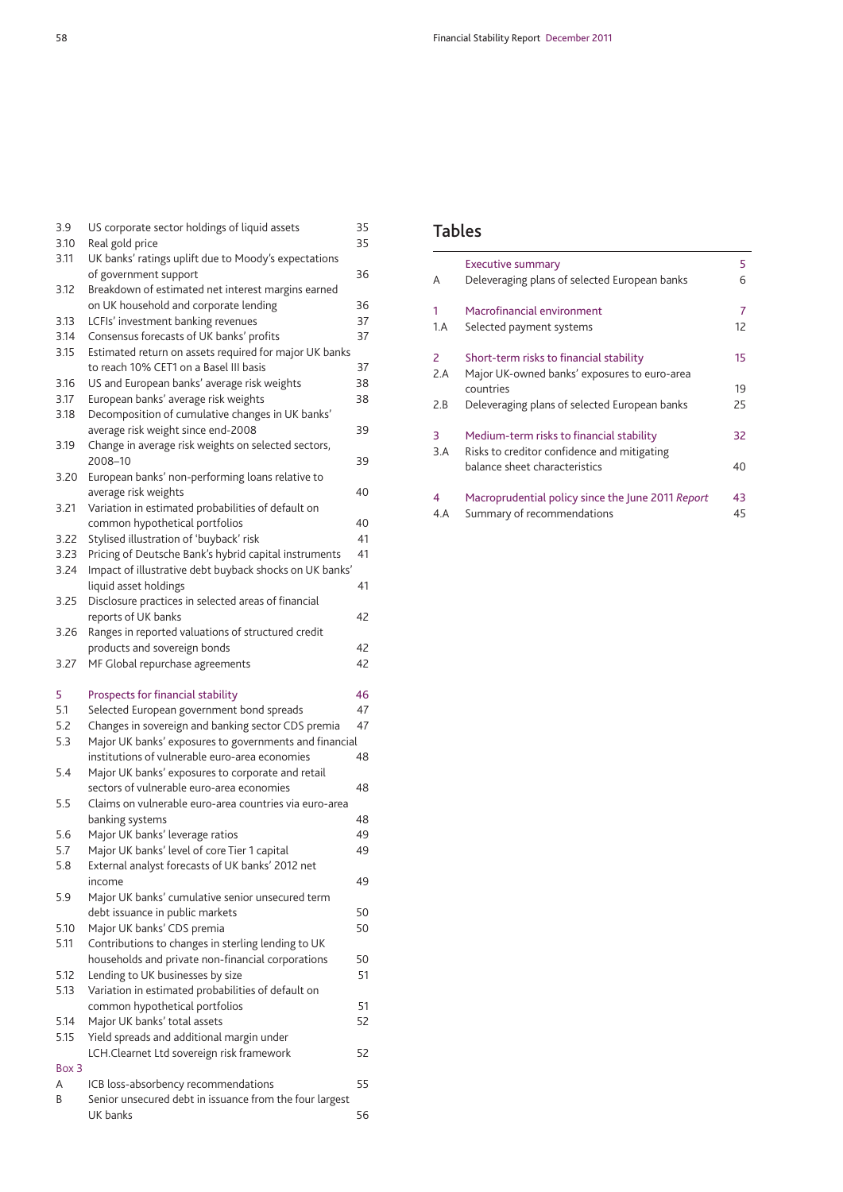| | | |
|---|---|---|
| 3.9 | US corporate sector holdings of liquid assets | 35 |
| 3.10 | Real gold price | 35 |
| 3.11 | UK banks' ratings uplift due to Moody's expectations of government support | 36 |
| 3.12 | Breakdown of estimated net interest margins earned on UK household and corporate lending | 36 |
| 3.13 | LCFIs' investment banking revenues | 37 |
| 3.14 | Consensus forecasts of UK banks' profits | 37 |
| 3.15 | Estimated return on assets required for major UK banks to reach 10% CET1 on a Basel III basis | 37 |
| 3.16 | US and European banks' average risk weights | 38 |
| 3.17 | European banks' average risk weights | 38 |
| 3.18 | Decomposition of cumulative changes in UK banks' average risk weight since end-2008 | 39 |
| 3.19 | Change in average risk weights on selected sectors, 2008–10 | 39 |
| 3.20 | European banks' non-performing loans relative to average risk weights | 40 |
| 3.21 | Variation in estimated probabilities of default on common hypothetical portfolios | 40 |
| 3.22 | Stylised illustration of 'buyback' risk | 41 |
| 3.23 | Pricing of Deutsche Bank's hybrid capital instruments | 41 |
| 3.24 | Impact of illustrative debt buyback shocks on UK banks' liquid asset holdings | 41 |
| 3.25 | Disclosure practices in selected areas of financial reports of UK banks | 42 |
| 3.26 | Ranges in reported valuations of structured credit products and sovereign bonds | 42 |
| 3.27 | MF Global repurchase agreements | 42 |
| | | |
| 5 | Prospects for financial stability | 46 |
| 5.1 | Selected European government bond spreads | 47 |
| 5.2 | Changes in sovereign and banking sector CDS premia | 47 |
| 5.3 | Major UK banks' exposures to governments and financial institutions of vulnerable euro-area economies | 48 |
| 5.4 | Major UK banks' exposures to corporate and retail sectors of vulnerable euro-area economies | 48 |
| 5.5 | Claims on vulnerable euro-area countries via euro-area banking systems | 48 |
| 5.6 | Major UK banks' leverage ratios | 49 |
| 5.7 | Major UK banks' level of core Tier 1 capital | 49 |
| 5.8 | External analyst forecasts of UK banks' 2012 net income | 49 |
| 5.9 | Major UK banks' cumulative senior unsecured term debt issuance in public markets | 50 |
| 5.10 | Major UK banks' CDS premia | 50 |
| 5.11 | Contributions to changes in sterling lending to UK households and private non-financial corporations | 50 |
| 5.12 | Lending to UK businesses by size | 51 |
| 5.13 | Variation in estimated probabilities of default on common hypothetical portfolios | 51 |
| 5.14 | Major UK banks' total assets | 52 |
| 5.15 | Yield spreads and additional margin under LCH.Clearnet Ltd sovereign risk framework | 52 |
| Box 3 | | |
| A | ICB loss-absorbency recommendations | 55 |
| B | Senior unsecured debt in issuance from the four largest UK banks | 56 |

## Tables

| | | |
|---|---|---|
| | Executive summary | 5 |
| A | Deleveraging plans of selected European banks | 6 |
| | | |
| 1 | Macrofinancial environment | 7 |
| 1.A | Selected payment systems | 12 |
| | | |
| 2 | Short-term risks to financial stability | 15 |
| 2.A | Major UK-owned banks' exposures to euro-area countries | 19 |
| 2.B | Deleveraging plans of selected European banks | 25 |
| | | |
| 3 | Medium-term risks to financial stability | 32 |
| 3.A | Risks to creditor confidence and mitigating balance sheet characteristics | 40 |
| | | |
| 4 | Macroprudential policy since the June 2011 *Report* | 43 |
| 4.A | Summary of recommendations | 45 |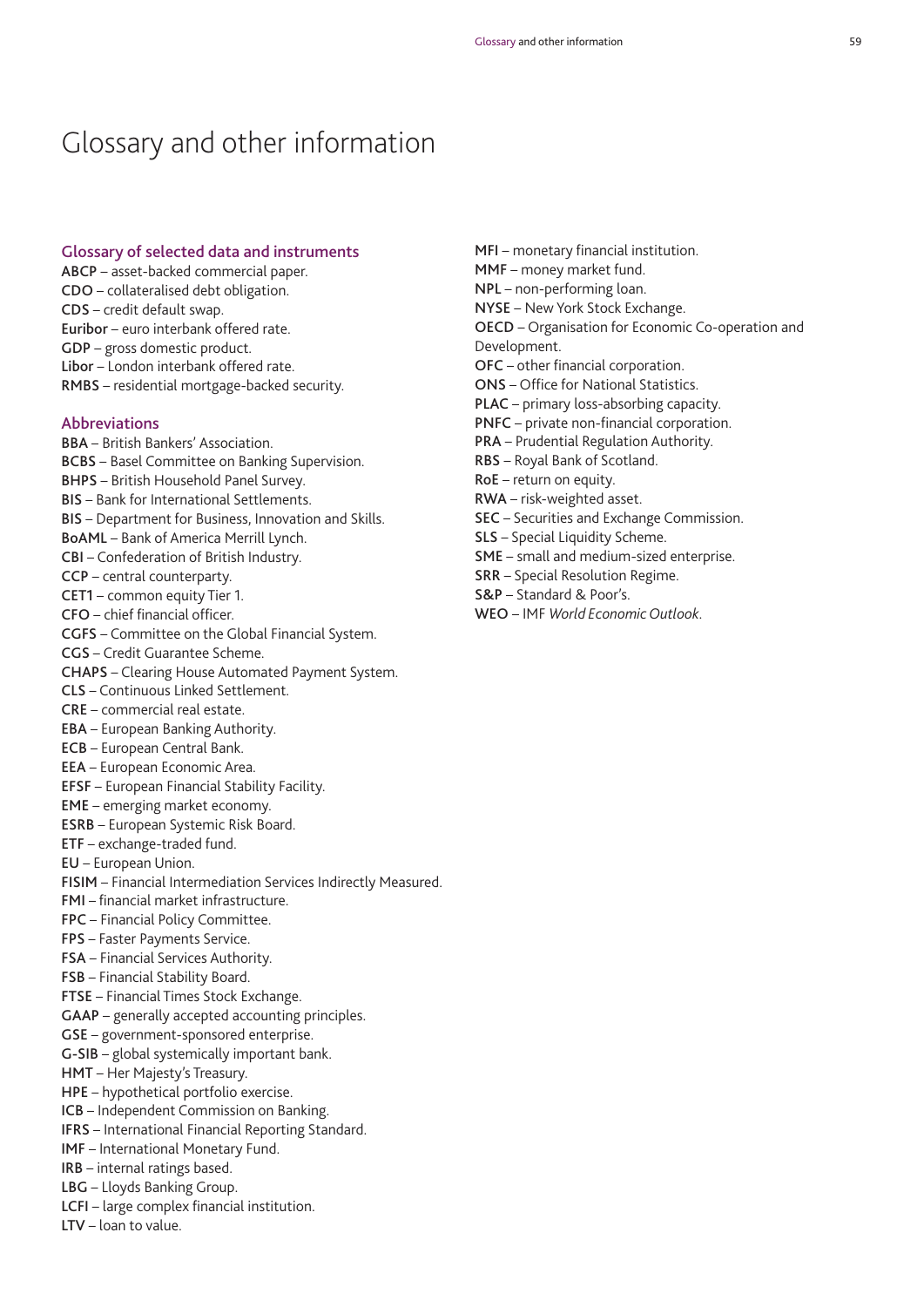# Glossary and other information

## Glossary of selected data and instruments

**ABCP** – asset-backed commercial paper.
**CDO** – collateralised debt obligation.
**CDS** – credit default swap.
**Euribor** – euro interbank offered rate.
**GDP** – gross domestic product.
**Libor** – London interbank offered rate.
**RMBS** – residential mortgage-backed security.

## Abbreviations

**BBA** – British Bankers' Association.
**BCBS** – Basel Committee on Banking Supervision.
**BHPS** – British Household Panel Survey.
**BIS** – Bank for International Settlements.
**BIS** – Department for Business, Innovation and Skills.
**BoAML** – Bank of America Merrill Lynch.
**CBI** – Confederation of British Industry.
**CCP** – central counterparty.
**CET1** – common equity Tier 1.
**CFO** – chief financial officer.
**CGFS** – Committee on the Global Financial System.
**CGS** – Credit Guarantee Scheme.
**CHAPS** – Clearing House Automated Payment System.
**CLS** – Continuous Linked Settlement.
**CRE** – commercial real estate.
**EBA** – European Banking Authority.
**ECB** – European Central Bank.
**EEA** – European Economic Area.
**EFSF** – European Financial Stability Facility.
**EME** – emerging market economy.
**ESRB** – European Systemic Risk Board.
**ETF** – exchange-traded fund.
**EU** – European Union.
**FISIM** – Financial Intermediation Services Indirectly Measured.
**FMI** – financial market infrastructure.
**FPC** – Financial Policy Committee.
**FPS** – Faster Payments Service.
**FSA** – Financial Services Authority.
**FSB** – Financial Stability Board.
**FTSE** – Financial Times Stock Exchange.
**GAAP** – generally accepted accounting principles.
**GSE** – government-sponsored enterprise.
**G-SIB** – global systemically important bank.
**HMT** – Her Majesty's Treasury.
**HPE** – hypothetical portfolio exercise.
**ICB** – Independent Commission on Banking.
**IFRS** – International Financial Reporting Standard.
**IMF** – International Monetary Fund.
**IRB** – internal ratings based.
**LBG** – Lloyds Banking Group.
**LCFI** – large complex financial institution.
**LTV** – loan to value.
**MFI** – monetary financial institution.
**MMF** – money market fund.
**NPL** – non-performing loan.
**NYSE** – New York Stock Exchange.
**OECD** – Organisation for Economic Co-operation and Development.
**OFC** – other financial corporation.
**ONS** – Office for National Statistics.
**PLAC** – primary loss-absorbing capacity.
**PNFC** – private non-financial corporation.
**PRA** – Prudential Regulation Authority.
**RBS** – Royal Bank of Scotland.
**RoE** – return on equity.
**RWA** – risk-weighted asset.
**SEC** – Securities and Exchange Commission.
**SLS** – Special Liquidity Scheme.
**SME** – small and medium-sized enterprise.
**SRR** – Special Resolution Regime.
**S&P** – Standard & Poor's.
**WEO** – IMF *World Economic Outlook*.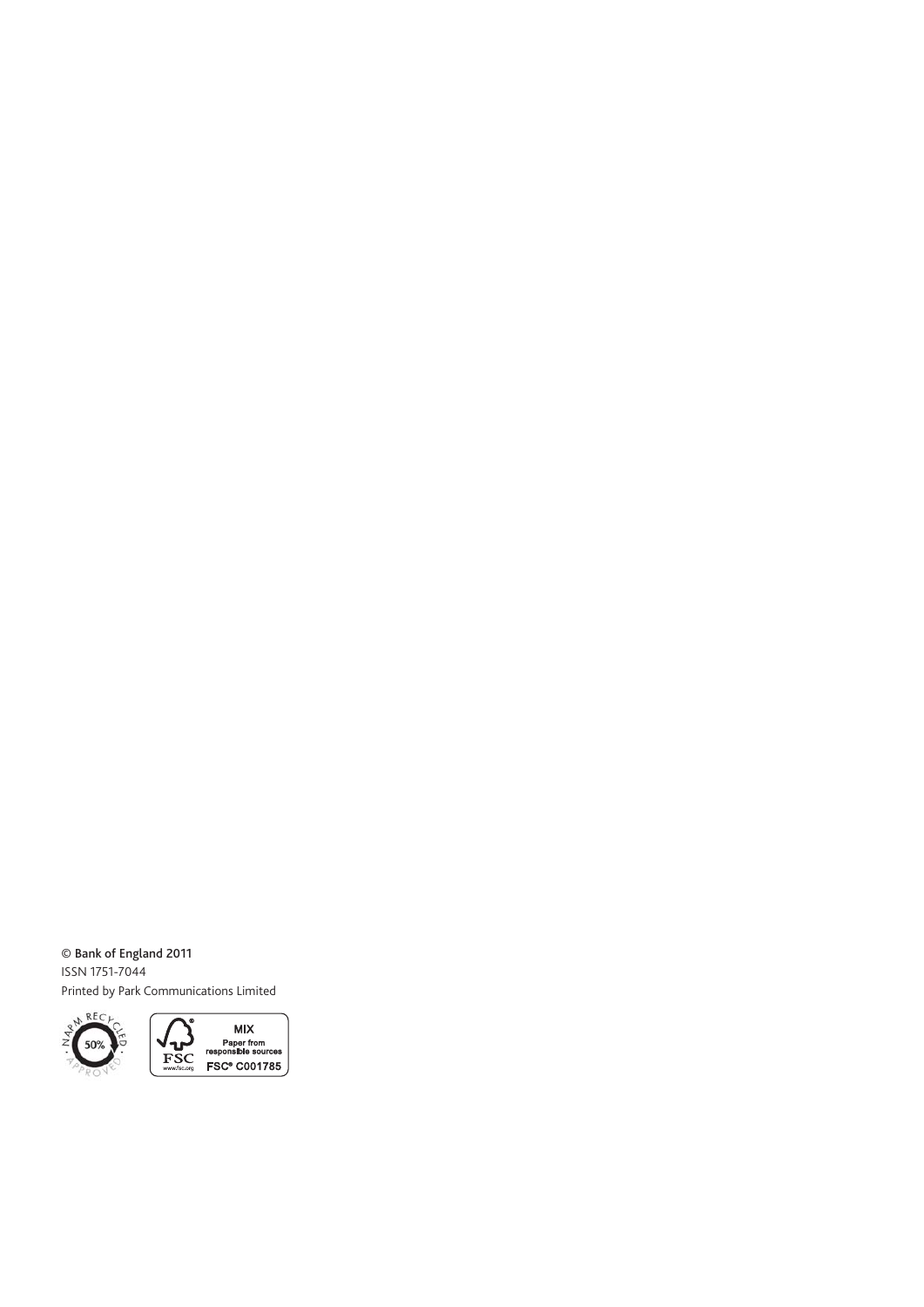© Bank of England 2011

ISSN 1751-7044

Printed by Park Communications Limited

NAPM RECYCLED 50% APPROVED

MIX
Paper from
responsible sources
FSC® C001785
FSC
www.fsc.org